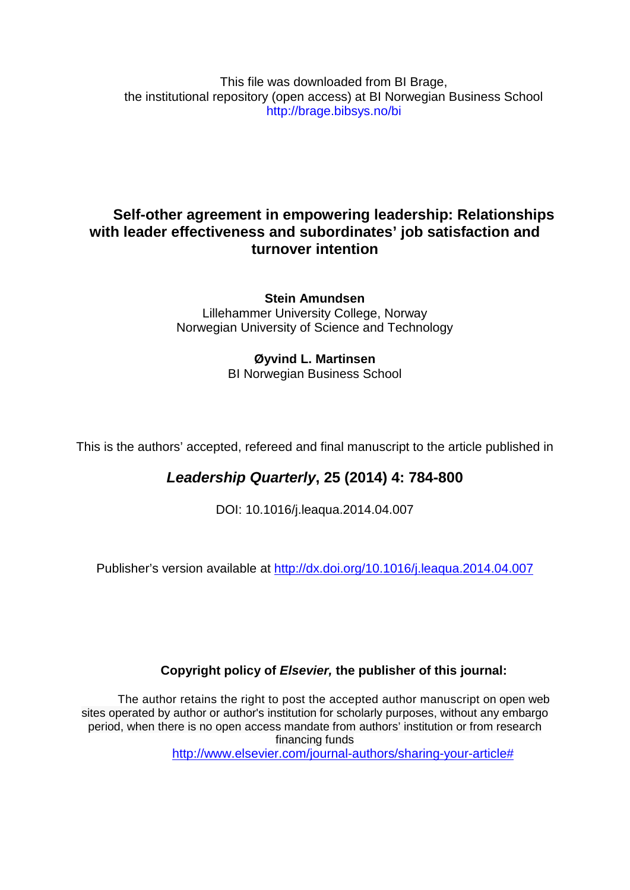This file was downloaded from BI Brage,
the institutional repository (open access) at BI Norwegian Business School
http://brage.bibsys.no/bi

# Self-other agreement in empowering leadership: Relationships with leader effectiveness and subordinates' job satisfaction and turnover intention

**Stein Amundsen**
Lillehammer University College, Norway
Norwegian University of Science and Technology

**Øyvind L. Martinsen**
BI Norwegian Business School

This is the authors' accepted, refereed and final manuscript to the article published in

## *Leadership Quarterly*, 25 (2014) 4: 784-800

DOI: 10.1016/j.leaqua.2014.04.007

Publisher's version available at http://dx.doi.org/10.1016/j.leaqua.2014.04.007

**Copyright policy of *Elsevier,* the publisher of this journal:**

The author retains the right to post the accepted author manuscript on open web sites operated by author or author's institution for scholarly purposes, without any embargo period, when there is no open access mandate from authors' institution or from research financing funds
http://www.elsevier.com/journal-authors/sharing-your-article#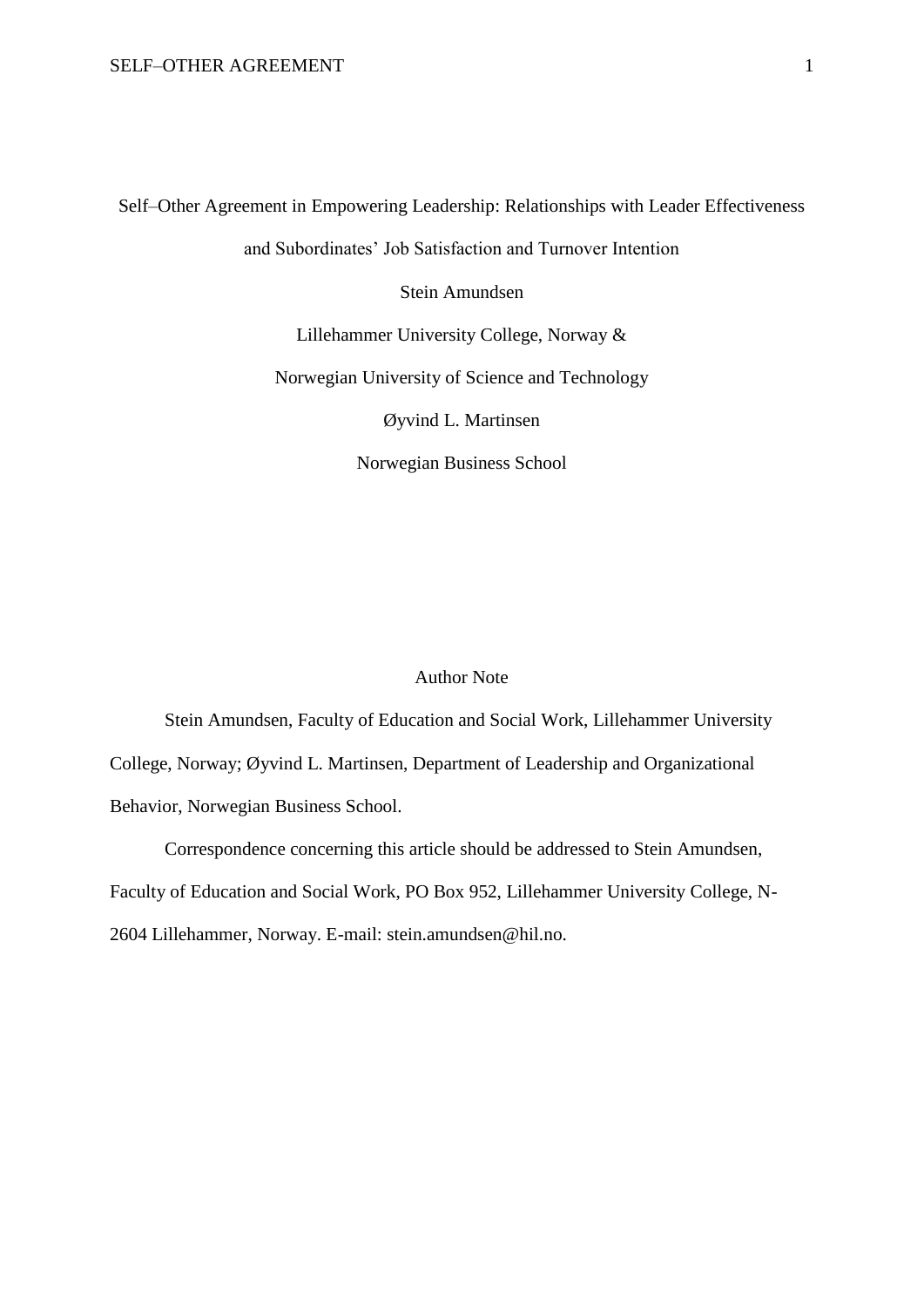# Self–Other Agreement in Empowering Leadership: Relationships with Leader Effectiveness and Subordinates' Job Satisfaction and Turnover Intention

Stein Amundsen

Lillehammer University College, Norway &

Norwegian University of Science and Technology

Øyvind L. Martinsen

Norwegian Business School

## Author Note

Stein Amundsen, Faculty of Education and Social Work, Lillehammer University College, Norway; Øyvind L. Martinsen, Department of Leadership and Organizational Behavior, Norwegian Business School.

Correspondence concerning this article should be addressed to Stein Amundsen, Faculty of Education and Social Work, PO Box 952, Lillehammer University College, N-2604 Lillehammer, Norway. E-mail: stein.amundsen@hil.no.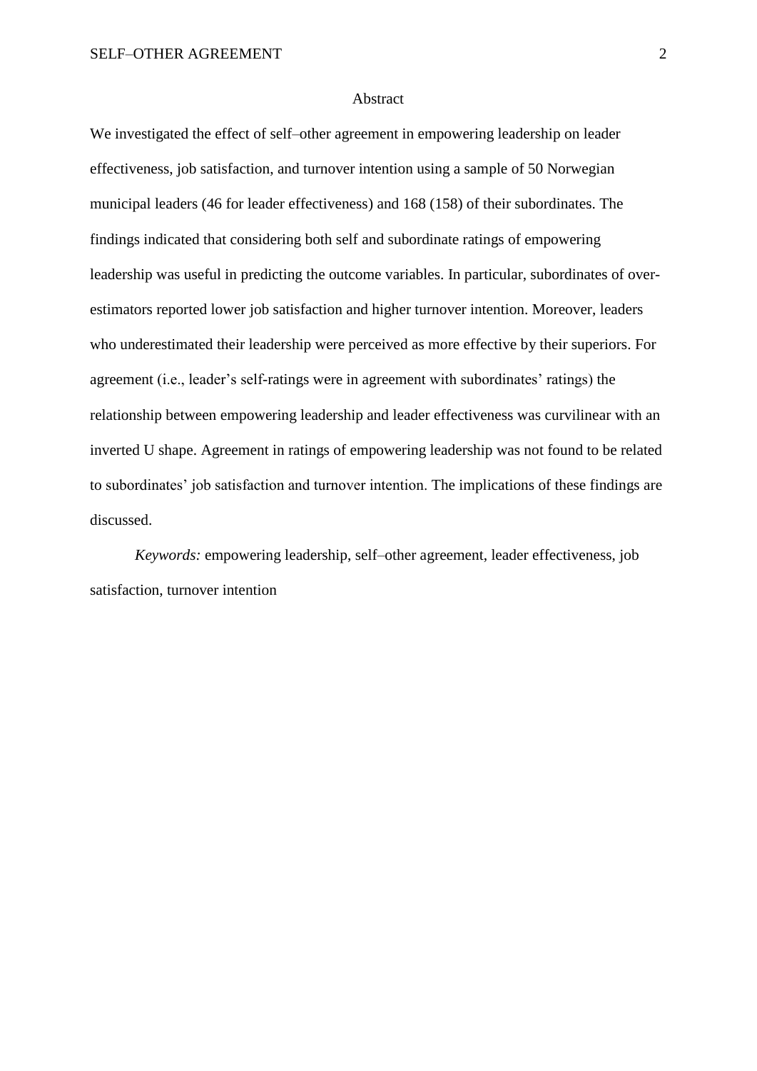# Abstract

We investigated the effect of self–other agreement in empowering leadership on leader effectiveness, job satisfaction, and turnover intention using a sample of 50 Norwegian municipal leaders (46 for leader effectiveness) and 168 (158) of their subordinates. The findings indicated that considering both self and subordinate ratings of empowering leadership was useful in predicting the outcome variables. In particular, subordinates of over-estimators reported lower job satisfaction and higher turnover intention. Moreover, leaders who underestimated their leadership were perceived as more effective by their superiors. For agreement (i.e., leader's self-ratings were in agreement with subordinates' ratings) the relationship between empowering leadership and leader effectiveness was curvilinear with an inverted U shape. Agreement in ratings of empowering leadership was not found to be related to subordinates' job satisfaction and turnover intention. The implications of these findings are discussed.

*Keywords:* empowering leadership, self–other agreement, leader effectiveness, job satisfaction, turnover intention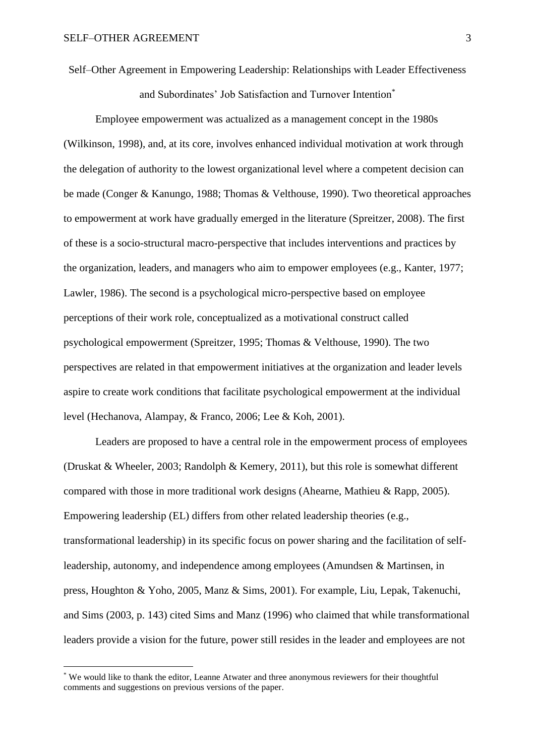# Self–Other Agreement in Empowering Leadership: Relationships with Leader Effectiveness and Subordinates' Job Satisfaction and Turnover Intention[*]

Employee empowerment was actualized as a management concept in the 1980s (Wilkinson, 1998), and, at its core, involves enhanced individual motivation at work through the delegation of authority to the lowest organizational level where a competent decision can be made (Conger & Kanungo, 1988; Thomas & Velthouse, 1990). Two theoretical approaches to empowerment at work have gradually emerged in the literature (Spreitzer, 2008). The first of these is a socio-structural macro-perspective that includes interventions and practices by the organization, leaders, and managers who aim to empower employees (e.g., Kanter, 1977; Lawler, 1986). The second is a psychological micro-perspective based on employee perceptions of their work role, conceptualized as a motivational construct called psychological empowerment (Spreitzer, 1995; Thomas & Velthouse, 1990). The two perspectives are related in that empowerment initiatives at the organization and leader levels aspire to create work conditions that facilitate psychological empowerment at the individual level (Hechanova, Alampay, & Franco, 2006; Lee & Koh, 2001).

Leaders are proposed to have a central role in the empowerment process of employees (Druskat & Wheeler, 2003; Randolph & Kemery, 2011), but this role is somewhat different compared with those in more traditional work designs (Ahearne, Mathieu & Rapp, 2005). Empowering leadership (EL) differs from other related leadership theories (e.g., transformational leadership) in its specific focus on power sharing and the facilitation of self-leadership, autonomy, and independence among employees (Amundsen & Martinsen, in press, Houghton & Yoho, 2005, Manz & Sims, 2001). For example, Liu, Lepak, Takenuchi, and Sims (2003, p. 143) cited Sims and Manz (1996) who claimed that while transformational leaders provide a vision for the future, power still resides in the leader and employees are not

[*] We would like to thank the editor, Leanne Atwater and three anonymous reviewers for their thoughtful comments and suggestions on previous versions of the paper.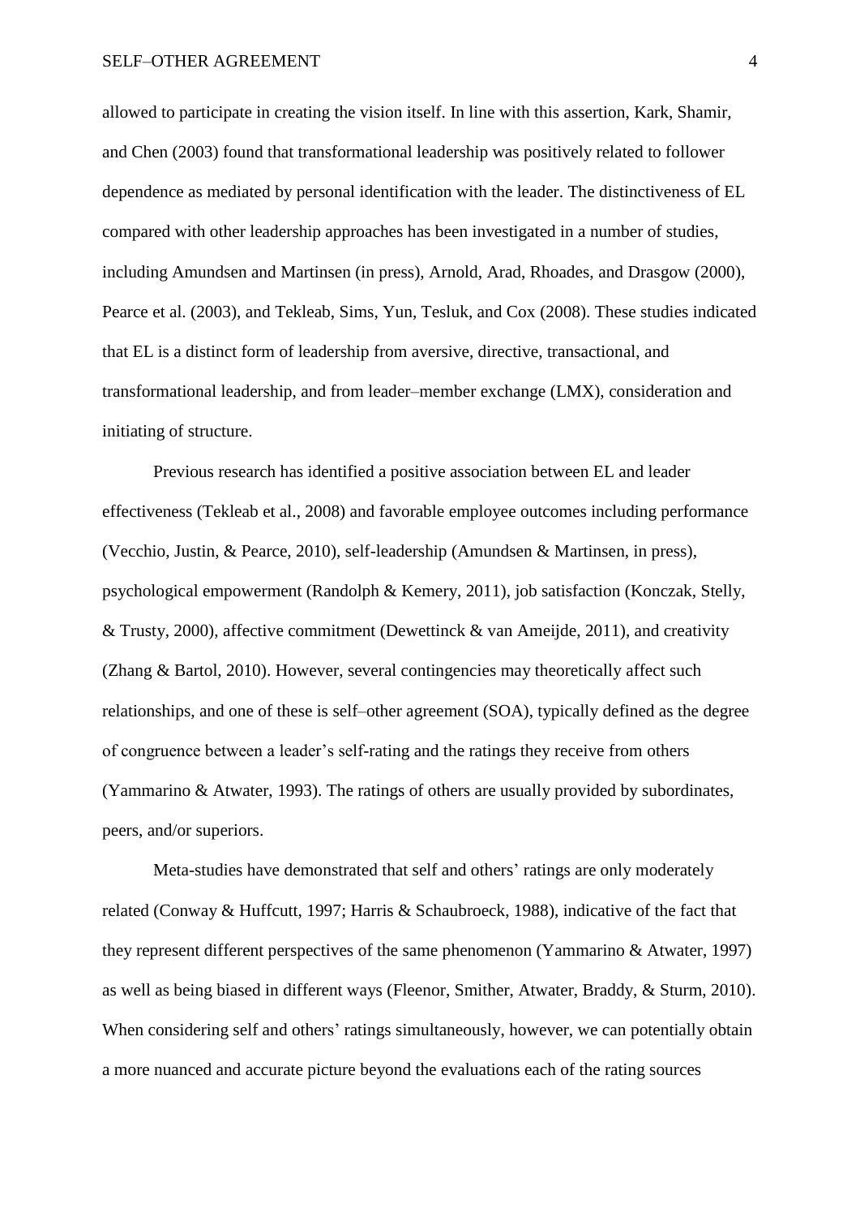allowed to participate in creating the vision itself. In line with this assertion, Kark, Shamir, and Chen (2003) found that transformational leadership was positively related to follower dependence as mediated by personal identification with the leader. The distinctiveness of EL compared with other leadership approaches has been investigated in a number of studies, including Amundsen and Martinsen (in press), Arnold, Arad, Rhoades, and Drasgow (2000), Pearce et al. (2003), and Tekleab, Sims, Yun, Tesluk, and Cox (2008). These studies indicated that EL is a distinct form of leadership from aversive, directive, transactional, and transformational leadership, and from leader–member exchange (LMX), consideration and initiating of structure.

Previous research has identified a positive association between EL and leader effectiveness (Tekleab et al., 2008) and favorable employee outcomes including performance (Vecchio, Justin, & Pearce, 2010), self-leadership (Amundsen & Martinsen, in press), psychological empowerment (Randolph & Kemery, 2011), job satisfaction (Konczak, Stelly, & Trusty, 2000), affective commitment (Dewettinck & van Ameijde, 2011), and creativity (Zhang & Bartol, 2010). However, several contingencies may theoretically affect such relationships, and one of these is self–other agreement (SOA), typically defined as the degree of congruence between a leader's self-rating and the ratings they receive from others (Yammarino & Atwater, 1993). The ratings of others are usually provided by subordinates, peers, and/or superiors.

Meta-studies have demonstrated that self and others' ratings are only moderately related (Conway & Huffcutt, 1997; Harris & Schaubroeck, 1988), indicative of the fact that they represent different perspectives of the same phenomenon (Yammarino & Atwater, 1997) as well as being biased in different ways (Fleenor, Smither, Atwater, Braddy, & Sturm, 2010). When considering self and others' ratings simultaneously, however, we can potentially obtain a more nuanced and accurate picture beyond the evaluations each of the rating sources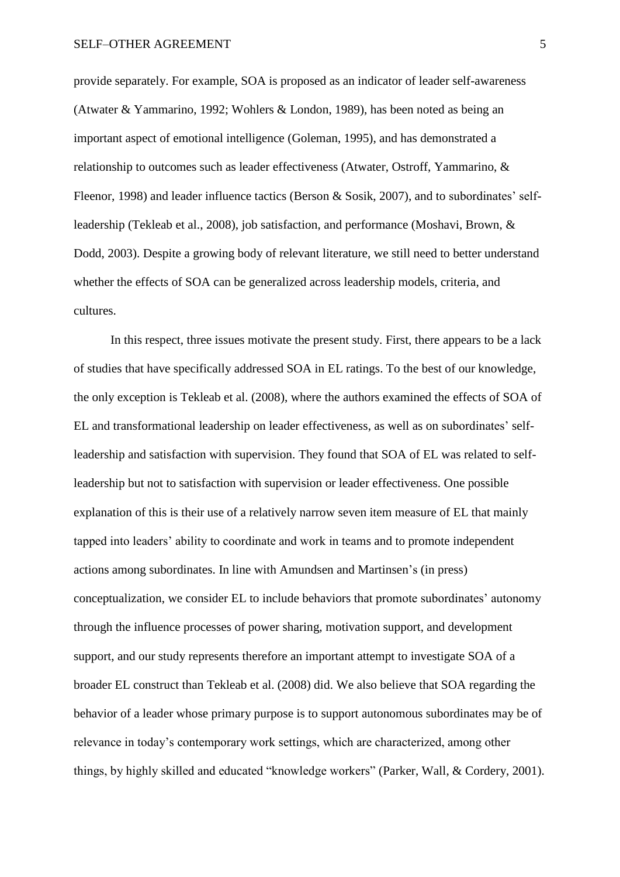provide separately. For example, SOA is proposed as an indicator of leader self-awareness (Atwater & Yammarino, 1992; Wohlers & London, 1989), has been noted as being an important aspect of emotional intelligence (Goleman, 1995), and has demonstrated a relationship to outcomes such as leader effectiveness (Atwater, Ostroff, Yammarino, & Fleenor, 1998) and leader influence tactics (Berson & Sosik, 2007), and to subordinates' self-leadership (Tekleab et al., 2008), job satisfaction, and performance (Moshavi, Brown, & Dodd, 2003). Despite a growing body of relevant literature, we still need to better understand whether the effects of SOA can be generalized across leadership models, criteria, and cultures.

In this respect, three issues motivate the present study. First, there appears to be a lack of studies that have specifically addressed SOA in EL ratings. To the best of our knowledge, the only exception is Tekleab et al. (2008), where the authors examined the effects of SOA of EL and transformational leadership on leader effectiveness, as well as on subordinates' self-leadership and satisfaction with supervision. They found that SOA of EL was related to self-leadership but not to satisfaction with supervision or leader effectiveness. One possible explanation of this is their use of a relatively narrow seven item measure of EL that mainly tapped into leaders' ability to coordinate and work in teams and to promote independent actions among subordinates. In line with Amundsen and Martinsen's (in press) conceptualization, we consider EL to include behaviors that promote subordinates' autonomy through the influence processes of power sharing, motivation support, and development support, and our study represents therefore an important attempt to investigate SOA of a broader EL construct than Tekleab et al. (2008) did. We also believe that SOA regarding the behavior of a leader whose primary purpose is to support autonomous subordinates may be of relevance in today's contemporary work settings, which are characterized, among other things, by highly skilled and educated "knowledge workers" (Parker, Wall, & Cordery, 2001).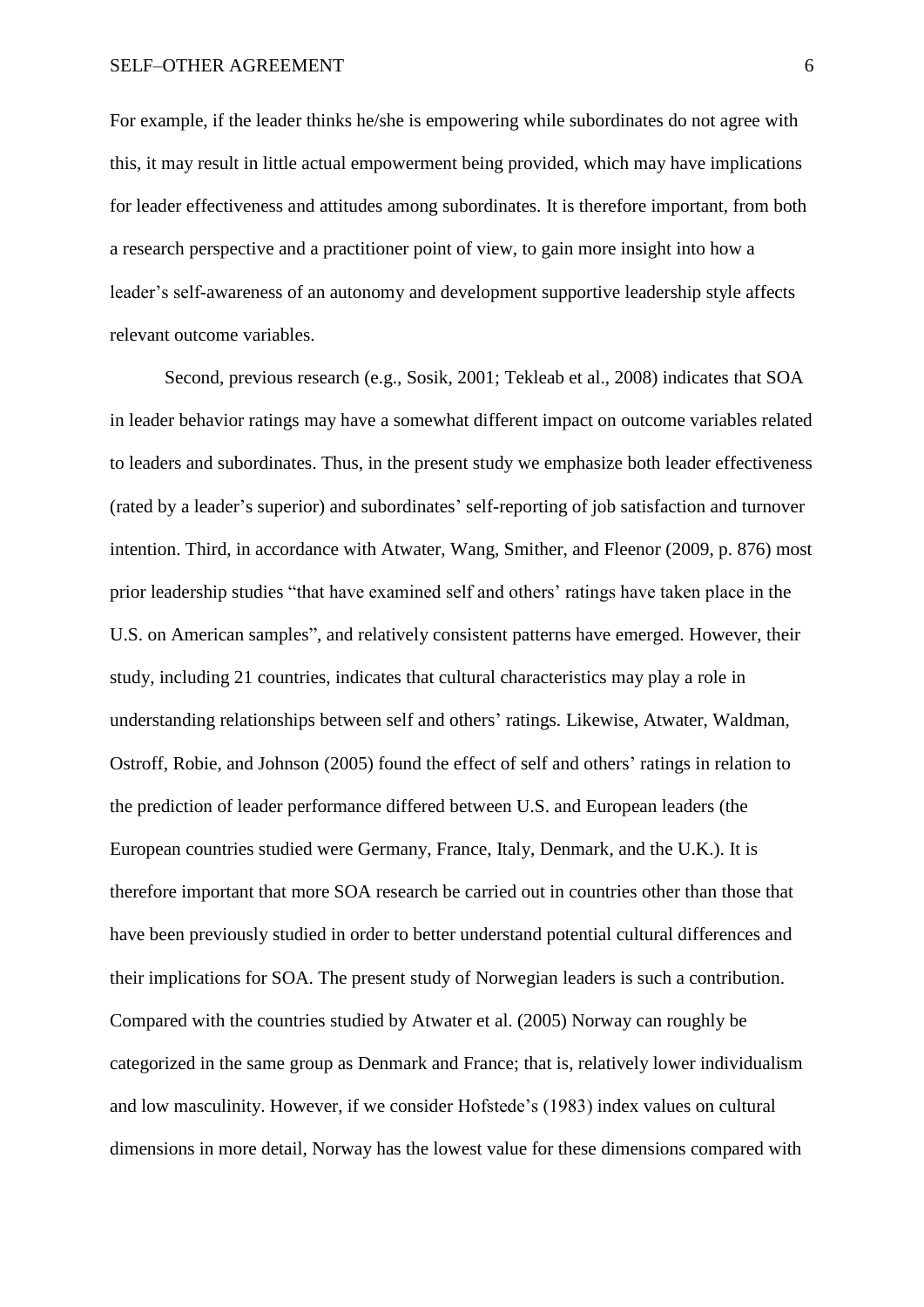For example, if the leader thinks he/she is empowering while subordinates do not agree with this, it may result in little actual empowerment being provided, which may have implications for leader effectiveness and attitudes among subordinates. It is therefore important, from both a research perspective and a practitioner point of view, to gain more insight into how a leader's self-awareness of an autonomy and development supportive leadership style affects relevant outcome variables.

Second, previous research (e.g., Sosik, 2001; Tekleab et al., 2008) indicates that SOA in leader behavior ratings may have a somewhat different impact on outcome variables related to leaders and subordinates. Thus, in the present study we emphasize both leader effectiveness (rated by a leader's superior) and subordinates' self-reporting of job satisfaction and turnover intention. Third, in accordance with Atwater, Wang, Smither, and Fleenor (2009, p. 876) most prior leadership studies "that have examined self and others' ratings have taken place in the U.S. on American samples", and relatively consistent patterns have emerged. However, their study, including 21 countries, indicates that cultural characteristics may play a role in understanding relationships between self and others' ratings. Likewise, Atwater, Waldman, Ostroff, Robie, and Johnson (2005) found the effect of self and others' ratings in relation to the prediction of leader performance differed between U.S. and European leaders (the European countries studied were Germany, France, Italy, Denmark, and the U.K.). It is therefore important that more SOA research be carried out in countries other than those that have been previously studied in order to better understand potential cultural differences and their implications for SOA. The present study of Norwegian leaders is such a contribution. Compared with the countries studied by Atwater et al. (2005) Norway can roughly be categorized in the same group as Denmark and France; that is, relatively lower individualism and low masculinity. However, if we consider Hofstede's (1983) index values on cultural dimensions in more detail, Norway has the lowest value for these dimensions compared with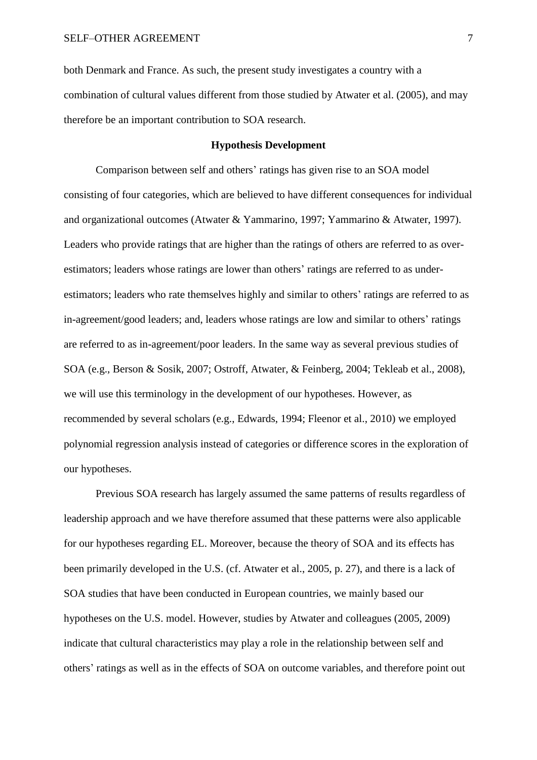both Denmark and France. As such, the present study investigates a country with a combination of cultural values different from those studied by Atwater et al. (2005), and may therefore be an important contribution to SOA research.

## Hypothesis Development

Comparison between self and others' ratings has given rise to an SOA model consisting of four categories, which are believed to have different consequences for individual and organizational outcomes (Atwater & Yammarino, 1997; Yammarino & Atwater, 1997). Leaders who provide ratings that are higher than the ratings of others are referred to as over-estimators; leaders whose ratings are lower than others' ratings are referred to as under-estimators; leaders who rate themselves highly and similar to others' ratings are referred to as in-agreement/good leaders; and, leaders whose ratings are low and similar to others' ratings are referred to as in-agreement/poor leaders. In the same way as several previous studies of SOA (e.g., Berson & Sosik, 2007; Ostroff, Atwater, & Feinberg, 2004; Tekleab et al., 2008), we will use this terminology in the development of our hypotheses. However, as recommended by several scholars (e.g., Edwards, 1994; Fleenor et al., 2010) we employed polynomial regression analysis instead of categories or difference scores in the exploration of our hypotheses.

Previous SOA research has largely assumed the same patterns of results regardless of leadership approach and we have therefore assumed that these patterns were also applicable for our hypotheses regarding EL. Moreover, because the theory of SOA and its effects has been primarily developed in the U.S. (cf. Atwater et al., 2005, p. 27), and there is a lack of SOA studies that have been conducted in European countries, we mainly based our hypotheses on the U.S. model. However, studies by Atwater and colleagues (2005, 2009) indicate that cultural characteristics may play a role in the relationship between self and others' ratings as well as in the effects of SOA on outcome variables, and therefore point out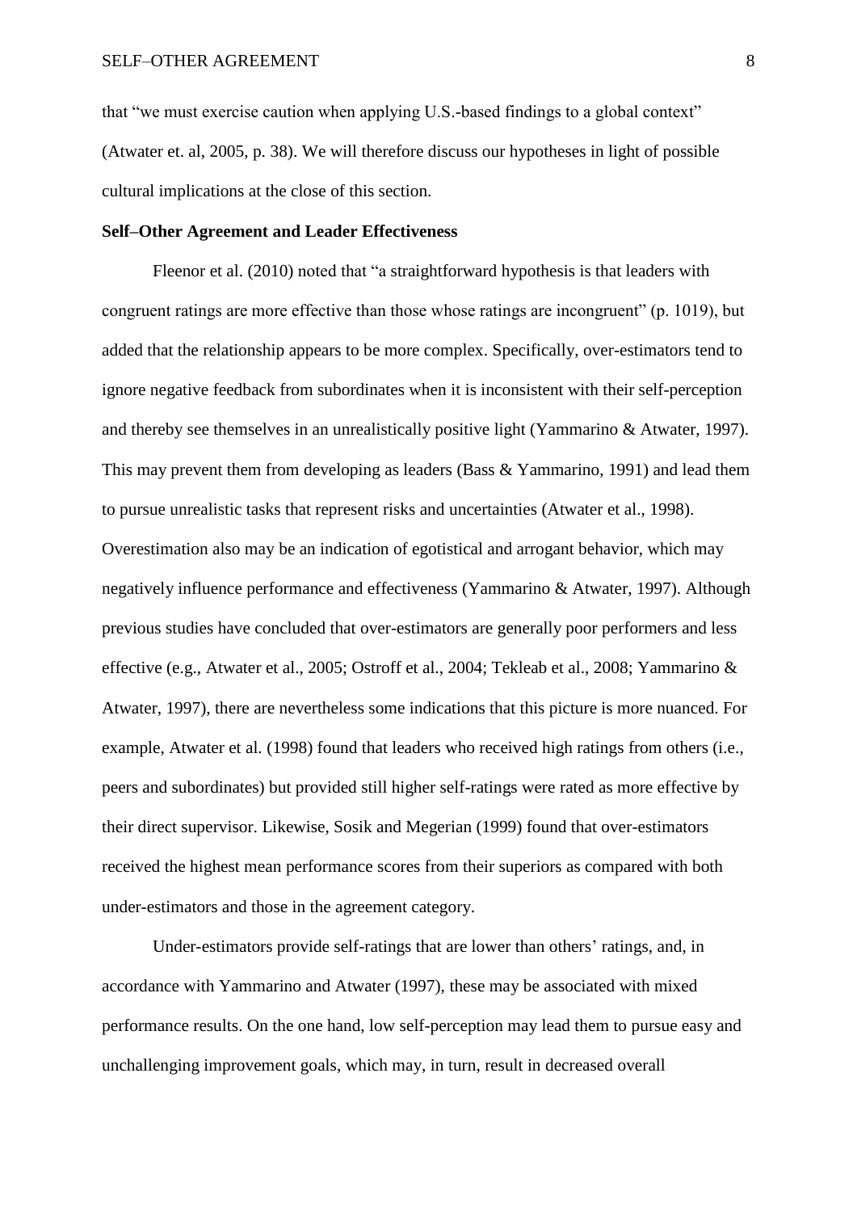that "we must exercise caution when applying U.S.-based findings to a global context" (Atwater et. al, 2005, p. 38). We will therefore discuss our hypotheses in light of possible cultural implications at the close of this section.

**Self–Other Agreement and Leader Effectiveness**

Fleenor et al. (2010) noted that "a straightforward hypothesis is that leaders with congruent ratings are more effective than those whose ratings are incongruent" (p. 1019), but added that the relationship appears to be more complex. Specifically, over-estimators tend to ignore negative feedback from subordinates when it is inconsistent with their self-perception and thereby see themselves in an unrealistically positive light (Yammarino & Atwater, 1997). This may prevent them from developing as leaders (Bass & Yammarino, 1991) and lead them to pursue unrealistic tasks that represent risks and uncertainties (Atwater et al., 1998). Overestimation also may be an indication of egotistical and arrogant behavior, which may negatively influence performance and effectiveness (Yammarino & Atwater, 1997). Although previous studies have concluded that over-estimators are generally poor performers and less effective (e.g., Atwater et al., 2005; Ostroff et al., 2004; Tekleab et al., 2008; Yammarino & Atwater, 1997), there are nevertheless some indications that this picture is more nuanced. For example, Atwater et al. (1998) found that leaders who received high ratings from others (i.e., peers and subordinates) but provided still higher self-ratings were rated as more effective by their direct supervisor. Likewise, Sosik and Megerian (1999) found that over-estimators received the highest mean performance scores from their superiors as compared with both under-estimators and those in the agreement category.

Under-estimators provide self-ratings that are lower than others' ratings, and, in accordance with Yammarino and Atwater (1997), these may be associated with mixed performance results. On the one hand, low self-perception may lead them to pursue easy and unchallenging improvement goals, which may, in turn, result in decreased overall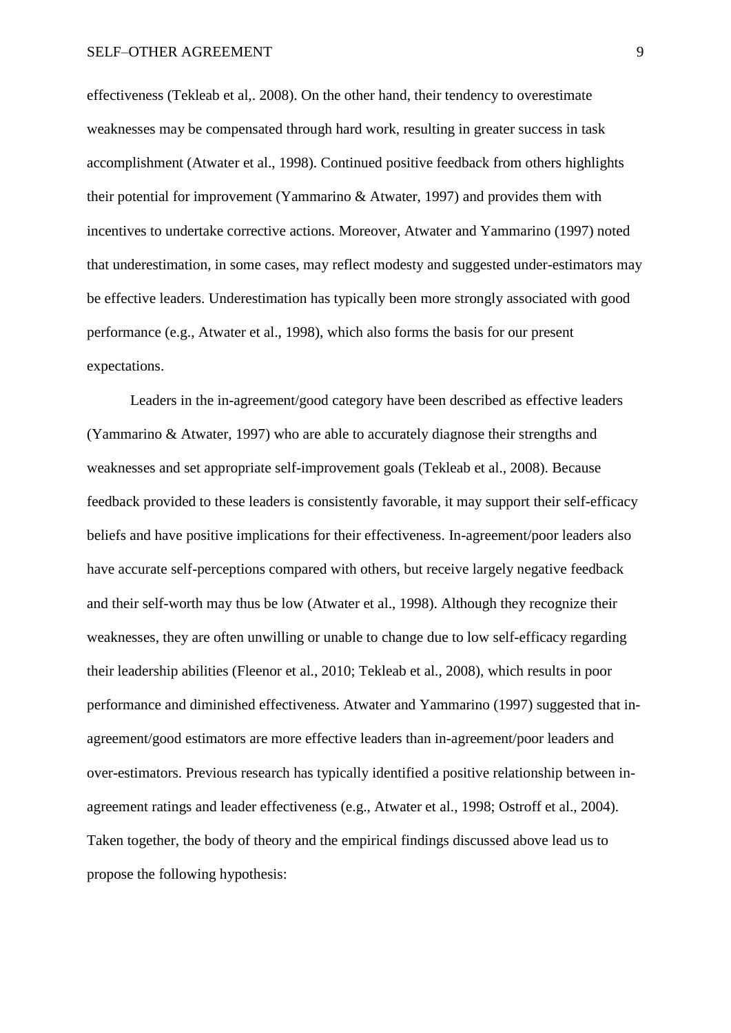effectiveness (Tekleab et al,. 2008). On the other hand, their tendency to overestimate weaknesses may be compensated through hard work, resulting in greater success in task accomplishment (Atwater et al., 1998). Continued positive feedback from others highlights their potential for improvement (Yammarino & Atwater, 1997) and provides them with incentives to undertake corrective actions. Moreover, Atwater and Yammarino (1997) noted that underestimation, in some cases, may reflect modesty and suggested under-estimators may be effective leaders. Underestimation has typically been more strongly associated with good performance (e.g., Atwater et al., 1998), which also forms the basis for our present expectations.

Leaders in the in-agreement/good category have been described as effective leaders (Yammarino & Atwater, 1997) who are able to accurately diagnose their strengths and weaknesses and set appropriate self-improvement goals (Tekleab et al., 2008). Because feedback provided to these leaders is consistently favorable, it may support their self-efficacy beliefs and have positive implications for their effectiveness. In-agreement/poor leaders also have accurate self-perceptions compared with others, but receive largely negative feedback and their self-worth may thus be low (Atwater et al., 1998). Although they recognize their weaknesses, they are often unwilling or unable to change due to low self-efficacy regarding their leadership abilities (Fleenor et al., 2010; Tekleab et al., 2008), which results in poor performance and diminished effectiveness. Atwater and Yammarino (1997) suggested that in-agreement/good estimators are more effective leaders than in-agreement/poor leaders and over-estimators. Previous research has typically identified a positive relationship between in-agreement ratings and leader effectiveness (e.g., Atwater et al., 1998; Ostroff et al., 2004). Taken together, the body of theory and the empirical findings discussed above lead us to propose the following hypothesis: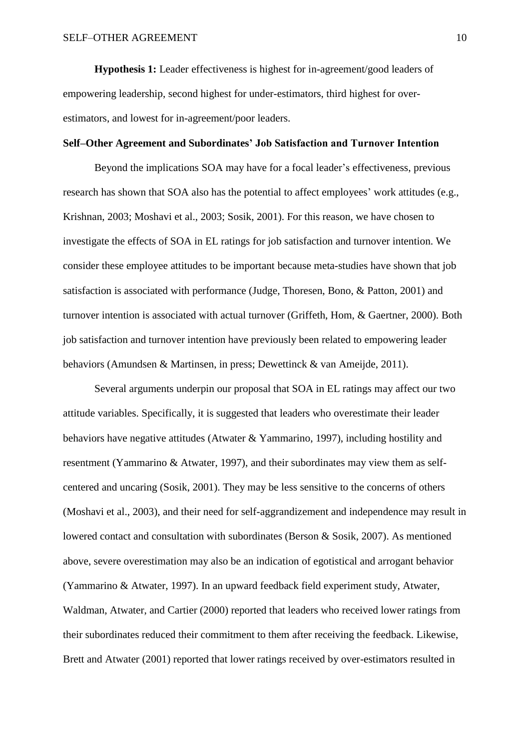**Hypothesis 1:** Leader effectiveness is highest for in-agreement/good leaders of empowering leadership, second highest for under-estimators, third highest for over-estimators, and lowest for in-agreement/poor leaders.

### Self–Other Agreement and Subordinates' Job Satisfaction and Turnover Intention

Beyond the implications SOA may have for a focal leader's effectiveness, previous research has shown that SOA also has the potential to affect employees' work attitudes (e.g., Krishnan, 2003; Moshavi et al., 2003; Sosik, 2001). For this reason, we have chosen to investigate the effects of SOA in EL ratings for job satisfaction and turnover intention. We consider these employee attitudes to be important because meta-studies have shown that job satisfaction is associated with performance (Judge, Thoresen, Bono, & Patton, 2001) and turnover intention is associated with actual turnover (Griffeth, Hom, & Gaertner, 2000). Both job satisfaction and turnover intention have previously been related to empowering leader behaviors (Amundsen & Martinsen, in press; Dewettinck & van Ameijde, 2011).

Several arguments underpin our proposal that SOA in EL ratings may affect our two attitude variables. Specifically, it is suggested that leaders who overestimate their leader behaviors have negative attitudes (Atwater & Yammarino, 1997), including hostility and resentment (Yammarino & Atwater, 1997), and their subordinates may view them as self-centered and uncaring (Sosik, 2001). They may be less sensitive to the concerns of others (Moshavi et al., 2003), and their need for self-aggrandizement and independence may result in lowered contact and consultation with subordinates (Berson & Sosik, 2007). As mentioned above, severe overestimation may also be an indication of egotistical and arrogant behavior (Yammarino & Atwater, 1997). In an upward feedback field experiment study, Atwater, Waldman, Atwater, and Cartier (2000) reported that leaders who received lower ratings from their subordinates reduced their commitment to them after receiving the feedback. Likewise, Brett and Atwater (2001) reported that lower ratings received by over-estimators resulted in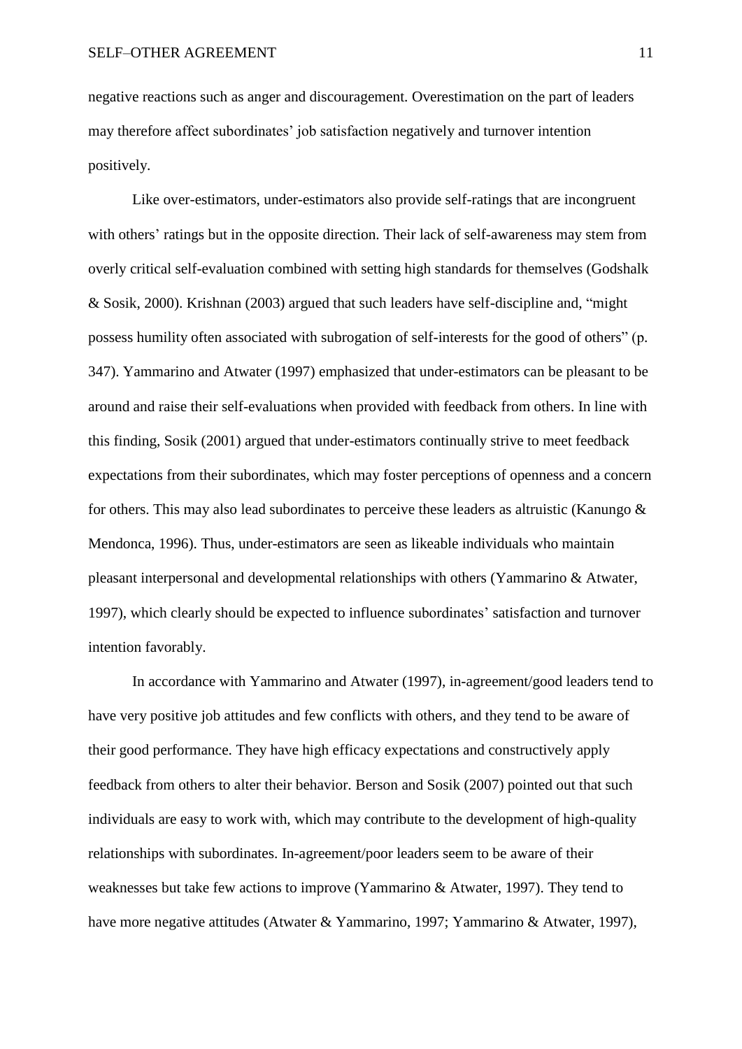negative reactions such as anger and discouragement. Overestimation on the part of leaders may therefore affect subordinates' job satisfaction negatively and turnover intention positively.

Like over-estimators, under-estimators also provide self-ratings that are incongruent with others' ratings but in the opposite direction. Their lack of self-awareness may stem from overly critical self-evaluation combined with setting high standards for themselves (Godshalk & Sosik, 2000). Krishnan (2003) argued that such leaders have self-discipline and, "might possess humility often associated with subrogation of self-interests for the good of others" (p. 347). Yammarino and Atwater (1997) emphasized that under-estimators can be pleasant to be around and raise their self-evaluations when provided with feedback from others. In line with this finding, Sosik (2001) argued that under-estimators continually strive to meet feedback expectations from their subordinates, which may foster perceptions of openness and a concern for others. This may also lead subordinates to perceive these leaders as altruistic (Kanungo & Mendonca, 1996). Thus, under-estimators are seen as likeable individuals who maintain pleasant interpersonal and developmental relationships with others (Yammarino & Atwater, 1997), which clearly should be expected to influence subordinates' satisfaction and turnover intention favorably.

In accordance with Yammarino and Atwater (1997), in-agreement/good leaders tend to have very positive job attitudes and few conflicts with others, and they tend to be aware of their good performance. They have high efficacy expectations and constructively apply feedback from others to alter their behavior. Berson and Sosik (2007) pointed out that such individuals are easy to work with, which may contribute to the development of high-quality relationships with subordinates. In-agreement/poor leaders seem to be aware of their weaknesses but take few actions to improve (Yammarino & Atwater, 1997). They tend to have more negative attitudes (Atwater & Yammarino, 1997; Yammarino & Atwater, 1997),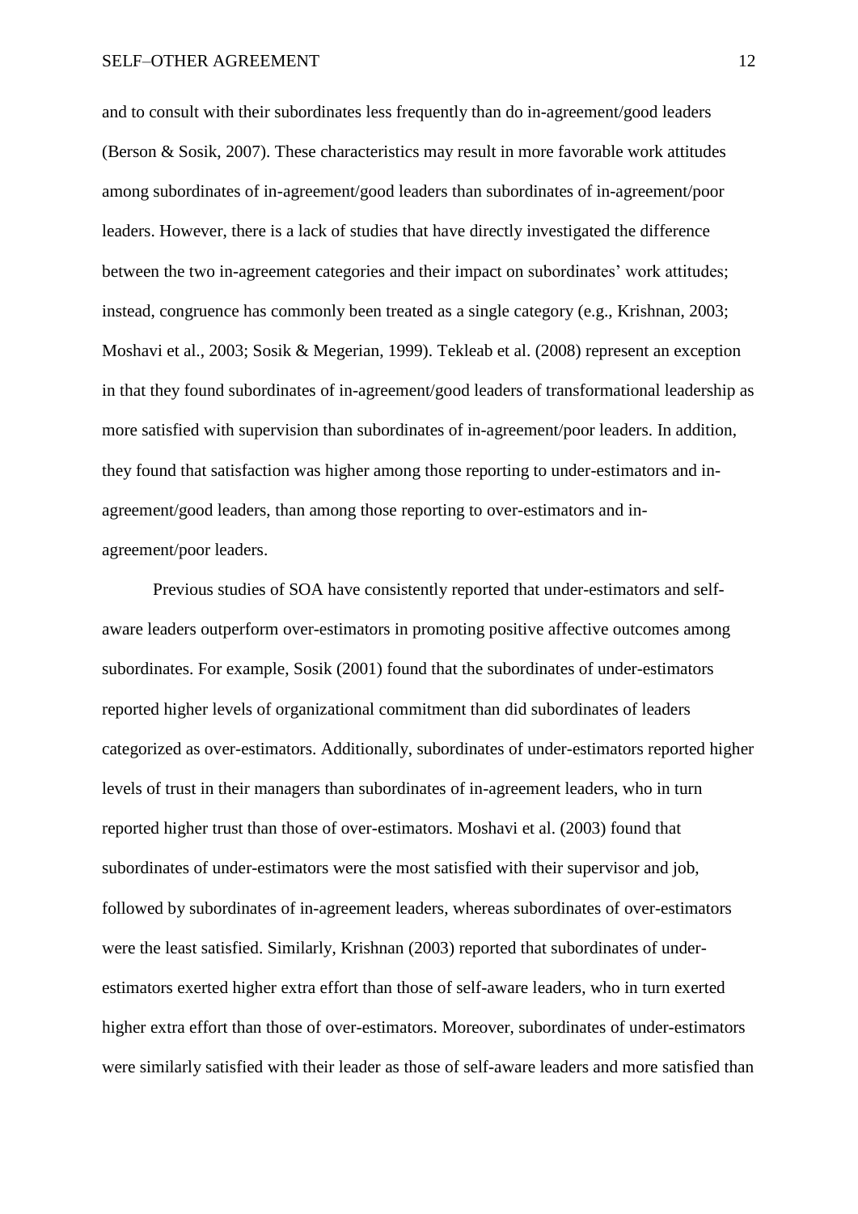and to consult with their subordinates less frequently than do in-agreement/good leaders (Berson & Sosik, 2007). These characteristics may result in more favorable work attitudes among subordinates of in-agreement/good leaders than subordinates of in-agreement/poor leaders. However, there is a lack of studies that have directly investigated the difference between the two in-agreement categories and their impact on subordinates' work attitudes; instead, congruence has commonly been treated as a single category (e.g., Krishnan, 2003; Moshavi et al., 2003; Sosik & Megerian, 1999). Tekleab et al. (2008) represent an exception in that they found subordinates of in-agreement/good leaders of transformational leadership as more satisfied with supervision than subordinates of in-agreement/poor leaders. In addition, they found that satisfaction was higher among those reporting to under-estimators and in-agreement/good leaders, than among those reporting to over-estimators and in-agreement/poor leaders.

Previous studies of SOA have consistently reported that under-estimators and self-aware leaders outperform over-estimators in promoting positive affective outcomes among subordinates. For example, Sosik (2001) found that the subordinates of under-estimators reported higher levels of organizational commitment than did subordinates of leaders categorized as over-estimators. Additionally, subordinates of under-estimators reported higher levels of trust in their managers than subordinates of in-agreement leaders, who in turn reported higher trust than those of over-estimators. Moshavi et al. (2003) found that subordinates of under-estimators were the most satisfied with their supervisor and job, followed by subordinates of in-agreement leaders, whereas subordinates of over-estimators were the least satisfied. Similarly, Krishnan (2003) reported that subordinates of under-estimators exerted higher extra effort than those of self-aware leaders, who in turn exerted higher extra effort than those of over-estimators. Moreover, subordinates of under-estimators were similarly satisfied with their leader as those of self-aware leaders and more satisfied than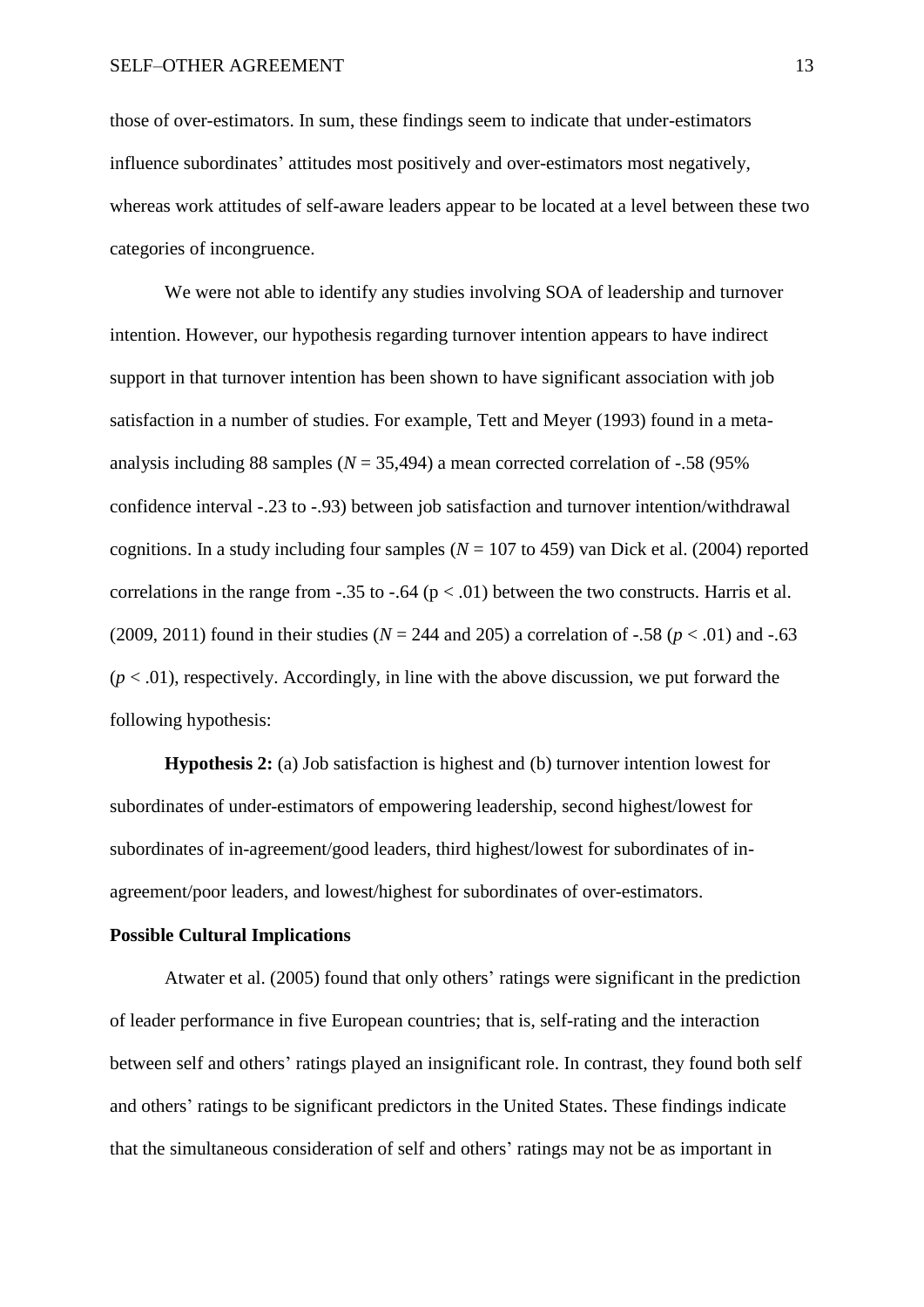those of over-estimators. In sum, these findings seem to indicate that under-estimators influence subordinates' attitudes most positively and over-estimators most negatively, whereas work attitudes of self-aware leaders appear to be located at a level between these two categories of incongruence.

We were not able to identify any studies involving SOA of leadership and turnover intention. However, our hypothesis regarding turnover intention appears to have indirect support in that turnover intention has been shown to have significant association with job satisfaction in a number of studies. For example, Tett and Meyer (1993) found in a meta-analysis including 88 samples ($N$ = 35,494) a mean corrected correlation of -.58 (95% confidence interval -.23 to -.93) between job satisfaction and turnover intention/withdrawal cognitions. In a study including four samples ($N$ = 107 to 459) van Dick et al. (2004) reported correlations in the range from -.35 to -.64 ($p < .01$) between the two constructs. Harris et al. (2009, 2011) found in their studies ($N$ = 244 and 205) a correlation of -.58 ($p < .01$) and -.63 ($p < .01$), respectively. Accordingly, in line with the above discussion, we put forward the following hypothesis:

**Hypothesis 2:** (a) Job satisfaction is highest and (b) turnover intention lowest for subordinates of under-estimators of empowering leadership, second highest/lowest for subordinates of in-agreement/good leaders, third highest/lowest for subordinates of in-agreement/poor leaders, and lowest/highest for subordinates of over-estimators.

### Possible Cultural Implications

Atwater et al. (2005) found that only others' ratings were significant in the prediction of leader performance in five European countries; that is, self-rating and the interaction between self and others' ratings played an insignificant role. In contrast, they found both self and others' ratings to be significant predictors in the United States. These findings indicate that the simultaneous consideration of self and others' ratings may not be as important in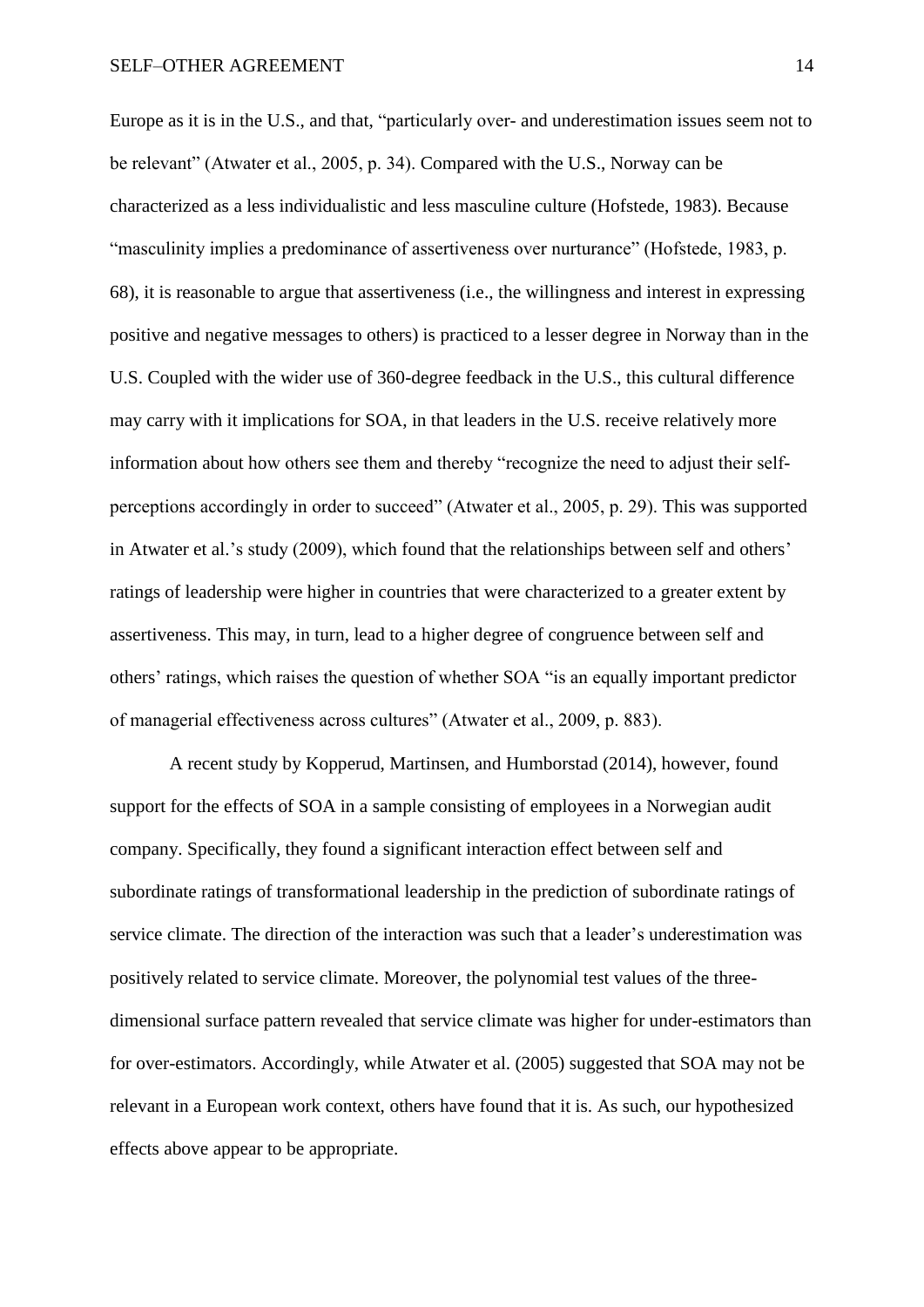Europe as it is in the U.S., and that, "particularly over- and underestimation issues seem not to be relevant" (Atwater et al., 2005, p. 34). Compared with the U.S., Norway can be characterized as a less individualistic and less masculine culture (Hofstede, 1983). Because "masculinity implies a predominance of assertiveness over nurturance" (Hofstede, 1983, p. 68), it is reasonable to argue that assertiveness (i.e., the willingness and interest in expressing positive and negative messages to others) is practiced to a lesser degree in Norway than in the U.S. Coupled with the wider use of 360-degree feedback in the U.S., this cultural difference may carry with it implications for SOA, in that leaders in the U.S. receive relatively more information about how others see them and thereby "recognize the need to adjust their self-perceptions accordingly in order to succeed" (Atwater et al., 2005, p. 29). This was supported in Atwater et al.'s study (2009), which found that the relationships between self and others' ratings of leadership were higher in countries that were characterized to a greater extent by assertiveness. This may, in turn, lead to a higher degree of congruence between self and others' ratings, which raises the question of whether SOA "is an equally important predictor of managerial effectiveness across cultures" (Atwater et al., 2009, p. 883).

A recent study by Kopperud, Martinsen, and Humborstad (2014), however, found support for the effects of SOA in a sample consisting of employees in a Norwegian audit company. Specifically, they found a significant interaction effect between self and subordinate ratings of transformational leadership in the prediction of subordinate ratings of service climate. The direction of the interaction was such that a leader's underestimation was positively related to service climate. Moreover, the polynomial test values of the three-dimensional surface pattern revealed that service climate was higher for under-estimators than for over-estimators. Accordingly, while Atwater et al. (2005) suggested that SOA may not be relevant in a European work context, others have found that it is. As such, our hypothesized effects above appear to be appropriate.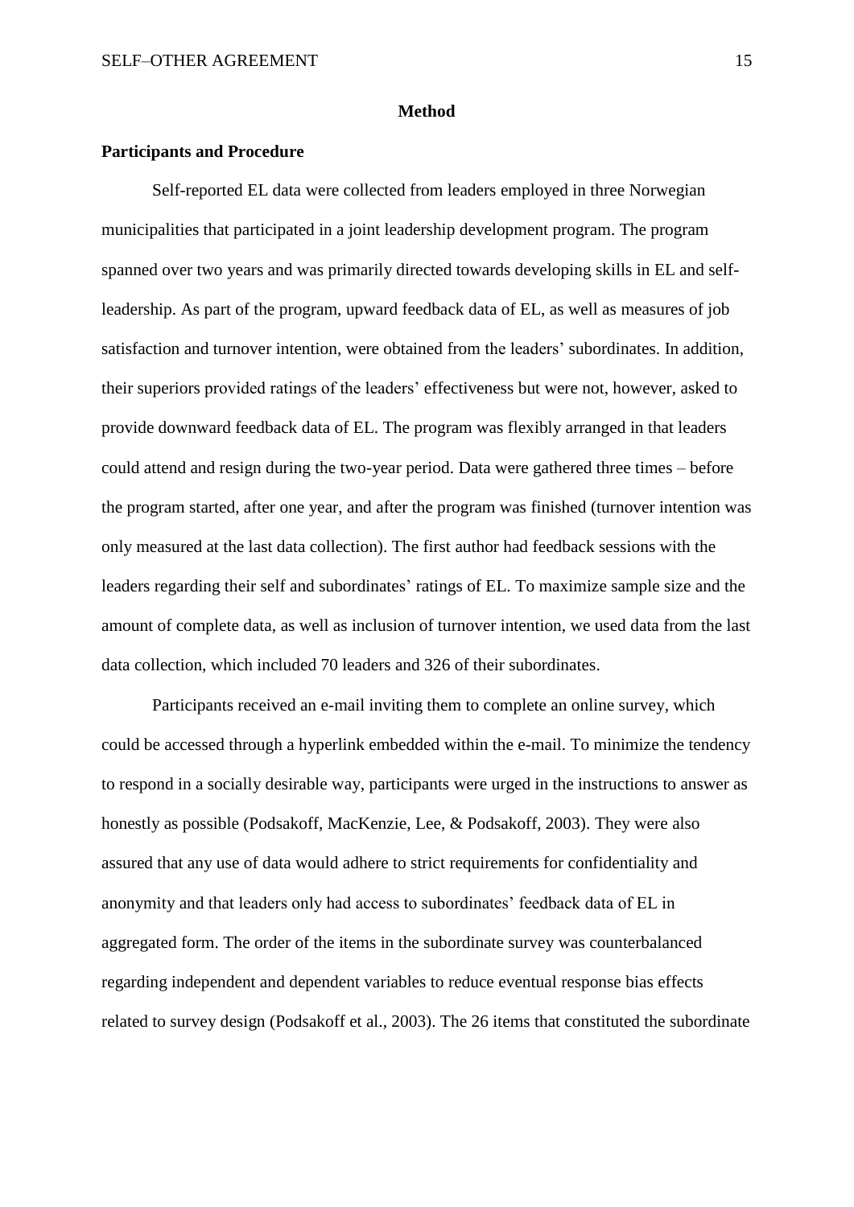# Method

## Participants and Procedure

Self-reported EL data were collected from leaders employed in three Norwegian municipalities that participated in a joint leadership development program. The program spanned over two years and was primarily directed towards developing skills in EL and self-leadership. As part of the program, upward feedback data of EL, as well as measures of job satisfaction and turnover intention, were obtained from the leaders' subordinates. In addition, their superiors provided ratings of the leaders' effectiveness but were not, however, asked to provide downward feedback data of EL. The program was flexibly arranged in that leaders could attend and resign during the two-year period. Data were gathered three times – before the program started, after one year, and after the program was finished (turnover intention was only measured at the last data collection). The first author had feedback sessions with the leaders regarding their self and subordinates' ratings of EL. To maximize sample size and the amount of complete data, as well as inclusion of turnover intention, we used data from the last data collection, which included 70 leaders and 326 of their subordinates.

Participants received an e-mail inviting them to complete an online survey, which could be accessed through a hyperlink embedded within the e-mail. To minimize the tendency to respond in a socially desirable way, participants were urged in the instructions to answer as honestly as possible (Podsakoff, MacKenzie, Lee, & Podsakoff, 2003). They were also assured that any use of data would adhere to strict requirements for confidentiality and anonymity and that leaders only had access to subordinates' feedback data of EL in aggregated form. The order of the items in the subordinate survey was counterbalanced regarding independent and dependent variables to reduce eventual response bias effects related to survey design (Podsakoff et al., 2003). The 26 items that constituted the subordinate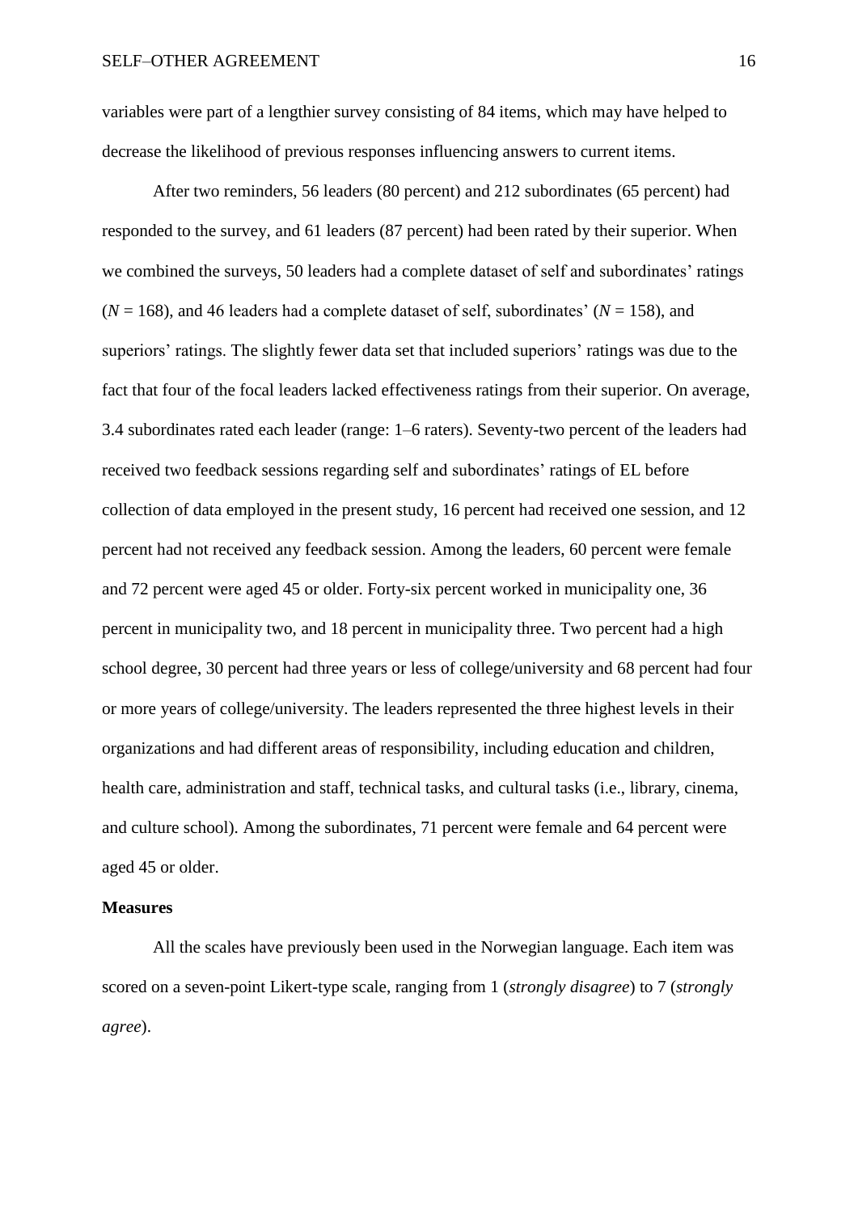variables were part of a lengthier survey consisting of 84 items, which may have helped to decrease the likelihood of previous responses influencing answers to current items.

After two reminders, 56 leaders (80 percent) and 212 subordinates (65 percent) had responded to the survey, and 61 leaders (87 percent) had been rated by their superior. When we combined the surveys, 50 leaders had a complete dataset of self and subordinates' ratings ($N$ = 168), and 46 leaders had a complete dataset of self, subordinates' ($N$ = 158), and superiors' ratings. The slightly fewer data set that included superiors' ratings was due to the fact that four of the focal leaders lacked effectiveness ratings from their superior. On average, 3.4 subordinates rated each leader (range: 1–6 raters). Seventy-two percent of the leaders had received two feedback sessions regarding self and subordinates' ratings of EL before collection of data employed in the present study, 16 percent had received one session, and 12 percent had not received any feedback session. Among the leaders, 60 percent were female and 72 percent were aged 45 or older. Forty-six percent worked in municipality one, 36 percent in municipality two, and 18 percent in municipality three. Two percent had a high school degree, 30 percent had three years or less of college/university and 68 percent had four or more years of college/university. The leaders represented the three highest levels in their organizations and had different areas of responsibility, including education and children, health care, administration and staff, technical tasks, and cultural tasks (i.e., library, cinema, and culture school). Among the subordinates, 71 percent were female and 64 percent were aged 45 or older.

**Measures**

All the scales have previously been used in the Norwegian language. Each item was scored on a seven-point Likert-type scale, ranging from 1 (*strongly disagree*) to 7 (*strongly agree*).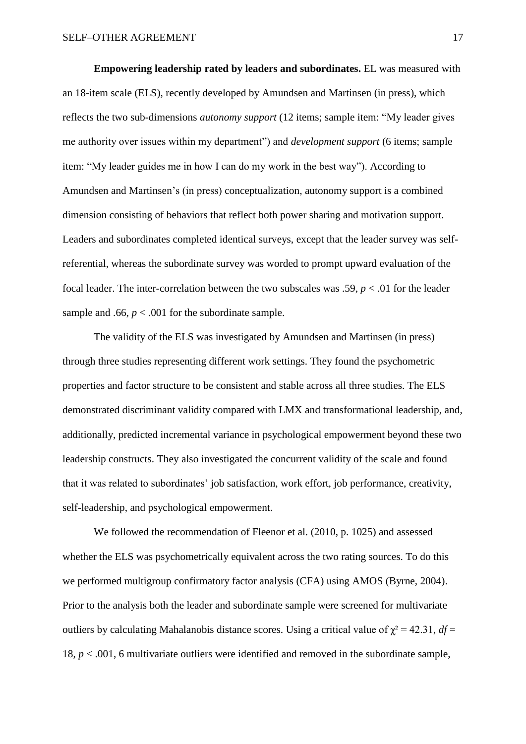**Empowering leadership rated by leaders and subordinates.** EL was measured with an 18-item scale (ELS), recently developed by Amundsen and Martinsen (in press), which reflects the two sub-dimensions *autonomy support* (12 items; sample item: "My leader gives me authority over issues within my department") and *development support* (6 items; sample item: "My leader guides me in how I can do my work in the best way"). According to Amundsen and Martinsen's (in press) conceptualization, autonomy support is a combined dimension consisting of behaviors that reflect both power sharing and motivation support. Leaders and subordinates completed identical surveys, except that the leader survey was self-referential, whereas the subordinate survey was worded to prompt upward evaluation of the focal leader. The inter-correlation between the two subscales was .59, $p < .01$ for the leader sample and .66, $p < .001$ for the subordinate sample.

The validity of the ELS was investigated by Amundsen and Martinsen (in press) through three studies representing different work settings. They found the psychometric properties and factor structure to be consistent and stable across all three studies. The ELS demonstrated discriminant validity compared with LMX and transformational leadership, and, additionally, predicted incremental variance in psychological empowerment beyond these two leadership constructs. They also investigated the concurrent validity of the scale and found that it was related to subordinates' job satisfaction, work effort, job performance, creativity, self-leadership, and psychological empowerment.

We followed the recommendation of Fleenor et al. (2010, p. 1025) and assessed whether the ELS was psychometrically equivalent across the two rating sources. To do this we performed multigroup confirmatory factor analysis (CFA) using AMOS (Byrne, 2004). Prior to the analysis both the leader and subordinate sample were screened for multivariate outliers by calculating Mahalanobis distance scores. Using a critical value of $\chi^2 = 42.31$, $df = 18$, $p < .001$, 6 multivariate outliers were identified and removed in the subordinate sample,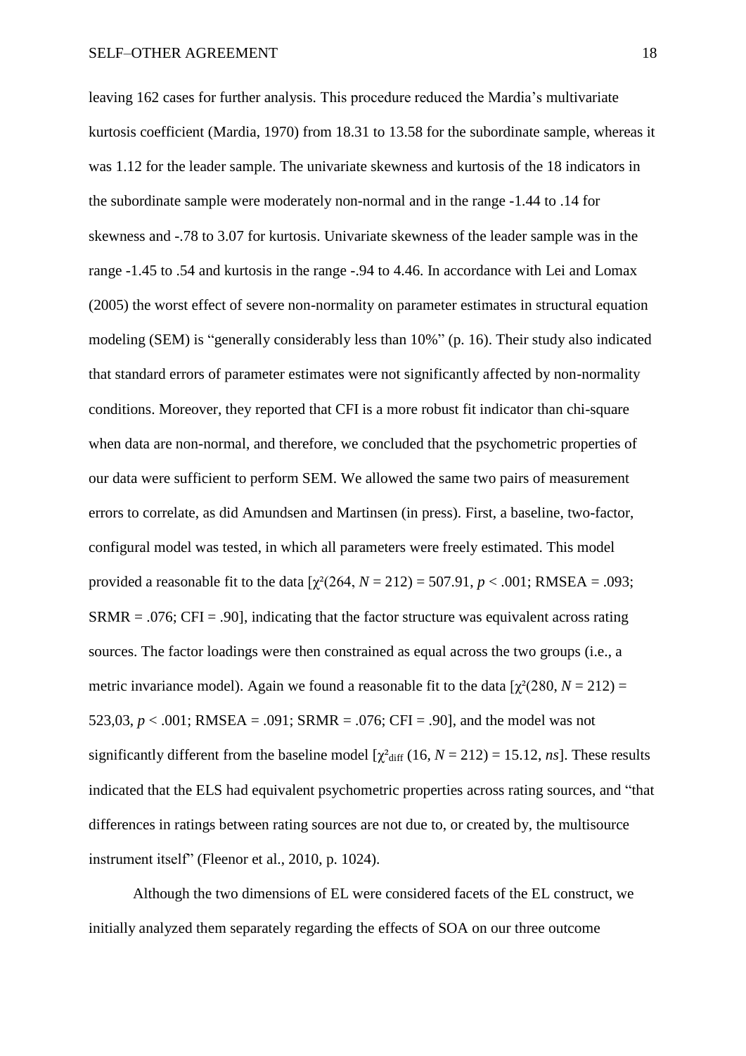leaving 162 cases for further analysis. This procedure reduced the Mardia's multivariate kurtosis coefficient (Mardia, 1970) from 18.31 to 13.58 for the subordinate sample, whereas it was 1.12 for the leader sample. The univariate skewness and kurtosis of the 18 indicators in the subordinate sample were moderately non-normal and in the range -1.44 to .14 for skewness and -.78 to 3.07 for kurtosis. Univariate skewness of the leader sample was in the range -1.45 to .54 and kurtosis in the range -.94 to 4.46. In accordance with Lei and Lomax (2005) the worst effect of severe non-normality on parameter estimates in structural equation modeling (SEM) is "generally considerably less than 10%" (p. 16). Their study also indicated that standard errors of parameter estimates were not significantly affected by non-normality conditions. Moreover, they reported that CFI is a more robust fit indicator than chi-square when data are non-normal, and therefore, we concluded that the psychometric properties of our data were sufficient to perform SEM. We allowed the same two pairs of measurement errors to correlate, as did Amundsen and Martinsen (in press). First, a baseline, two-factor, configural model was tested, in which all parameters were freely estimated. This model provided a reasonable fit to the data [$\chi^2(264, N = 212) = 507.91$, $p < .001$; RMSEA = .093; SRMR = .076; CFI = .90], indicating that the factor structure was equivalent across rating sources. The factor loadings were then constrained as equal across the two groups (i.e., a metric invariance model). Again we found a reasonable fit to the data [$\chi^2(280, N = 212) =$ 523,03, $p < .001$; RMSEA = .091; SRMR = .076; CFI = .90], and the model was not significantly different from the baseline model [$\chi^2_{\text{diff}}$ (16, $N = 212$) = 15.12, *ns*]. These results indicated that the ELS had equivalent psychometric properties across rating sources, and "that differences in ratings between rating sources are not due to, or created by, the multisource instrument itself" (Fleenor et al., 2010, p. 1024).

Although the two dimensions of EL were considered facets of the EL construct, we initially analyzed them separately regarding the effects of SOA on our three outcome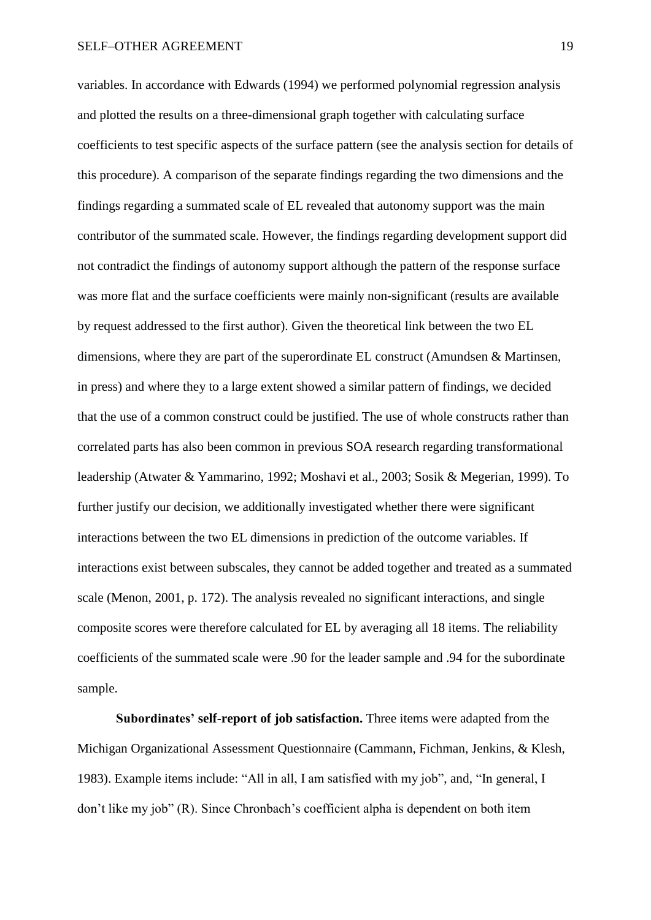variables. In accordance with Edwards (1994) we performed polynomial regression analysis and plotted the results on a three-dimensional graph together with calculating surface coefficients to test specific aspects of the surface pattern (see the analysis section for details of this procedure). A comparison of the separate findings regarding the two dimensions and the findings regarding a summated scale of EL revealed that autonomy support was the main contributor of the summated scale. However, the findings regarding development support did not contradict the findings of autonomy support although the pattern of the response surface was more flat and the surface coefficients were mainly non-significant (results are available by request addressed to the first author). Given the theoretical link between the two EL dimensions, where they are part of the superordinate EL construct (Amundsen & Martinsen, in press) and where they to a large extent showed a similar pattern of findings, we decided that the use of a common construct could be justified. The use of whole constructs rather than correlated parts has also been common in previous SOA research regarding transformational leadership (Atwater & Yammarino, 1992; Moshavi et al., 2003; Sosik & Megerian, 1999). To further justify our decision, we additionally investigated whether there were significant interactions between the two EL dimensions in prediction of the outcome variables. If interactions exist between subscales, they cannot be added together and treated as a summated scale (Menon, 2001, p. 172). The analysis revealed no significant interactions, and single composite scores were therefore calculated for EL by averaging all 18 items. The reliability coefficients of the summated scale were .90 for the leader sample and .94 for the subordinate sample.

**Subordinates' self-report of job satisfaction.** Three items were adapted from the Michigan Organizational Assessment Questionnaire (Cammann, Fichman, Jenkins, & Klesh, 1983). Example items include: "All in all, I am satisfied with my job", and, "In general, I don't like my job" (R). Since Chronbach's coefficient alpha is dependent on both item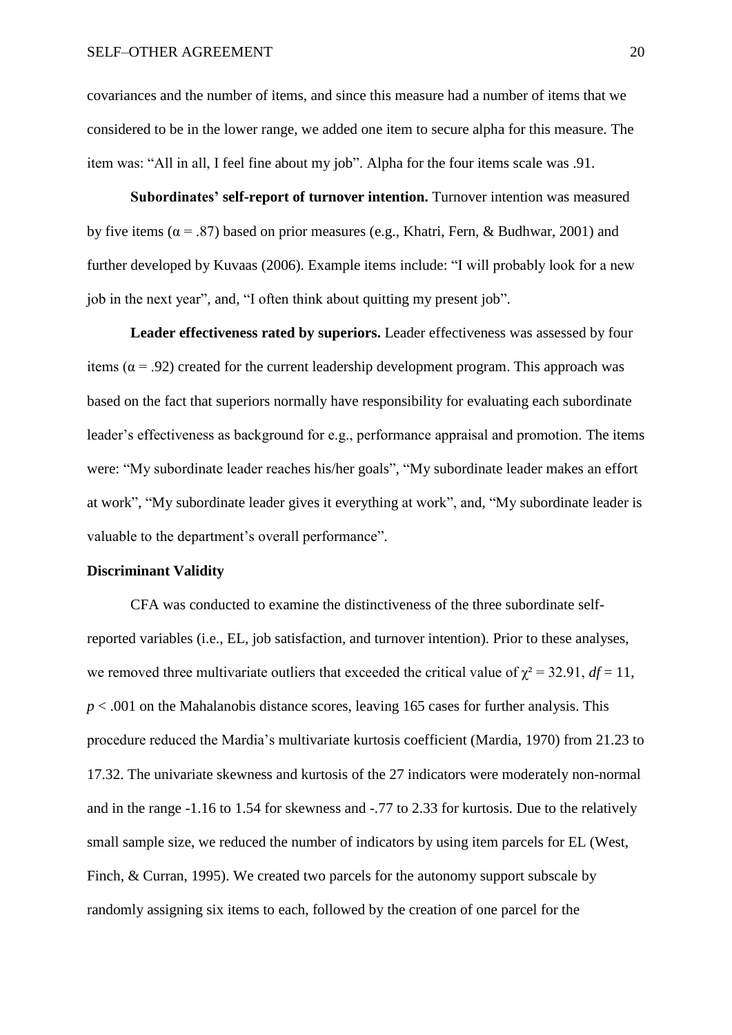covariances and the number of items, and since this measure had a number of items that we considered to be in the lower range, we added one item to secure alpha for this measure. The item was: "All in all, I feel fine about my job". Alpha for the four items scale was .91.

**Subordinates' self-report of turnover intention.** Turnover intention was measured by five items ($\alpha = .87$) based on prior measures (e.g., Khatri, Fern, & Budhwar, 2001) and further developed by Kuvaas (2006). Example items include: "I will probably look for a new job in the next year", and, "I often think about quitting my present job".

**Leader effectiveness rated by superiors.** Leader effectiveness was assessed by four items ($\alpha = .92$) created for the current leadership development program. This approach was based on the fact that superiors normally have responsibility for evaluating each subordinate leader's effectiveness as background for e.g., performance appraisal and promotion. The items were: "My subordinate leader reaches his/her goals", "My subordinate leader makes an effort at work", "My subordinate leader gives it everything at work", and, "My subordinate leader is valuable to the department's overall performance".

**Discriminant Validity**

CFA was conducted to examine the distinctiveness of the three subordinate self-reported variables (i.e., EL, job satisfaction, and turnover intention). Prior to these analyses, we removed three multivariate outliers that exceeded the critical value of $\chi^2 = 32.91$, $df = 11$, $p < .001$ on the Mahalanobis distance scores, leaving 165 cases for further analysis. This procedure reduced the Mardia's multivariate kurtosis coefficient (Mardia, 1970) from 21.23 to 17.32. The univariate skewness and kurtosis of the 27 indicators were moderately non-normal and in the range -1.16 to 1.54 for skewness and -.77 to 2.33 for kurtosis. Due to the relatively small sample size, we reduced the number of indicators by using item parcels for EL (West, Finch, & Curran, 1995). We created two parcels for the autonomy support subscale by randomly assigning six items to each, followed by the creation of one parcel for the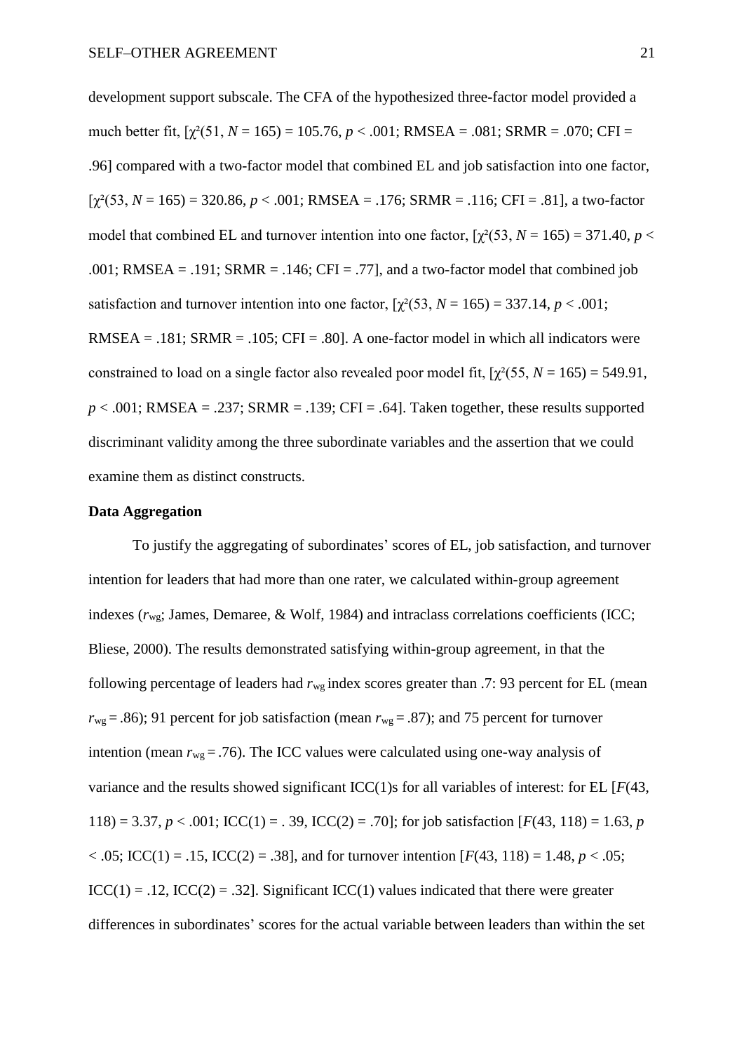development support subscale. The CFA of the hypothesized three-factor model provided a much better fit, [$\chi^2(51, N = 165) = 105.76$, $p < .001$; RMSEA = .081; SRMR = .070; CFI = .96] compared with a two-factor model that combined EL and job satisfaction into one factor, [$\chi^2(53, N = 165) = 320.86$, $p < .001$; RMSEA = .176; SRMR = .116; CFI = .81], a two-factor model that combined EL and turnover intention into one factor, [$\chi^2(53, N = 165) = 371.40$, $p < .001$; RMSEA = .191; SRMR = .146; CFI = .77], and a two-factor model that combined job satisfaction and turnover intention into one factor, [$\chi^2(53, N = 165) = 337.14$, $p < .001$; RMSEA = .181; SRMR = .105; CFI = .80]. A one-factor model in which all indicators were constrained to load on a single factor also revealed poor model fit, [$\chi^2(55, N = 165) = 549.91$, $p < .001$; RMSEA = .237; SRMR = .139; CFI = .64]. Taken together, these results supported discriminant validity among the three subordinate variables and the assertion that we could examine them as distinct constructs.

**Data Aggregation**

To justify the aggregating of subordinates' scores of EL, job satisfaction, and turnover intention for leaders that had more than one rater, we calculated within-group agreement indexes ($r_{wg}$; James, Demaree, & Wolf, 1984) and intraclass correlations coefficients (ICC; Bliese, 2000). The results demonstrated satisfying within-group agreement, in that the following percentage of leaders had $r_{wg}$ index scores greater than .7: 93 percent for EL (mean $r_{wg} = .86$); 91 percent for job satisfaction (mean $r_{wg} = .87$); and 75 percent for turnover intention (mean $r_{wg} = .76$). The ICC values were calculated using one-way analysis of variance and the results showed significant ICC(1)s for all variables of interest: for EL [$F(43, 118) = 3.37$, $p < .001$; ICC(1) = . 39, ICC(2) = .70]; for job satisfaction [$F(43, 118) = 1.63$, $p < .05$; ICC(1) = .15, ICC(2) = .38], and for turnover intention [$F(43, 118) = 1.48$, $p < .05$; ICC(1) = .12, ICC(2) = .32]. Significant ICC(1) values indicated that there were greater differences in subordinates' scores for the actual variable between leaders than within the set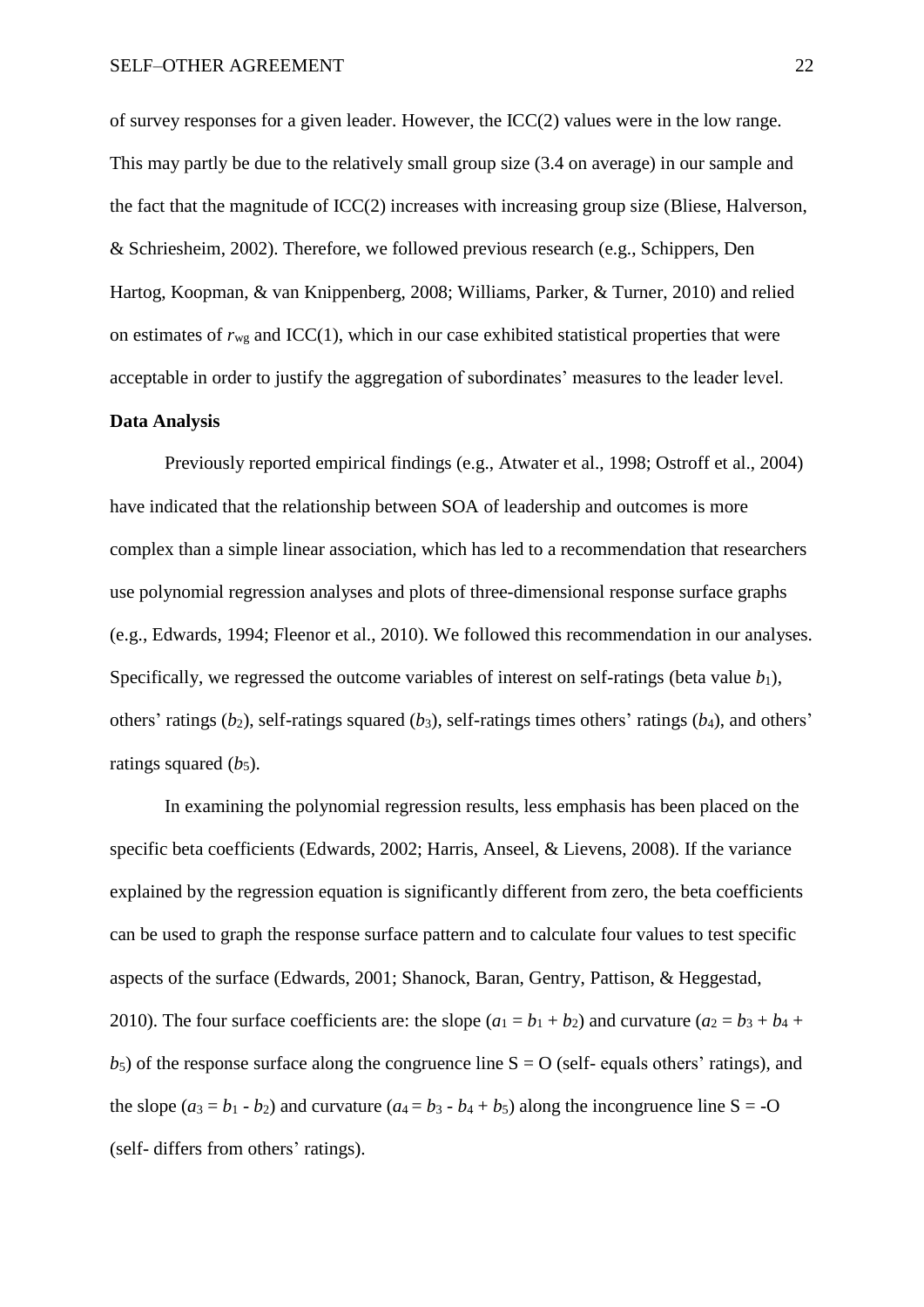of survey responses for a given leader. However, the ICC(2) values were in the low range. This may partly be due to the relatively small group size (3.4 on average) in our sample and the fact that the magnitude of ICC(2) increases with increasing group size (Bliese, Halverson, & Schriesheim, 2002). Therefore, we followed previous research (e.g., Schippers, Den Hartog, Koopman, & van Knippenberg, 2008; Williams, Parker, & Turner, 2010) and relied on estimates of $r_{wg}$ and ICC(1), which in our case exhibited statistical properties that were acceptable in order to justify the aggregation of subordinates' measures to the leader level.

**Data Analysis**

Previously reported empirical findings (e.g., Atwater et al., 1998; Ostroff et al., 2004) have indicated that the relationship between SOA of leadership and outcomes is more complex than a simple linear association, which has led to a recommendation that researchers use polynomial regression analyses and plots of three-dimensional response surface graphs (e.g., Edwards, 1994; Fleenor et al., 2010). We followed this recommendation in our analyses. Specifically, we regressed the outcome variables of interest on self-ratings (beta value $b_1$), others' ratings ($b_2$), self-ratings squared ($b_3$), self-ratings times others' ratings ($b_4$), and others' ratings squared ($b_5$).

In examining the polynomial regression results, less emphasis has been placed on the specific beta coefficients (Edwards, 2002; Harris, Anseel, & Lievens, 2008). If the variance explained by the regression equation is significantly different from zero, the beta coefficients can be used to graph the response surface pattern and to calculate four values to test specific aspects of the surface (Edwards, 2001; Shanock, Baran, Gentry, Pattison, & Heggestad, 2010). The four surface coefficients are: the slope ($a_1 = b_1 + b_2$) and curvature ($a_2 = b_3 + b_4 + b_5$) of the response surface along the congruence line S = O (self- equals others' ratings), and the slope ($a_3 = b_1 - b_2$) and curvature ($a_4 = b_3 - b_4 + b_5$) along the incongruence line S = -O (self- differs from others' ratings).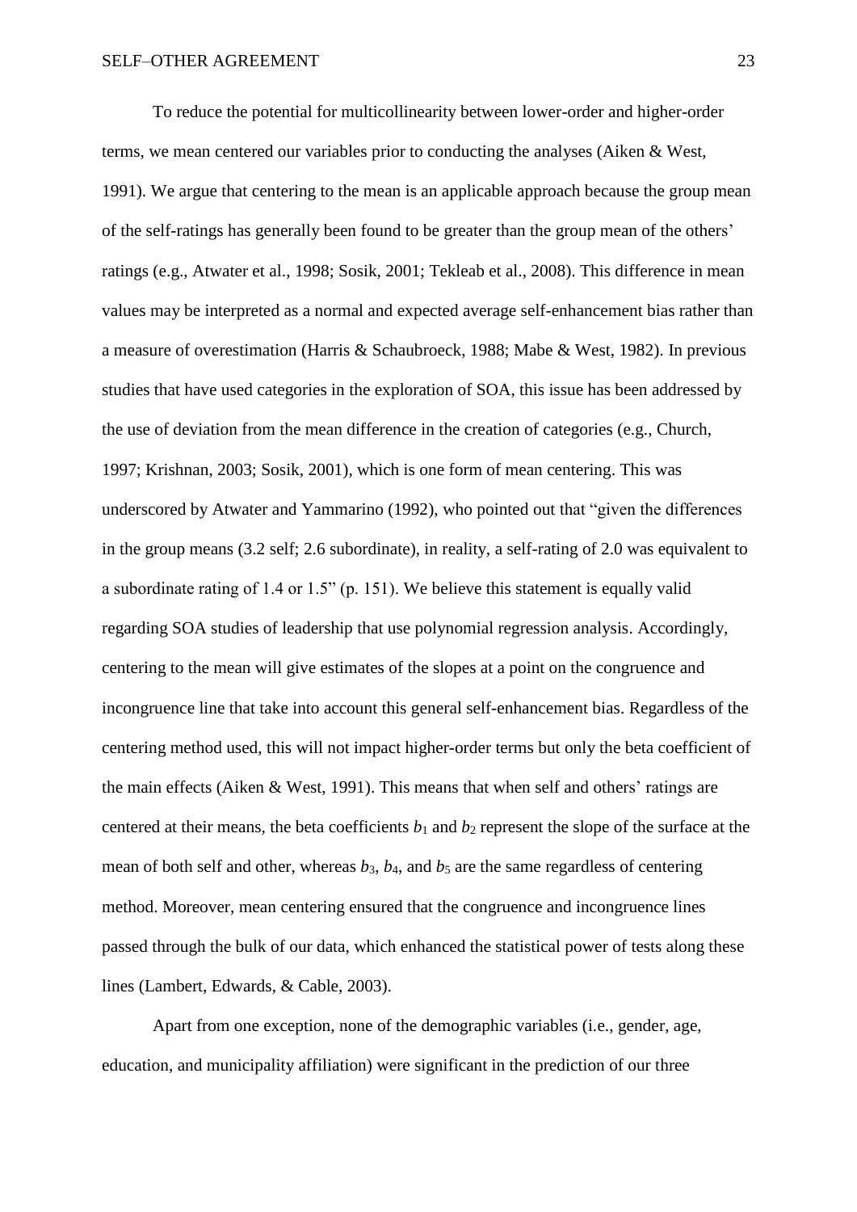To reduce the potential for multicollinearity between lower-order and higher-order terms, we mean centered our variables prior to conducting the analyses (Aiken & West, 1991). We argue that centering to the mean is an applicable approach because the group mean of the self-ratings has generally been found to be greater than the group mean of the others' ratings (e.g., Atwater et al., 1998; Sosik, 2001; Tekleab et al., 2008). This difference in mean values may be interpreted as a normal and expected average self-enhancement bias rather than a measure of overestimation (Harris & Schaubroeck, 1988; Mabe & West, 1982). In previous studies that have used categories in the exploration of SOA, this issue has been addressed by the use of deviation from the mean difference in the creation of categories (e.g., Church, 1997; Krishnan, 2003; Sosik, 2001), which is one form of mean centering. This was underscored by Atwater and Yammarino (1992), who pointed out that "given the differences in the group means (3.2 self; 2.6 subordinate), in reality, a self-rating of 2.0 was equivalent to a subordinate rating of 1.4 or 1.5" (p. 151). We believe this statement is equally valid regarding SOA studies of leadership that use polynomial regression analysis. Accordingly, centering to the mean will give estimates of the slopes at a point on the congruence and incongruence line that take into account this general self-enhancement bias. Regardless of the centering method used, this will not impact higher-order terms but only the beta coefficient of the main effects (Aiken & West, 1991). This means that when self and others' ratings are centered at their means, the beta coefficients $b_1$ and $b_2$ represent the slope of the surface at the mean of both self and other, whereas $b_3$, $b_4$, and $b_5$ are the same regardless of centering method. Moreover, mean centering ensured that the congruence and incongruence lines passed through the bulk of our data, which enhanced the statistical power of tests along these lines (Lambert, Edwards, & Cable, 2003).

Apart from one exception, none of the demographic variables (i.e., gender, age, education, and municipality affiliation) were significant in the prediction of our three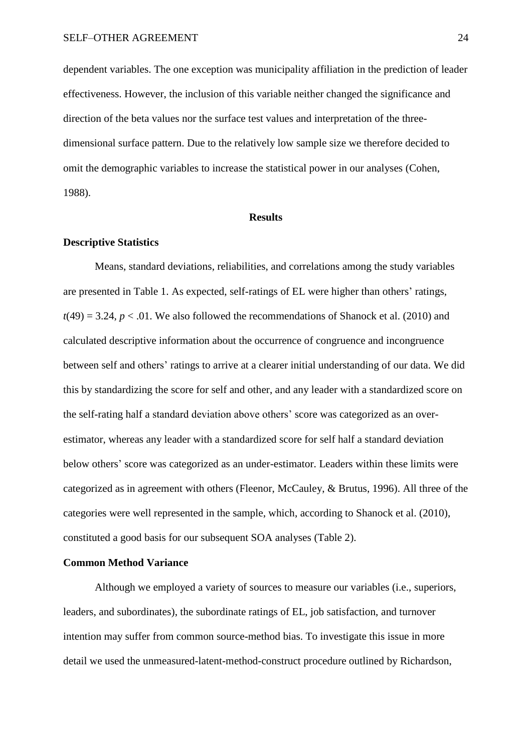dependent variables. The one exception was municipality affiliation in the prediction of leader effectiveness. However, the inclusion of this variable neither changed the significance and direction of the beta values nor the surface test values and interpretation of the three-dimensional surface pattern. Due to the relatively low sample size we therefore decided to omit the demographic variables to increase the statistical power in our analyses (Cohen, 1988).

# Results

## Descriptive Statistics

Means, standard deviations, reliabilities, and correlations among the study variables are presented in Table 1. As expected, self-ratings of EL were higher than others' ratings, $t(49) = 3.24$, $p < .01$. We also followed the recommendations of Shanock et al. (2010) and calculated descriptive information about the occurrence of congruence and incongruence between self and others' ratings to arrive at a clearer initial understanding of our data. We did this by standardizing the score for self and other, and any leader with a standardized score on the self-rating half a standard deviation above others' score was categorized as an over-estimator, whereas any leader with a standardized score for self half a standard deviation below others' score was categorized as an under-estimator. Leaders within these limits were categorized as in agreement with others (Fleenor, McCauley, & Brutus, 1996). All three of the categories were well represented in the sample, which, according to Shanock et al. (2010), constituted a good basis for our subsequent SOA analyses (Table 2).

## Common Method Variance

Although we employed a variety of sources to measure our variables (i.e., superiors, leaders, and subordinates), the subordinate ratings of EL, job satisfaction, and turnover intention may suffer from common source-method bias. To investigate this issue in more detail we used the unmeasured-latent-method-construct procedure outlined by Richardson,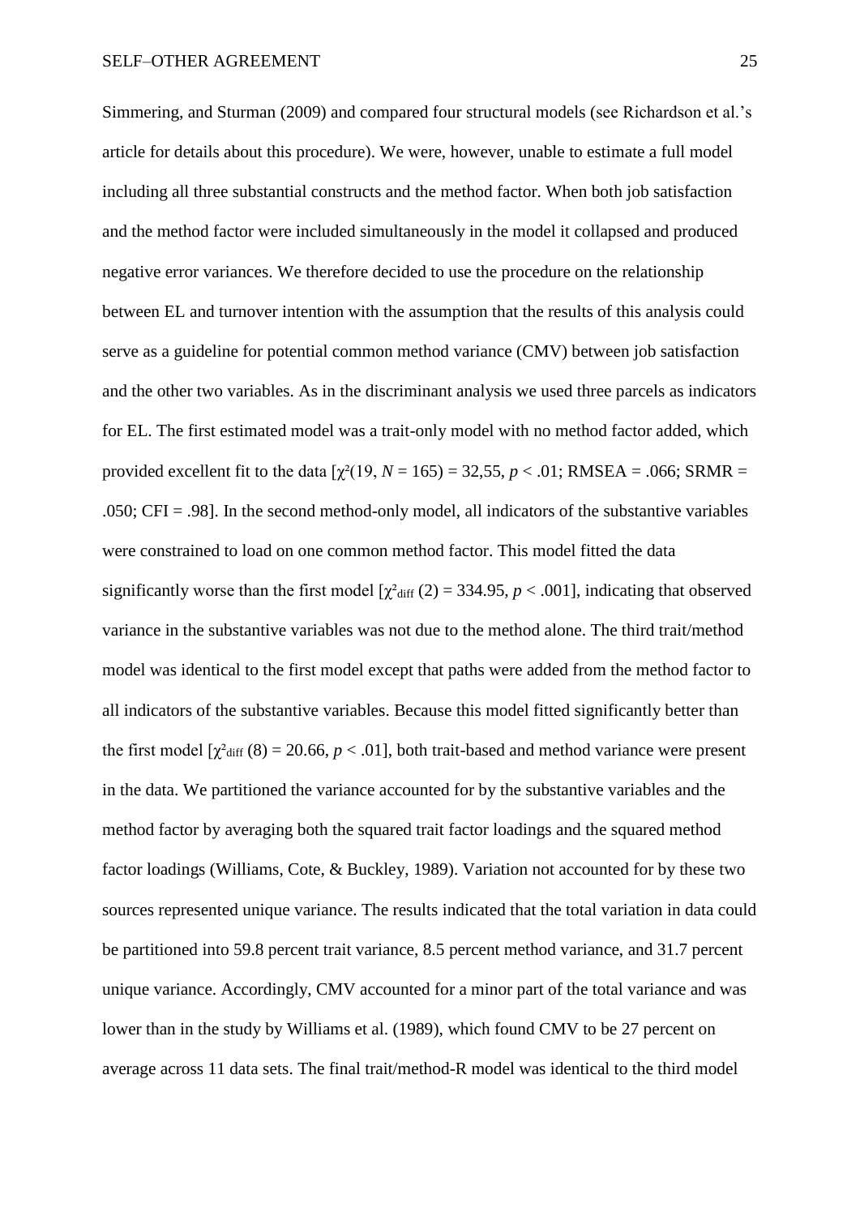Simmering, and Sturman (2009) and compared four structural models (see Richardson et al.'s article for details about this procedure). We were, however, unable to estimate a full model including all three substantial constructs and the method factor. When both job satisfaction and the method factor were included simultaneously in the model it collapsed and produced negative error variances. We therefore decided to use the procedure on the relationship between EL and turnover intention with the assumption that the results of this analysis could serve as a guideline for potential common method variance (CMV) between job satisfaction and the other two variables. As in the discriminant analysis we used three parcels as indicators for EL. The first estimated model was a trait-only model with no method factor added, which provided excellent fit to the data [$\chi^2(19, N = 165) = 32{,}55$, $p < .01$; RMSEA = .066; SRMR = .050; CFI = .98]. In the second method-only model, all indicators of the substantive variables were constrained to load on one common method factor. This model fitted the data significantly worse than the first model [$\chi^2_{\text{diff}}\,(2) = 334.95$, $p < .001$], indicating that observed variance in the substantive variables was not due to the method alone. The third trait/method model was identical to the first model except that paths were added from the method factor to all indicators of the substantive variables. Because this model fitted significantly better than the first model [$\chi^2_{\text{diff}}\,(8) = 20.66$, $p < .01$], both trait-based and method variance were present in the data. We partitioned the variance accounted for by the substantive variables and the method factor by averaging both the squared trait factor loadings and the squared method factor loadings (Williams, Cote, & Buckley, 1989). Variation not accounted for by these two sources represented unique variance. The results indicated that the total variation in data could be partitioned into 59.8 percent trait variance, 8.5 percent method variance, and 31.7 percent unique variance. Accordingly, CMV accounted for a minor part of the total variance and was lower than in the study by Williams et al. (1989), which found CMV to be 27 percent on average across 11 data sets. The final trait/method-R model was identical to the third model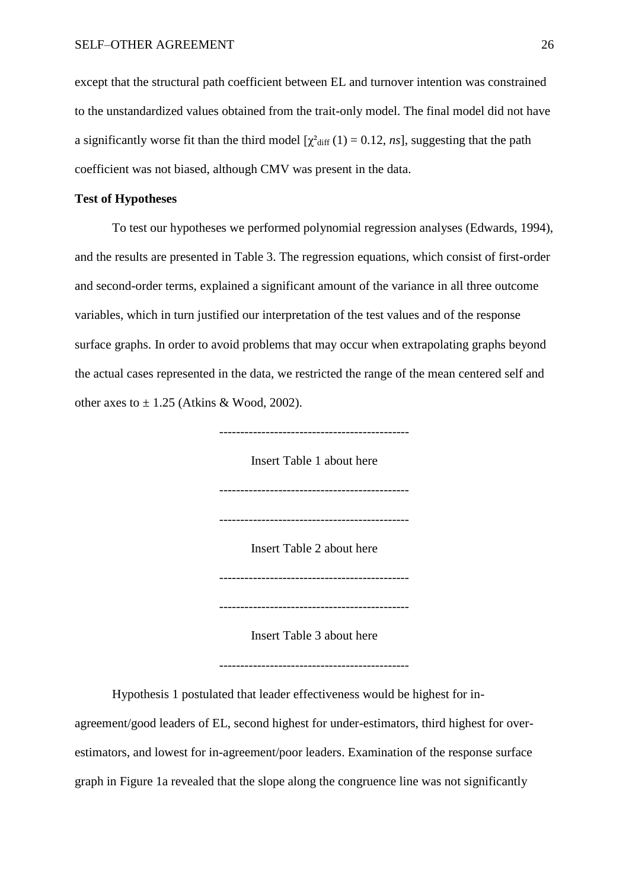except that the structural path coefficient between EL and turnover intention was constrained to the unstandardized values obtained from the trait-only model. The final model did not have a significantly worse fit than the third model [$\chi^2_{diff}(1) = 0.12$, *ns*], suggesting that the path coefficient was not biased, although CMV was present in the data.

**Test of Hypotheses**

To test our hypotheses we performed polynomial regression analyses (Edwards, 1994), and the results are presented in Table 3. The regression equations, which consist of first-order and second-order terms, explained a significant amount of the variance in all three outcome variables, which in turn justified our interpretation of the test values and of the response surface graphs. In order to avoid problems that may occur when extrapolating graphs beyond the actual cases represented in the data, we restricted the range of the mean centered self and other axes to $\pm$ 1.25 (Atkins & Wood, 2002).

--------------------------------------------

Insert Table 1 about here

--------------------------------------------

--------------------------------------------

Insert Table 2 about here

--------------------------------------------

--------------------------------------------

Insert Table 3 about here

--------------------------------------------

Hypothesis 1 postulated that leader effectiveness would be highest for in-agreement/good leaders of EL, second highest for under-estimators, third highest for over-estimators, and lowest for in-agreement/poor leaders. Examination of the response surface graph in Figure 1a revealed that the slope along the congruence line was not significantly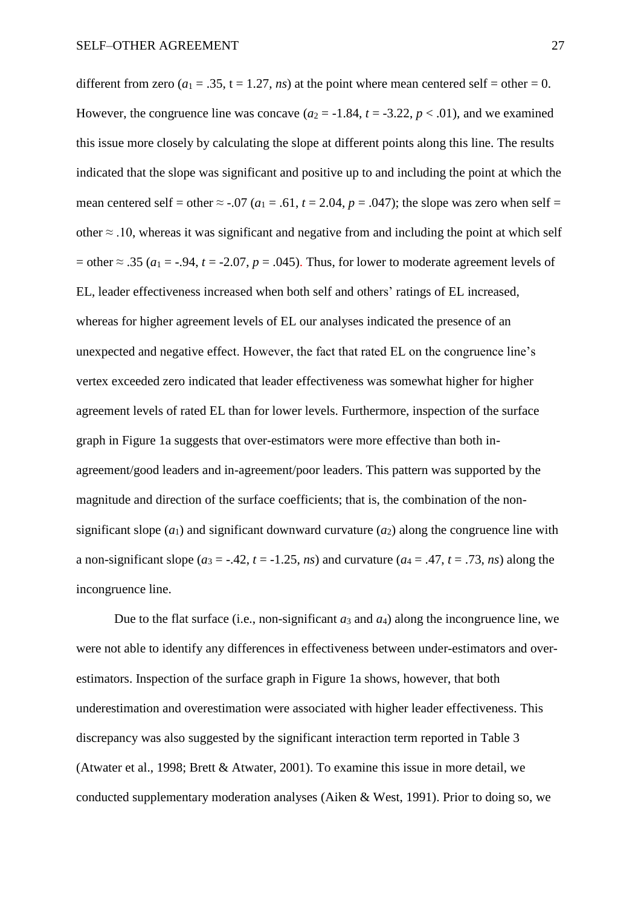different from zero ($a_1$ = .35, t = 1.27, *ns*) at the point where mean centered self = other = 0. However, the congruence line was concave ($a_2$ = -1.84, $t$ = -3.22, $p$ < .01), and we examined this issue more closely by calculating the slope at different points along this line. The results indicated that the slope was significant and positive up to and including the point at which the mean centered self = other ≈ -.07 ($a_1$ = .61, $t$ = 2.04, $p$ = .047); the slope was zero when self = other ≈ .10, whereas it was significant and negative from and including the point at which self = other ≈ .35 ($a_1$ = -.94, $t$ = -2.07, $p$ = .045). Thus, for lower to moderate agreement levels of EL, leader effectiveness increased when both self and others' ratings of EL increased, whereas for higher agreement levels of EL our analyses indicated the presence of an unexpected and negative effect. However, the fact that rated EL on the congruence line's vertex exceeded zero indicated that leader effectiveness was somewhat higher for higher agreement levels of rated EL than for lower levels. Furthermore, inspection of the surface graph in Figure 1a suggests that over-estimators were more effective than both in-agreement/good leaders and in-agreement/poor leaders. This pattern was supported by the magnitude and direction of the surface coefficients; that is, the combination of the non-significant slope ($a_1$) and significant downward curvature ($a_2$) along the congruence line with a non-significant slope ($a_3$ = -.42, $t$ = -1.25, *ns*) and curvature ($a_4$ = .47, $t$ = .73, *ns*) along the incongruence line.

Due to the flat surface (i.e., non-significant $a_3$ and $a_4$) along the incongruence line, we were not able to identify any differences in effectiveness between under-estimators and over-estimators. Inspection of the surface graph in Figure 1a shows, however, that both underestimation and overestimation were associated with higher leader effectiveness. This discrepancy was also suggested by the significant interaction term reported in Table 3 (Atwater et al., 1998; Brett & Atwater, 2001). To examine this issue in more detail, we conducted supplementary moderation analyses (Aiken & West, 1991). Prior to doing so, we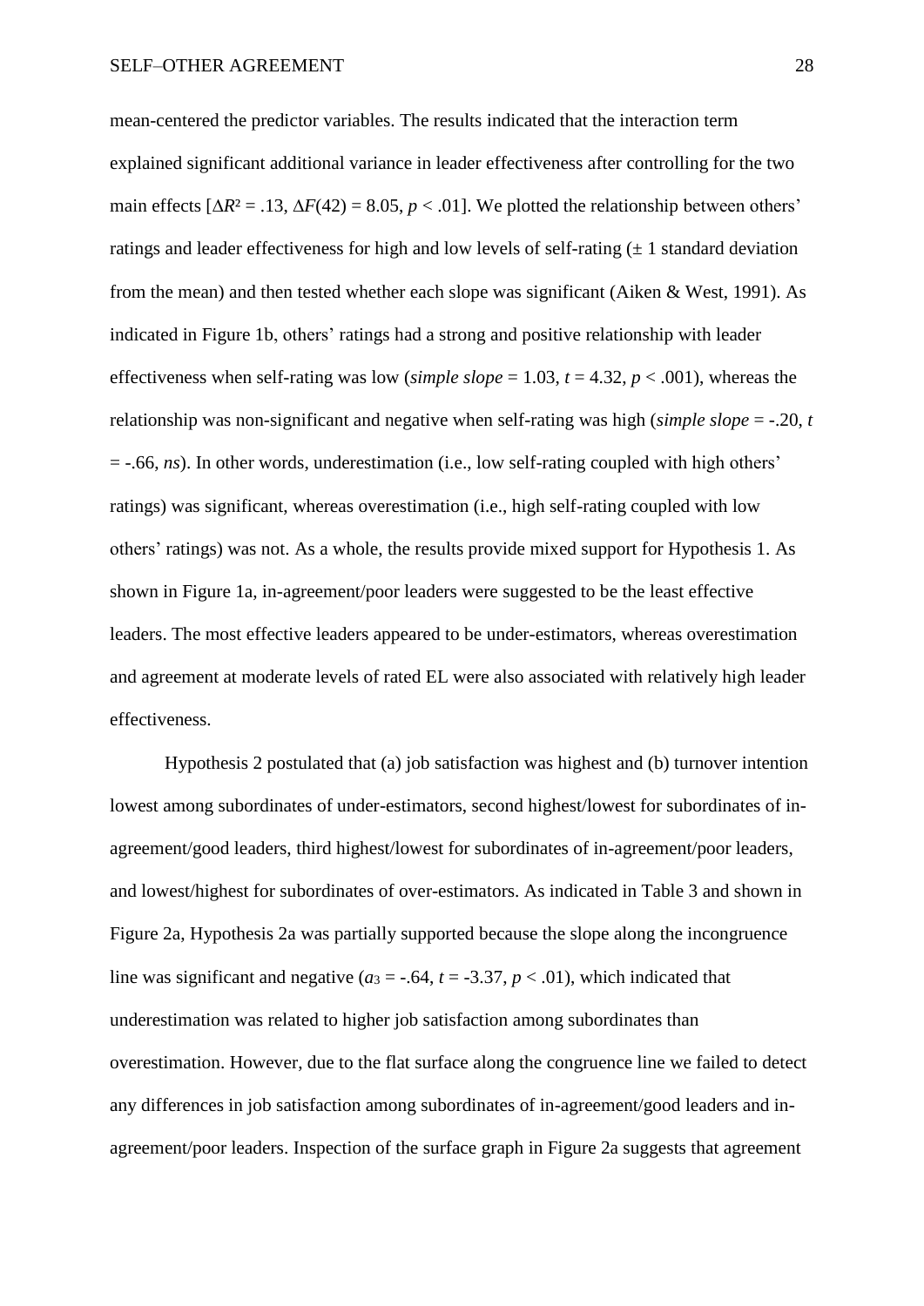mean-centered the predictor variables. The results indicated that the interaction term explained significant additional variance in leader effectiveness after controlling for the two main effects [$\Delta R^2 = .13$, $\Delta F(42) = 8.05$, $p < .01$]. We plotted the relationship between others' ratings and leader effectiveness for high and low levels of self-rating (± 1 standard deviation from the mean) and then tested whether each slope was significant (Aiken & West, 1991). As indicated in Figure 1b, others' ratings had a strong and positive relationship with leader effectiveness when self-rating was low (*simple slope* = 1.03, $t = 4.32$, $p < .001$), whereas the relationship was non-significant and negative when self-rating was high (*simple slope* = -.20, $t = -.66$, *ns*). In other words, underestimation (i.e., low self-rating coupled with high others' ratings) was significant, whereas overestimation (i.e., high self-rating coupled with low others' ratings) was not. As a whole, the results provide mixed support for Hypothesis 1. As shown in Figure 1a, in-agreement/poor leaders were suggested to be the least effective leaders. The most effective leaders appeared to be under-estimators, whereas overestimation and agreement at moderate levels of rated EL were also associated with relatively high leader effectiveness.

Hypothesis 2 postulated that (a) job satisfaction was highest and (b) turnover intention lowest among subordinates of under-estimators, second highest/lowest for subordinates of in-agreement/good leaders, third highest/lowest for subordinates of in-agreement/poor leaders, and lowest/highest for subordinates of over-estimators. As indicated in Table 3 and shown in Figure 2a, Hypothesis 2a was partially supported because the slope along the incongruence line was significant and negative ($a_3 = -.64$, $t = -3.37$, $p < .01$), which indicated that underestimation was related to higher job satisfaction among subordinates than overestimation. However, due to the flat surface along the congruence line we failed to detect any differences in job satisfaction among subordinates of in-agreement/good leaders and in-agreement/poor leaders. Inspection of the surface graph in Figure 2a suggests that agreement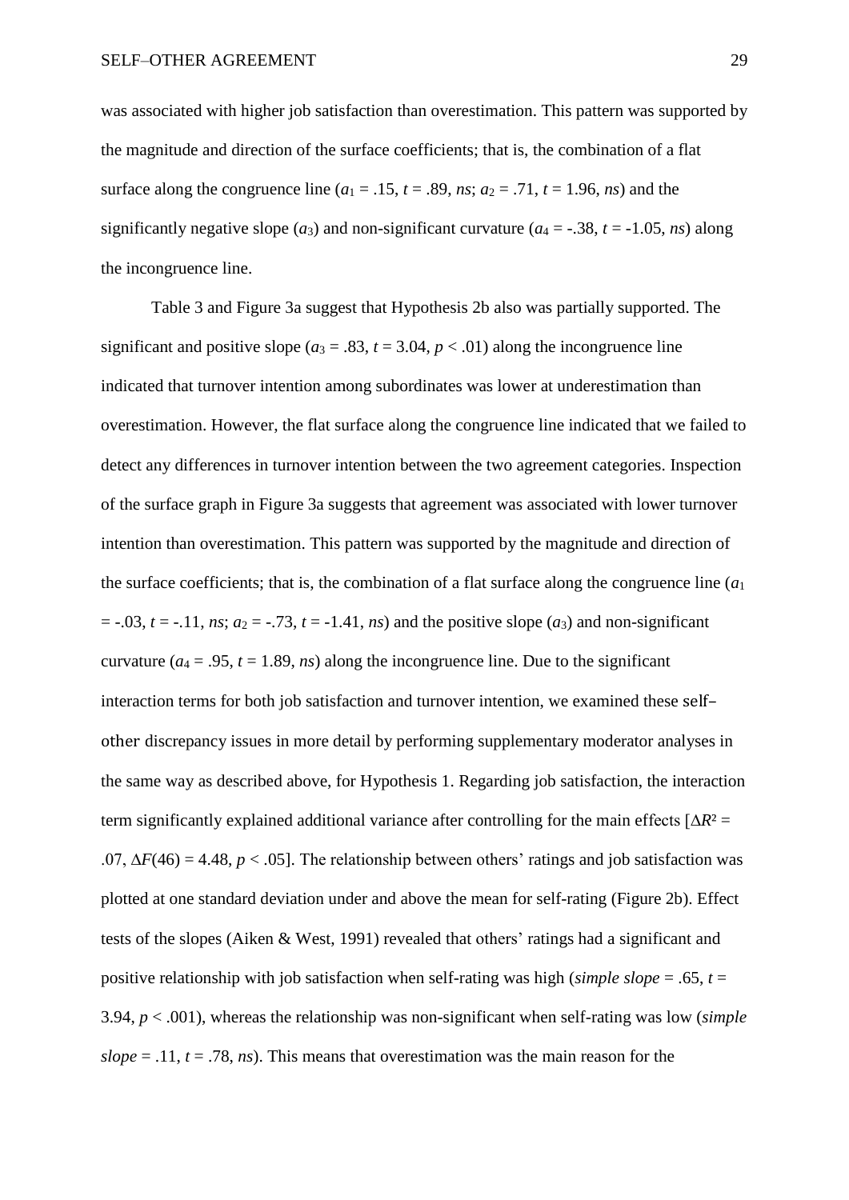was associated with higher job satisfaction than overestimation. This pattern was supported by the magnitude and direction of the surface coefficients; that is, the combination of a flat surface along the congruence line ($a_1$ = .15, $t$ = .89, *ns*; $a_2$ = .71, $t$ = 1.96, *ns*) and the significantly negative slope ($a_3$) and non-significant curvature ($a_4$ = -.38, $t$ = -1.05, *ns*) along the incongruence line.

Table 3 and Figure 3a suggest that Hypothesis 2b also was partially supported. The significant and positive slope ($a_3$ = .83, $t$ = 3.04, $p < .01$) along the incongruence line indicated that turnover intention among subordinates was lower at underestimation than overestimation. However, the flat surface along the congruence line indicated that we failed to detect any differences in turnover intention between the two agreement categories. Inspection of the surface graph in Figure 3a suggests that agreement was associated with lower turnover intention than overestimation. This pattern was supported by the magnitude and direction of the surface coefficients; that is, the combination of a flat surface along the congruence line ($a_1$ = -.03, $t$ = -.11, *ns*; $a_2$ = -.73, $t$ = -1.41, *ns*) and the positive slope ($a_3$) and non-significant curvature ($a_4$ = .95, $t$ = 1.89, *ns*) along the incongruence line. Due to the significant interaction terms for both job satisfaction and turnover intention, we examined these self–other discrepancy issues in more detail by performing supplementary moderator analyses in the same way as described above, for Hypothesis 1. Regarding job satisfaction, the interaction term significantly explained additional variance after controlling for the main effects [$\Delta R^2$ = .07, $\Delta F(46)$ = 4.48, $p < .05$]. The relationship between others' ratings and job satisfaction was plotted at one standard deviation under and above the mean for self-rating (Figure 2b). Effect tests of the slopes (Aiken & West, 1991) revealed that others' ratings had a significant and positive relationship with job satisfaction when self-rating was high (*simple slope* = .65, $t$ = 3.94, $p < .001$), whereas the relationship was non-significant when self-rating was low (*simple slope* = .11, $t$ = .78, *ns*). This means that overestimation was the main reason for the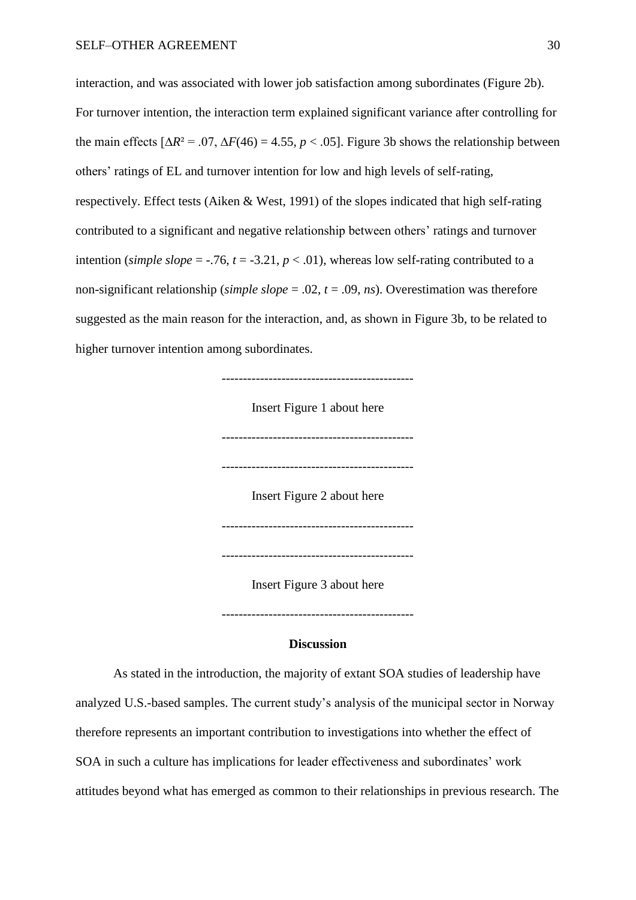interaction, and was associated with lower job satisfaction among subordinates (Figure 2b). For turnover intention, the interaction term explained significant variance after controlling for the main effects [$\Delta R^2 = .07$, $\Delta F(46) = 4.55$, $p < .05$]. Figure 3b shows the relationship between others' ratings of EL and turnover intention for low and high levels of self-rating, respectively. Effect tests (Aiken & West, 1991) of the slopes indicated that high self-rating contributed to a significant and negative relationship between others' ratings and turnover intention (*simple slope* = -.76, $t = -3.21$, $p < .01$), whereas low self-rating contributed to a non-significant relationship (*simple slope* = .02, $t = .09$, *ns*). Overestimation was therefore suggested as the main reason for the interaction, and, as shown in Figure 3b, to be related to higher turnover intention among subordinates.

--------------------------------------------

Insert Figure 1 about here

--------------------------------------------

--------------------------------------------

Insert Figure 2 about here

--------------------------------------------

--------------------------------------------

Insert Figure 3 about here

--------------------------------------------

## Discussion

As stated in the introduction, the majority of extant SOA studies of leadership have analyzed U.S.-based samples. The current study's analysis of the municipal sector in Norway therefore represents an important contribution to investigations into whether the effect of SOA in such a culture has implications for leader effectiveness and subordinates' work attitudes beyond what has emerged as common to their relationships in previous research. The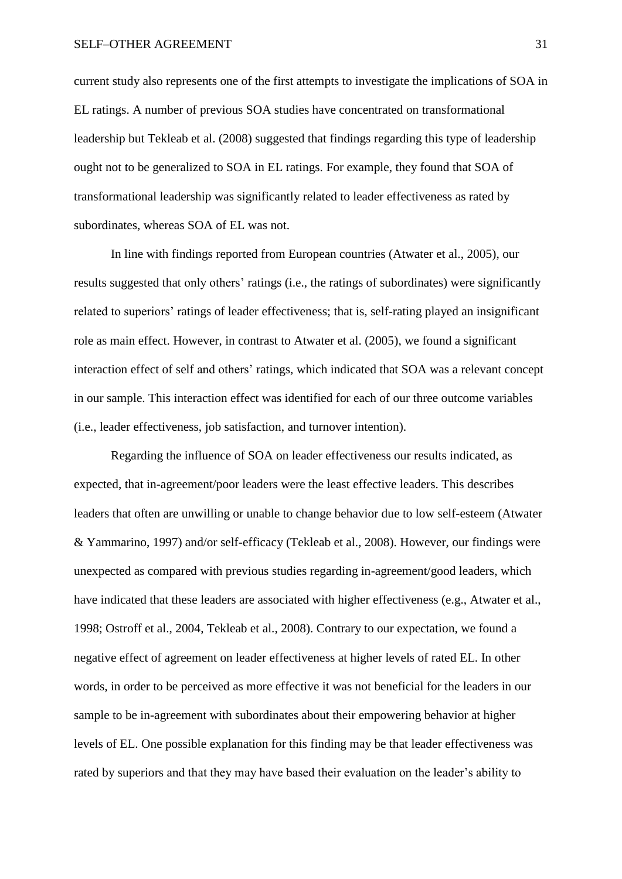current study also represents one of the first attempts to investigate the implications of SOA in EL ratings. A number of previous SOA studies have concentrated on transformational leadership but Tekleab et al. (2008) suggested that findings regarding this type of leadership ought not to be generalized to SOA in EL ratings. For example, they found that SOA of transformational leadership was significantly related to leader effectiveness as rated by subordinates, whereas SOA of EL was not.

In line with findings reported from European countries (Atwater et al., 2005), our results suggested that only others' ratings (i.e., the ratings of subordinates) were significantly related to superiors' ratings of leader effectiveness; that is, self-rating played an insignificant role as main effect. However, in contrast to Atwater et al. (2005), we found a significant interaction effect of self and others' ratings, which indicated that SOA was a relevant concept in our sample. This interaction effect was identified for each of our three outcome variables (i.e., leader effectiveness, job satisfaction, and turnover intention).

Regarding the influence of SOA on leader effectiveness our results indicated, as expected, that in-agreement/poor leaders were the least effective leaders. This describes leaders that often are unwilling or unable to change behavior due to low self-esteem (Atwater & Yammarino, 1997) and/or self-efficacy (Tekleab et al., 2008). However, our findings were unexpected as compared with previous studies regarding in-agreement/good leaders, which have indicated that these leaders are associated with higher effectiveness (e.g., Atwater et al., 1998; Ostroff et al., 2004, Tekleab et al., 2008). Contrary to our expectation, we found a negative effect of agreement on leader effectiveness at higher levels of rated EL. In other words, in order to be perceived as more effective it was not beneficial for the leaders in our sample to be in-agreement with subordinates about their empowering behavior at higher levels of EL. One possible explanation for this finding may be that leader effectiveness was rated by superiors and that they may have based their evaluation on the leader's ability to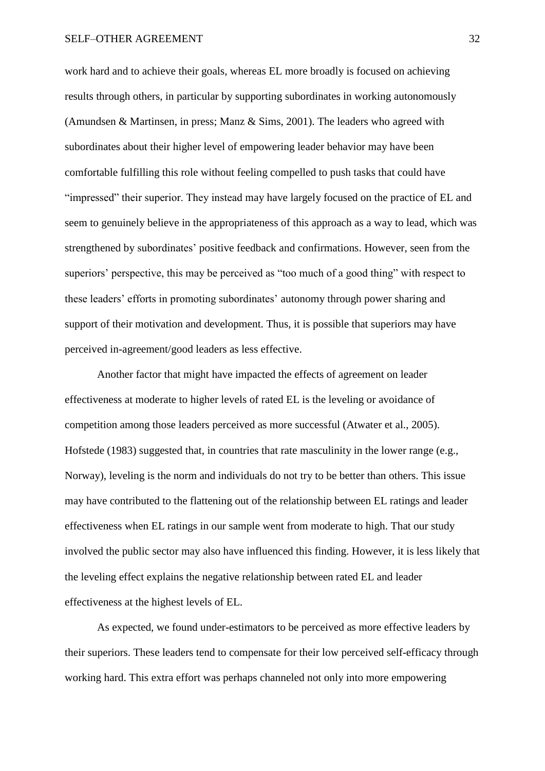work hard and to achieve their goals, whereas EL more broadly is focused on achieving results through others, in particular by supporting subordinates in working autonomously (Amundsen & Martinsen, in press; Manz & Sims, 2001). The leaders who agreed with subordinates about their higher level of empowering leader behavior may have been comfortable fulfilling this role without feeling compelled to push tasks that could have "impressed" their superior. They instead may have largely focused on the practice of EL and seem to genuinely believe in the appropriateness of this approach as a way to lead, which was strengthened by subordinates' positive feedback and confirmations. However, seen from the superiors' perspective, this may be perceived as "too much of a good thing" with respect to these leaders' efforts in promoting subordinates' autonomy through power sharing and support of their motivation and development. Thus, it is possible that superiors may have perceived in-agreement/good leaders as less effective.

Another factor that might have impacted the effects of agreement on leader effectiveness at moderate to higher levels of rated EL is the leveling or avoidance of competition among those leaders perceived as more successful (Atwater et al., 2005). Hofstede (1983) suggested that, in countries that rate masculinity in the lower range (e.g., Norway), leveling is the norm and individuals do not try to be better than others. This issue may have contributed to the flattening out of the relationship between EL ratings and leader effectiveness when EL ratings in our sample went from moderate to high. That our study involved the public sector may also have influenced this finding. However, it is less likely that the leveling effect explains the negative relationship between rated EL and leader effectiveness at the highest levels of EL.

As expected, we found under-estimators to be perceived as more effective leaders by their superiors. These leaders tend to compensate for their low perceived self-efficacy through working hard. This extra effort was perhaps channeled not only into more empowering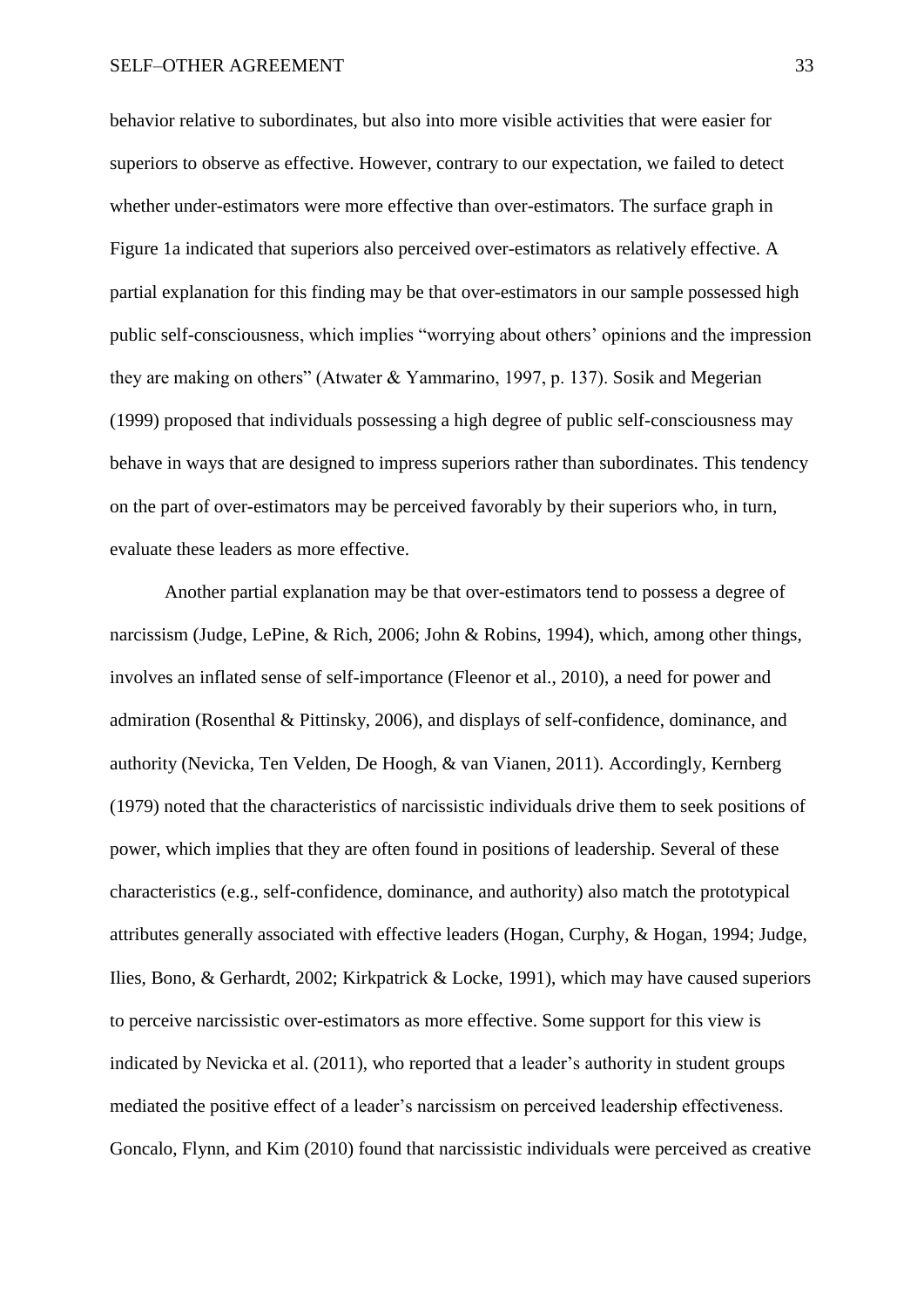behavior relative to subordinates, but also into more visible activities that were easier for superiors to observe as effective. However, contrary to our expectation, we failed to detect whether under-estimators were more effective than over-estimators. The surface graph in Figure 1a indicated that superiors also perceived over-estimators as relatively effective. A partial explanation for this finding may be that over-estimators in our sample possessed high public self-consciousness, which implies "worrying about others' opinions and the impression they are making on others" (Atwater & Yammarino, 1997, p. 137). Sosik and Megerian (1999) proposed that individuals possessing a high degree of public self-consciousness may behave in ways that are designed to impress superiors rather than subordinates. This tendency on the part of over-estimators may be perceived favorably by their superiors who, in turn, evaluate these leaders as more effective.

Another partial explanation may be that over-estimators tend to possess a degree of narcissism (Judge, LePine, & Rich, 2006; John & Robins, 1994), which, among other things, involves an inflated sense of self-importance (Fleenor et al., 2010), a need for power and admiration (Rosenthal & Pittinsky, 2006), and displays of self-confidence, dominance, and authority (Nevicka, Ten Velden, De Hoogh, & van Vianen, 2011). Accordingly, Kernberg (1979) noted that the characteristics of narcissistic individuals drive them to seek positions of power, which implies that they are often found in positions of leadership. Several of these characteristics (e.g., self-confidence, dominance, and authority) also match the prototypical attributes generally associated with effective leaders (Hogan, Curphy, & Hogan, 1994; Judge, Ilies, Bono, & Gerhardt, 2002; Kirkpatrick & Locke, 1991), which may have caused superiors to perceive narcissistic over-estimators as more effective. Some support for this view is indicated by Nevicka et al. (2011), who reported that a leader's authority in student groups mediated the positive effect of a leader's narcissism on perceived leadership effectiveness. Goncalo, Flynn, and Kim (2010) found that narcissistic individuals were perceived as creative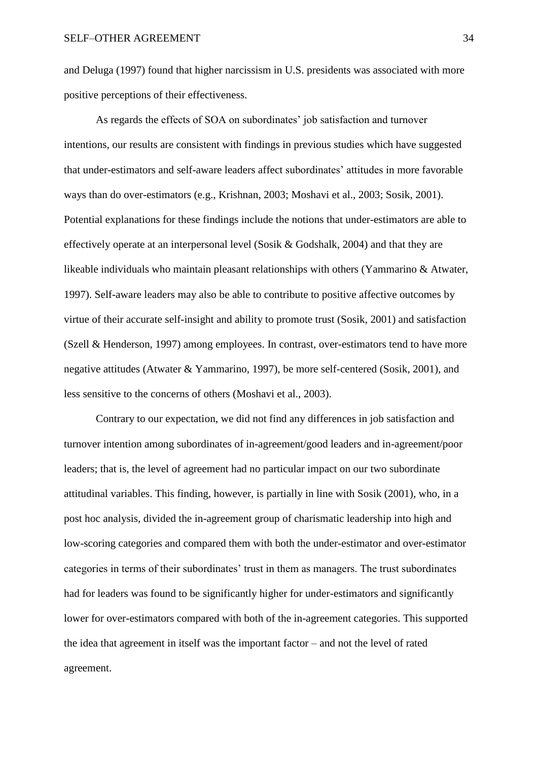and Deluga (1997) found that higher narcissism in U.S. presidents was associated with more positive perceptions of their effectiveness.

As regards the effects of SOA on subordinates' job satisfaction and turnover intentions, our results are consistent with findings in previous studies which have suggested that under-estimators and self-aware leaders affect subordinates' attitudes in more favorable ways than do over-estimators (e.g., Krishnan, 2003; Moshavi et al., 2003; Sosik, 2001). Potential explanations for these findings include the notions that under-estimators are able to effectively operate at an interpersonal level (Sosik & Godshalk, 2004) and that they are likeable individuals who maintain pleasant relationships with others (Yammarino & Atwater, 1997). Self-aware leaders may also be able to contribute to positive affective outcomes by virtue of their accurate self-insight and ability to promote trust (Sosik, 2001) and satisfaction (Szell & Henderson, 1997) among employees. In contrast, over-estimators tend to have more negative attitudes (Atwater & Yammarino, 1997), be more self-centered (Sosik, 2001), and less sensitive to the concerns of others (Moshavi et al., 2003).

Contrary to our expectation, we did not find any differences in job satisfaction and turnover intention among subordinates of in-agreement/good leaders and in-agreement/poor leaders; that is, the level of agreement had no particular impact on our two subordinate attitudinal variables. This finding, however, is partially in line with Sosik (2001), who, in a post hoc analysis, divided the in-agreement group of charismatic leadership into high and low-scoring categories and compared them with both the under-estimator and over-estimator categories in terms of their subordinates' trust in them as managers. The trust subordinates had for leaders was found to be significantly higher for under-estimators and significantly lower for over-estimators compared with both of the in-agreement categories. This supported the idea that agreement in itself was the important factor – and not the level of rated agreement.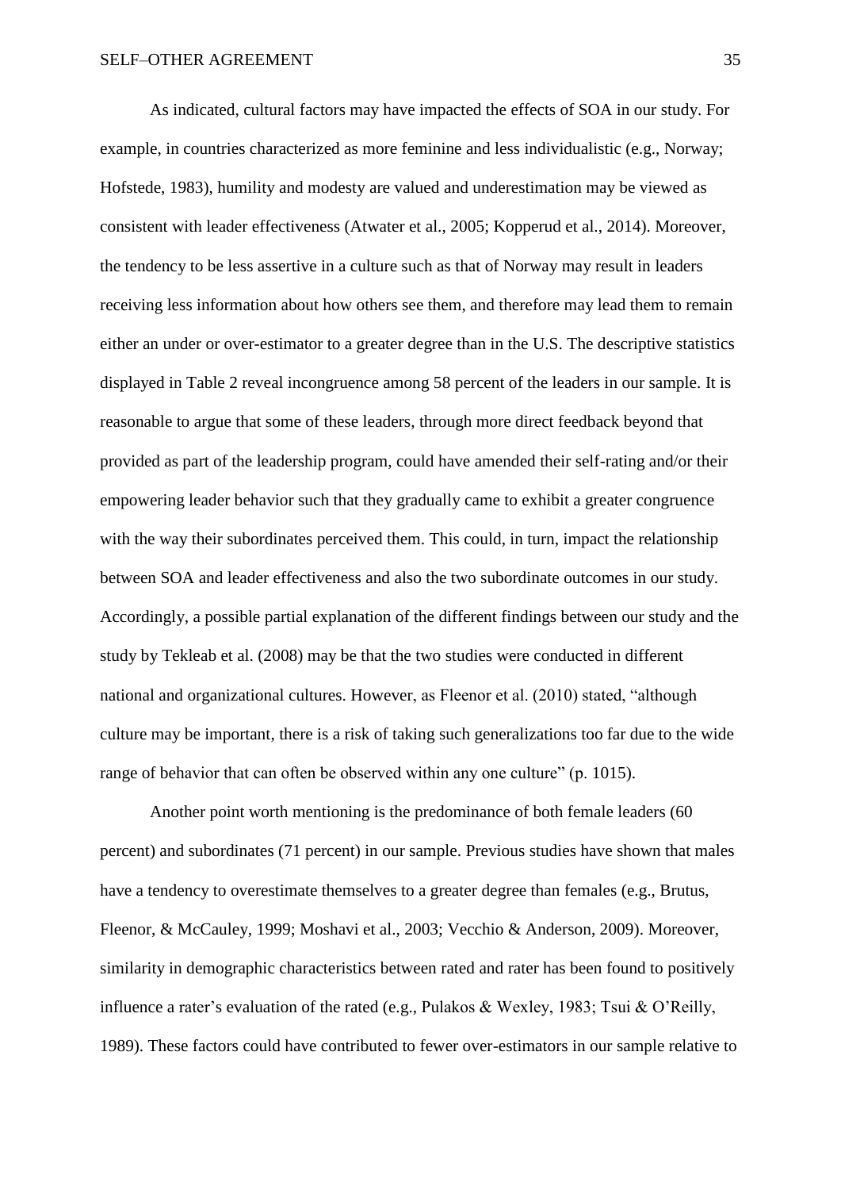As indicated, cultural factors may have impacted the effects of SOA in our study. For example, in countries characterized as more feminine and less individualistic (e.g., Norway; Hofstede, 1983), humility and modesty are valued and underestimation may be viewed as consistent with leader effectiveness (Atwater et al., 2005; Kopperud et al., 2014). Moreover, the tendency to be less assertive in a culture such as that of Norway may result in leaders receiving less information about how others see them, and therefore may lead them to remain either an under or over-estimator to a greater degree than in the U.S. The descriptive statistics displayed in Table 2 reveal incongruence among 58 percent of the leaders in our sample. It is reasonable to argue that some of these leaders, through more direct feedback beyond that provided as part of the leadership program, could have amended their self-rating and/or their empowering leader behavior such that they gradually came to exhibit a greater congruence with the way their subordinates perceived them. This could, in turn, impact the relationship between SOA and leader effectiveness and also the two subordinate outcomes in our study. Accordingly, a possible partial explanation of the different findings between our study and the study by Tekleab et al. (2008) may be that the two studies were conducted in different national and organizational cultures. However, as Fleenor et al. (2010) stated, "although culture may be important, there is a risk of taking such generalizations too far due to the wide range of behavior that can often be observed within any one culture" (p. 1015).

Another point worth mentioning is the predominance of both female leaders (60 percent) and subordinates (71 percent) in our sample. Previous studies have shown that males have a tendency to overestimate themselves to a greater degree than females (e.g., Brutus, Fleenor, & McCauley, 1999; Moshavi et al., 2003; Vecchio & Anderson, 2009). Moreover, similarity in demographic characteristics between rated and rater has been found to positively influence a rater's evaluation of the rated (e.g., Pulakos & Wexley, 1983; Tsui & O'Reilly, 1989). These factors could have contributed to fewer over-estimators in our sample relative to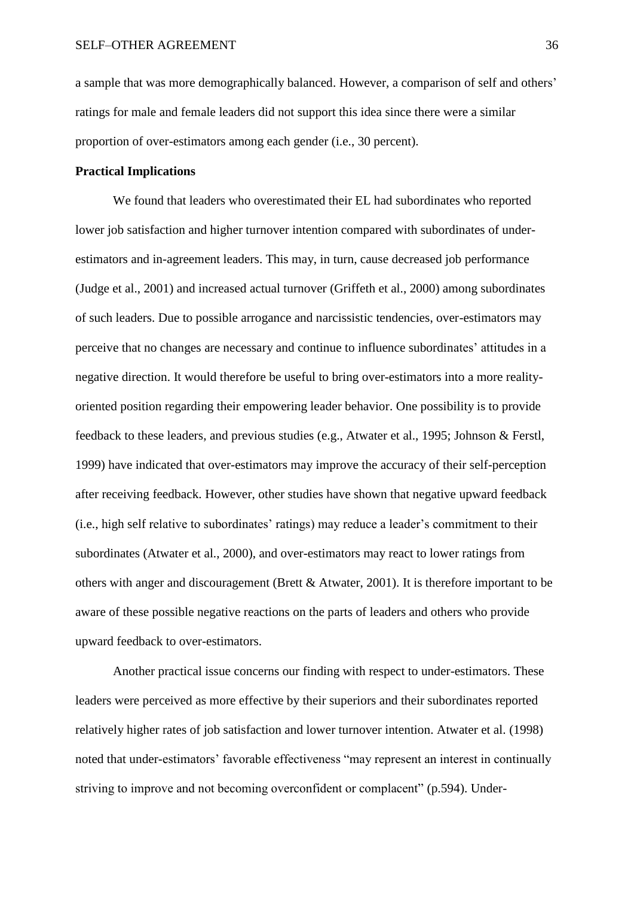a sample that was more demographically balanced. However, a comparison of self and others' ratings for male and female leaders did not support this idea since there were a similar proportion of over-estimators among each gender (i.e., 30 percent).

**Practical Implications**

We found that leaders who overestimated their EL had subordinates who reported lower job satisfaction and higher turnover intention compared with subordinates of under-estimators and in-agreement leaders. This may, in turn, cause decreased job performance (Judge et al., 2001) and increased actual turnover (Griffeth et al., 2000) among subordinates of such leaders. Due to possible arrogance and narcissistic tendencies, over-estimators may perceive that no changes are necessary and continue to influence subordinates' attitudes in a negative direction. It would therefore be useful to bring over-estimators into a more reality-oriented position regarding their empowering leader behavior. One possibility is to provide feedback to these leaders, and previous studies (e.g., Atwater et al., 1995; Johnson & Ferstl, 1999) have indicated that over-estimators may improve the accuracy of their self-perception after receiving feedback. However, other studies have shown that negative upward feedback (i.e., high self relative to subordinates' ratings) may reduce a leader's commitment to their subordinates (Atwater et al., 2000), and over-estimators may react to lower ratings from others with anger and discouragement (Brett & Atwater, 2001). It is therefore important to be aware of these possible negative reactions on the parts of leaders and others who provide upward feedback to over-estimators.

Another practical issue concerns our finding with respect to under-estimators. These leaders were perceived as more effective by their superiors and their subordinates reported relatively higher rates of job satisfaction and lower turnover intention. Atwater et al. (1998) noted that under-estimators' favorable effectiveness "may represent an interest in continually striving to improve and not becoming overconfident or complacent" (p.594). Under-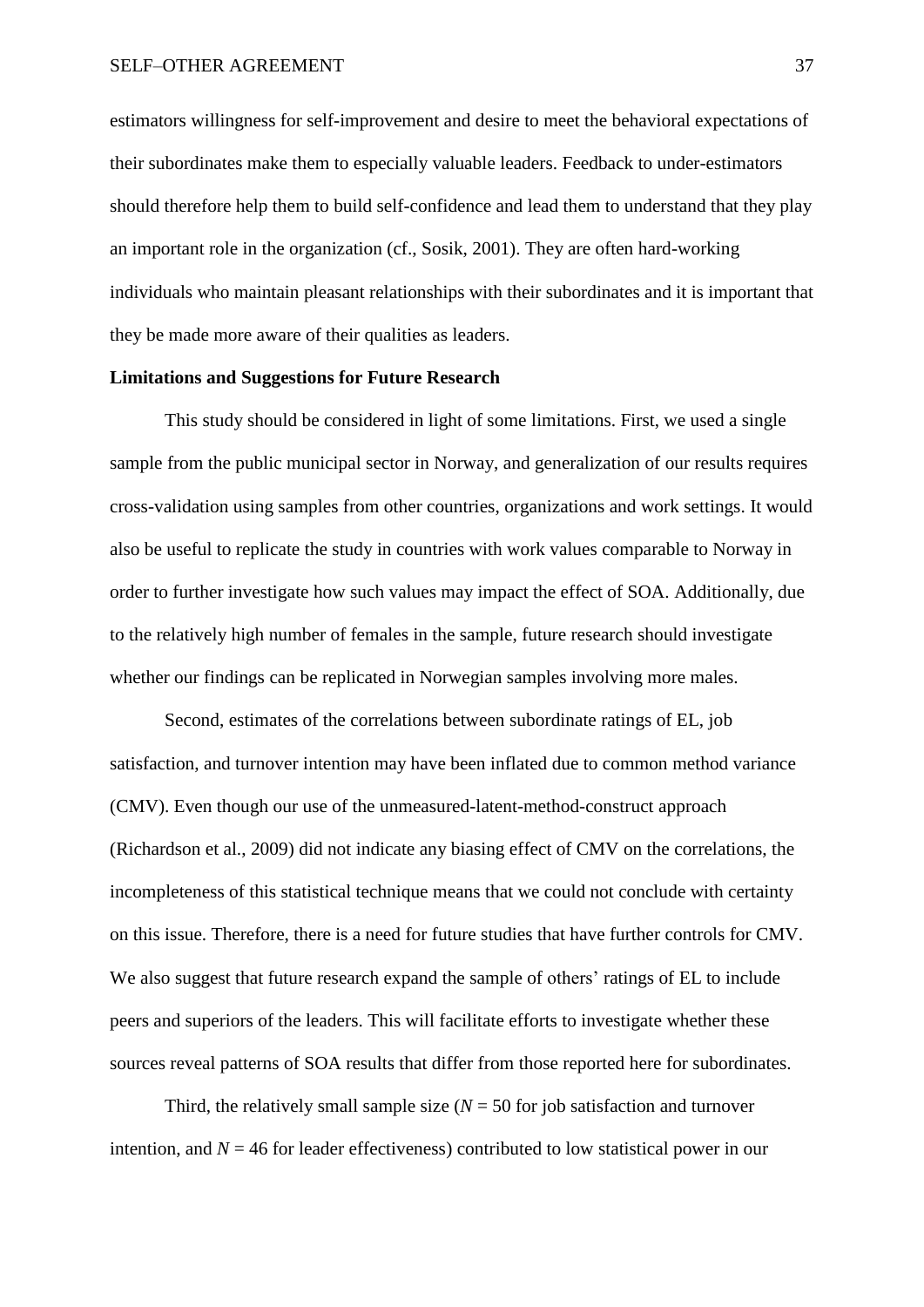estimators willingness for self-improvement and desire to meet the behavioral expectations of their subordinates make them to especially valuable leaders. Feedback to under-estimators should therefore help them to build self-confidence and lead them to understand that they play an important role in the organization (cf., Sosik, 2001). They are often hard-working individuals who maintain pleasant relationships with their subordinates and it is important that they be made more aware of their qualities as leaders.

**Limitations and Suggestions for Future Research**

This study should be considered in light of some limitations. First, we used a single sample from the public municipal sector in Norway, and generalization of our results requires cross-validation using samples from other countries, organizations and work settings. It would also be useful to replicate the study in countries with work values comparable to Norway in order to further investigate how such values may impact the effect of SOA. Additionally, due to the relatively high number of females in the sample, future research should investigate whether our findings can be replicated in Norwegian samples involving more males.

Second, estimates of the correlations between subordinate ratings of EL, job satisfaction, and turnover intention may have been inflated due to common method variance (CMV). Even though our use of the unmeasured-latent-method-construct approach (Richardson et al., 2009) did not indicate any biasing effect of CMV on the correlations, the incompleteness of this statistical technique means that we could not conclude with certainty on this issue. Therefore, there is a need for future studies that have further controls for CMV. We also suggest that future research expand the sample of others' ratings of EL to include peers and superiors of the leaders. This will facilitate efforts to investigate whether these sources reveal patterns of SOA results that differ from those reported here for subordinates.

Third, the relatively small sample size ($N = 50$ for job satisfaction and turnover intention, and $N = 46$ for leader effectiveness) contributed to low statistical power in our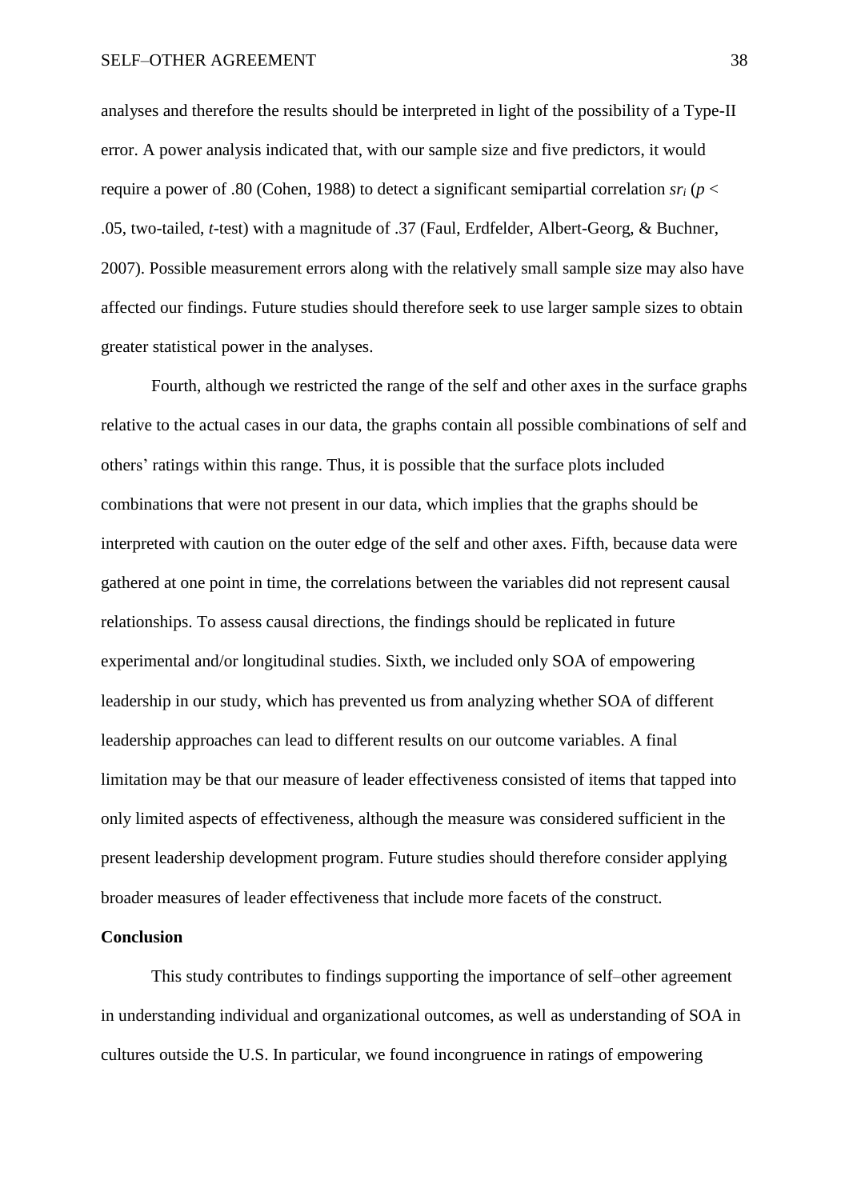analyses and therefore the results should be interpreted in light of the possibility of a Type-II error. A power analysis indicated that, with our sample size and five predictors, it would require a power of .80 (Cohen, 1988) to detect a significant semipartial correlation $sr_i$ ($p <$ .05, two-tailed, *t*-test) with a magnitude of .37 (Faul, Erdfelder, Albert-Georg, & Buchner, 2007). Possible measurement errors along with the relatively small sample size may also have affected our findings. Future studies should therefore seek to use larger sample sizes to obtain greater statistical power in the analyses.

Fourth, although we restricted the range of the self and other axes in the surface graphs relative to the actual cases in our data, the graphs contain all possible combinations of self and others' ratings within this range. Thus, it is possible that the surface plots included combinations that were not present in our data, which implies that the graphs should be interpreted with caution on the outer edge of the self and other axes. Fifth, because data were gathered at one point in time, the correlations between the variables did not represent causal relationships. To assess causal directions, the findings should be replicated in future experimental and/or longitudinal studies. Sixth, we included only SOA of empowering leadership in our study, which has prevented us from analyzing whether SOA of different leadership approaches can lead to different results on our outcome variables. A final limitation may be that our measure of leader effectiveness consisted of items that tapped into only limited aspects of effectiveness, although the measure was considered sufficient in the present leadership development program. Future studies should therefore consider applying broader measures of leader effectiveness that include more facets of the construct.

**Conclusion**

This study contributes to findings supporting the importance of self–other agreement in understanding individual and organizational outcomes, as well as understanding of SOA in cultures outside the U.S. In particular, we found incongruence in ratings of empowering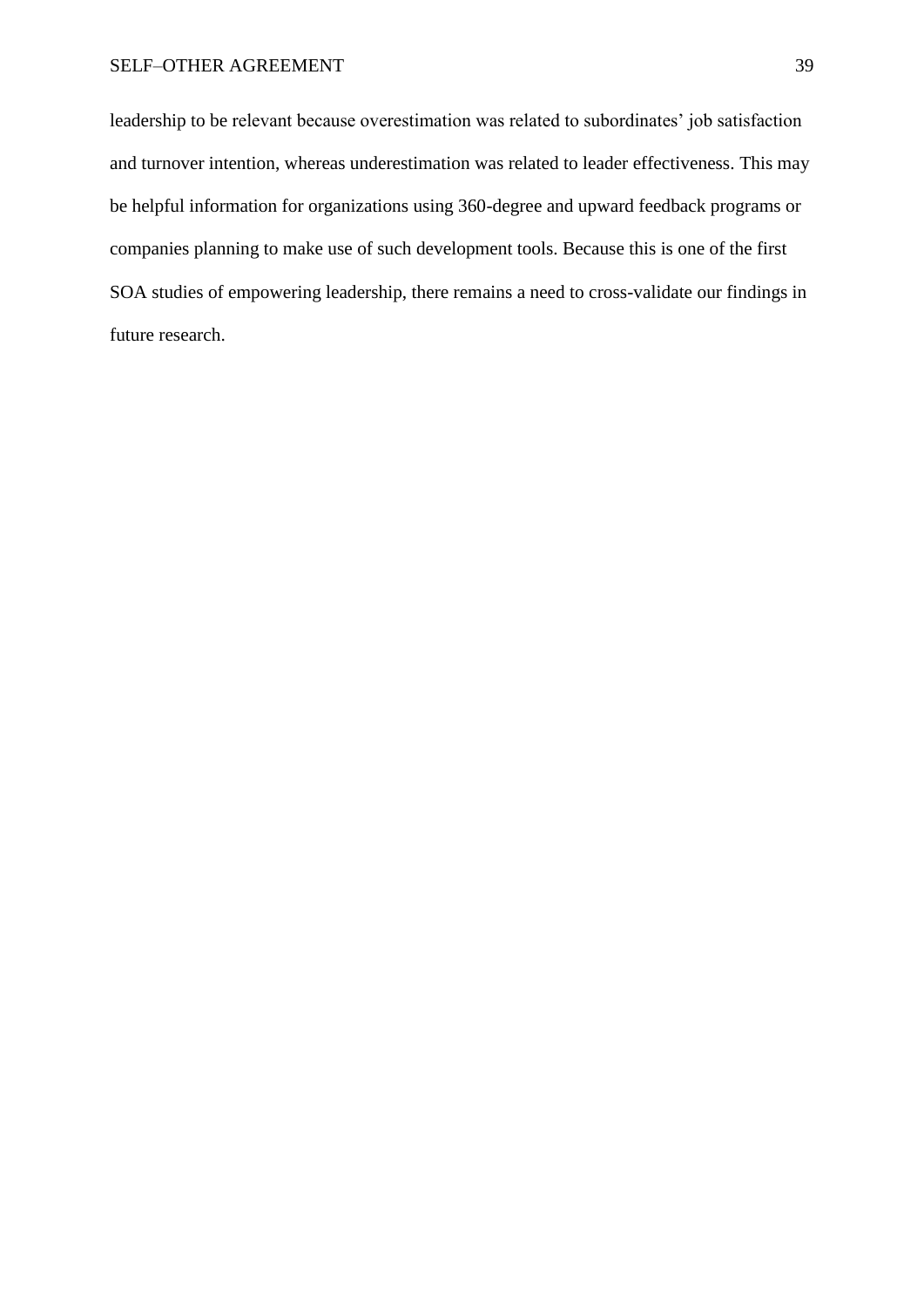leadership to be relevant because overestimation was related to subordinates' job satisfaction and turnover intention, whereas underestimation was related to leader effectiveness. This may be helpful information for organizations using 360-degree and upward feedback programs or companies planning to make use of such development tools. Because this is one of the first SOA studies of empowering leadership, there remains a need to cross-validate our findings in future research.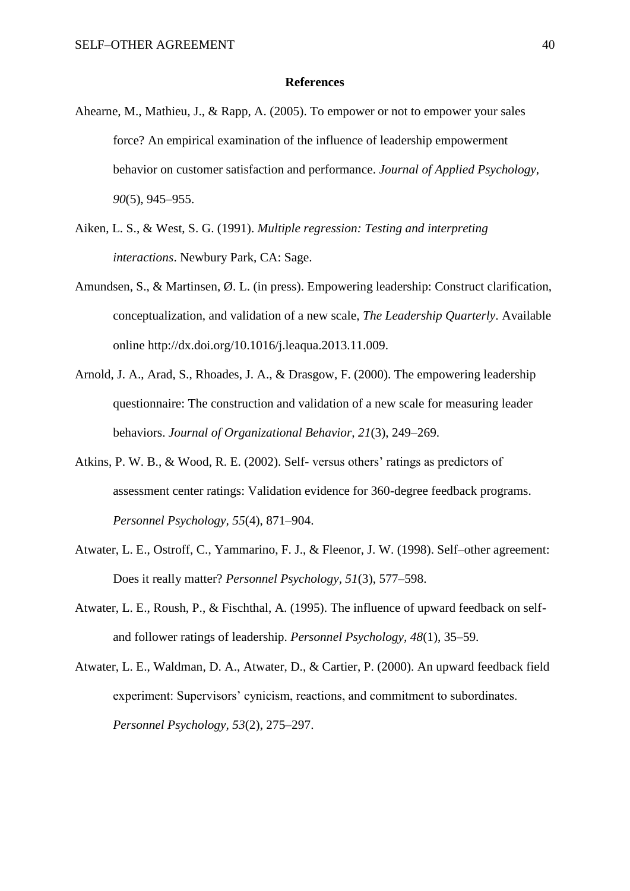## References

Ahearne, M., Mathieu, J., & Rapp, A. (2005). To empower or not to empower your sales force? An empirical examination of the influence of leadership empowerment behavior on customer satisfaction and performance. *Journal of Applied Psychology, 90*(5), 945–955.

Aiken, L. S., & West, S. G. (1991). *Multiple regression: Testing and interpreting interactions*. Newbury Park, CA: Sage.

Amundsen, S., & Martinsen, Ø. L. (in press). Empowering leadership: Construct clarification, conceptualization, and validation of a new scale, *The Leadership Quarterly*. Available online http://dx.doi.org/10.1016/j.leaqua.2013.11.009.

Arnold, J. A., Arad, S., Rhoades, J. A., & Drasgow, F. (2000). The empowering leadership questionnaire: The construction and validation of a new scale for measuring leader behaviors. *Journal of Organizational Behavior, 21*(3), 249–269.

Atkins, P. W. B., & Wood, R. E. (2002). Self- versus others' ratings as predictors of assessment center ratings: Validation evidence for 360-degree feedback programs. *Personnel Psychology, 55*(4), 871–904.

Atwater, L. E., Ostroff, C., Yammarino, F. J., & Fleenor, J. W. (1998). Self–other agreement: Does it really matter? *Personnel Psychology, 51*(3), 577–598.

Atwater, L. E., Roush, P., & Fischthal, A. (1995). The influence of upward feedback on self- and follower ratings of leadership. *Personnel Psychology*, *48*(1), 35–59.

Atwater, L. E., Waldman, D. A., Atwater, D., & Cartier, P. (2000). An upward feedback field experiment: Supervisors' cynicism, reactions, and commitment to subordinates. *Personnel Psychology, 53*(2), 275–297.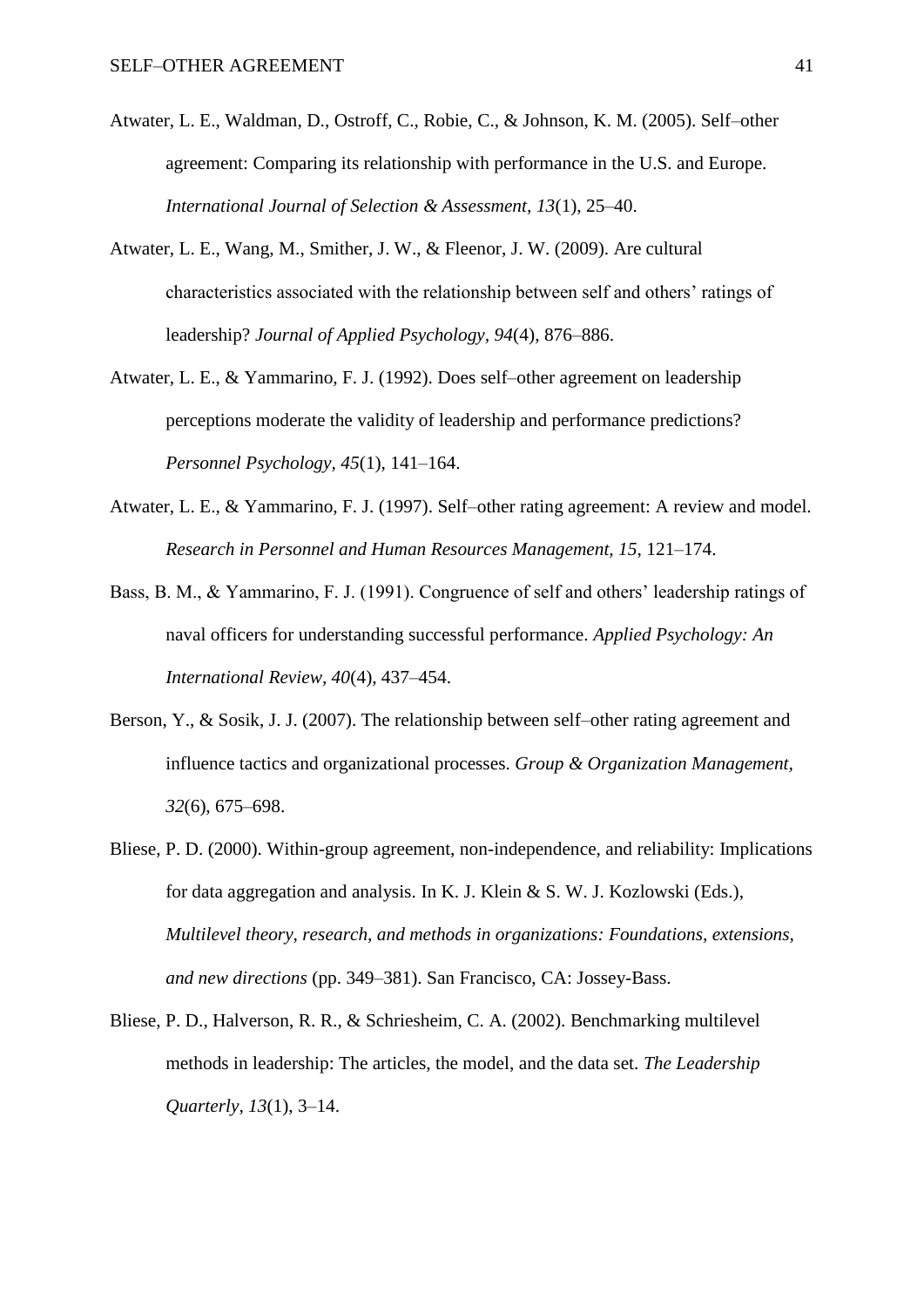Atwater, L. E., Waldman, D., Ostroff, C., Robie, C., & Johnson, K. M. (2005). Self–other agreement: Comparing its relationship with performance in the U.S. and Europe. *International Journal of Selection & Assessment, 13*(1), 25–40.

Atwater, L. E., Wang, M., Smither, J. W., & Fleenor, J. W. (2009). Are cultural characteristics associated with the relationship between self and others' ratings of leadership? *Journal of Applied Psychology, 94*(4), 876–886.

Atwater, L. E., & Yammarino, F. J. (1992). Does self–other agreement on leadership perceptions moderate the validity of leadership and performance predictions? *Personnel Psychology, 45*(1), 141–164.

Atwater, L. E., & Yammarino, F. J. (1997). Self–other rating agreement: A review and model. *Research in Personnel and Human Resources Management, 15*, 121–174.

Bass, B. M., & Yammarino, F. J. (1991). Congruence of self and others' leadership ratings of naval officers for understanding successful performance. *Applied Psychology: An International Review, 40*(4), 437–454.

Berson, Y., & Sosik, J. J. (2007). The relationship between self–other rating agreement and influence tactics and organizational processes. *Group & Organization Management, 32*(6), 675–698.

Bliese, P. D. (2000). Within-group agreement, non-independence, and reliability: Implications for data aggregation and analysis. In K. J. Klein & S. W. J. Kozlowski (Eds.), *Multilevel theory, research, and methods in organizations: Foundations, extensions, and new directions* (pp. 349–381). San Francisco, CA: Jossey-Bass.

Bliese, P. D., Halverson, R. R., & Schriesheim, C. A. (2002). Benchmarking multilevel methods in leadership: The articles, the model, and the data set. *The Leadership Quarterly, 13*(1), 3–14.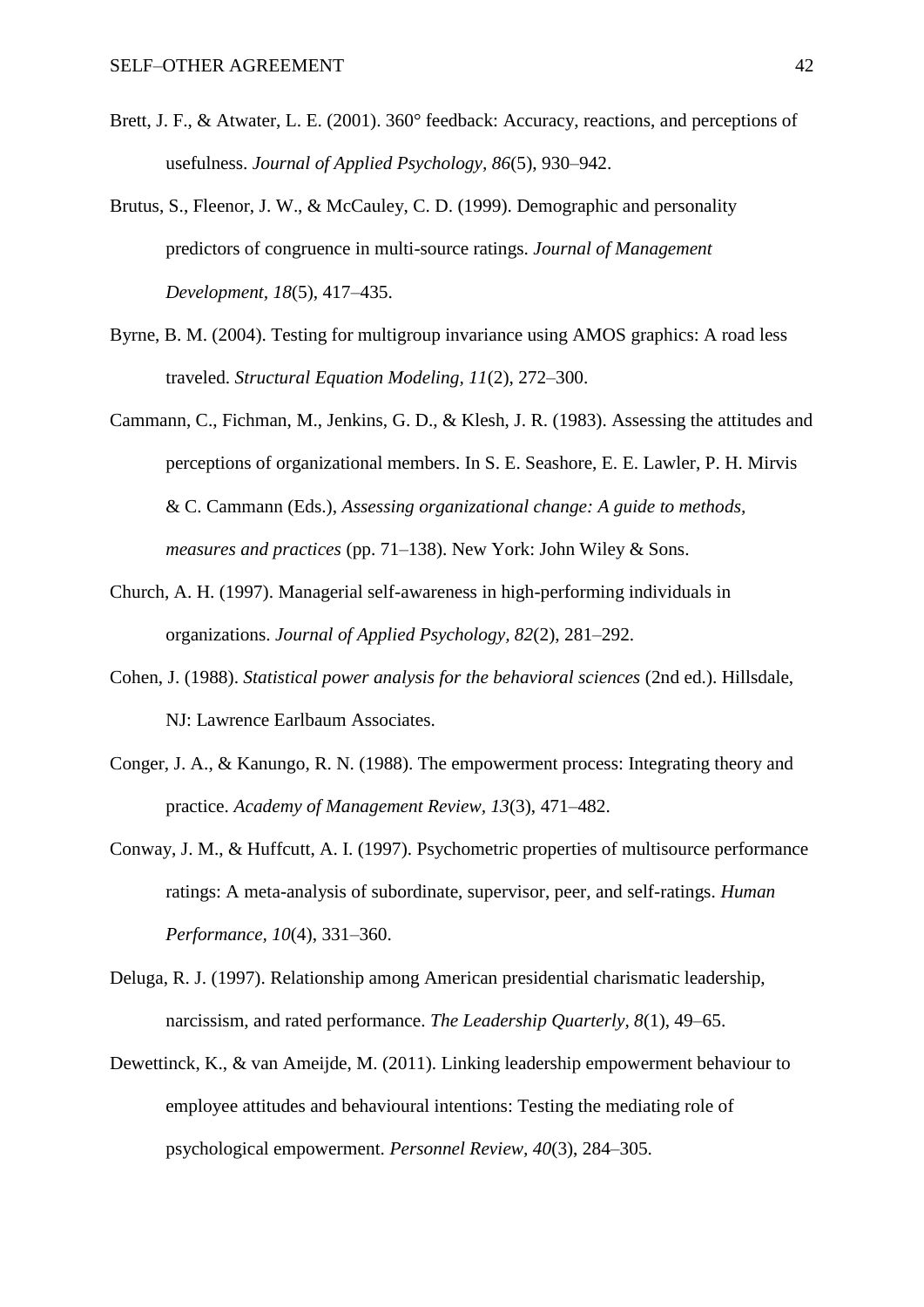Brett, J. F., & Atwater, L. E. (2001). 360° feedback: Accuracy, reactions, and perceptions of usefulness. *Journal of Applied Psychology, 86*(5), 930–942.

Brutus, S., Fleenor, J. W., & McCauley, C. D. (1999). Demographic and personality predictors of congruence in multi-source ratings. *Journal of Management Development, 18*(5), 417–435.

Byrne, B. M. (2004). Testing for multigroup invariance using AMOS graphics: A road less traveled. *Structural Equation Modeling, 11*(2), 272–300.

Cammann, C., Fichman, M., Jenkins, G. D., & Klesh, J. R. (1983). Assessing the attitudes and perceptions of organizational members. In S. E. Seashore, E. E. Lawler, P. H. Mirvis & C. Cammann (Eds.), *Assessing organizational change: A guide to methods, measures and practices* (pp. 71–138). New York: John Wiley & Sons.

Church, A. H. (1997). Managerial self-awareness in high-performing individuals in organizations. *Journal of Applied Psychology, 82*(2), 281–292.

Cohen, J. (1988). *Statistical power analysis for the behavioral sciences* (2nd ed.). Hillsdale, NJ: Lawrence Earlbaum Associates.

Conger, J. A., & Kanungo, R. N. (1988). The empowerment process: Integrating theory and practice. *Academy of Management Review, 13*(3), 471–482.

Conway, J. M., & Huffcutt, A. I. (1997). Psychometric properties of multisource performance ratings: A meta-analysis of subordinate, supervisor, peer, and self-ratings. *Human Performance, 10*(4), 331–360.

Deluga, R. J. (1997). Relationship among American presidential charismatic leadership, narcissism, and rated performance. *The Leadership Quarterly, 8*(1), 49–65.

Dewettinck, K., & van Ameijde, M. (2011). Linking leadership empowerment behaviour to employee attitudes and behavioural intentions: Testing the mediating role of psychological empowerment. *Personnel Review, 40*(3), 284–305.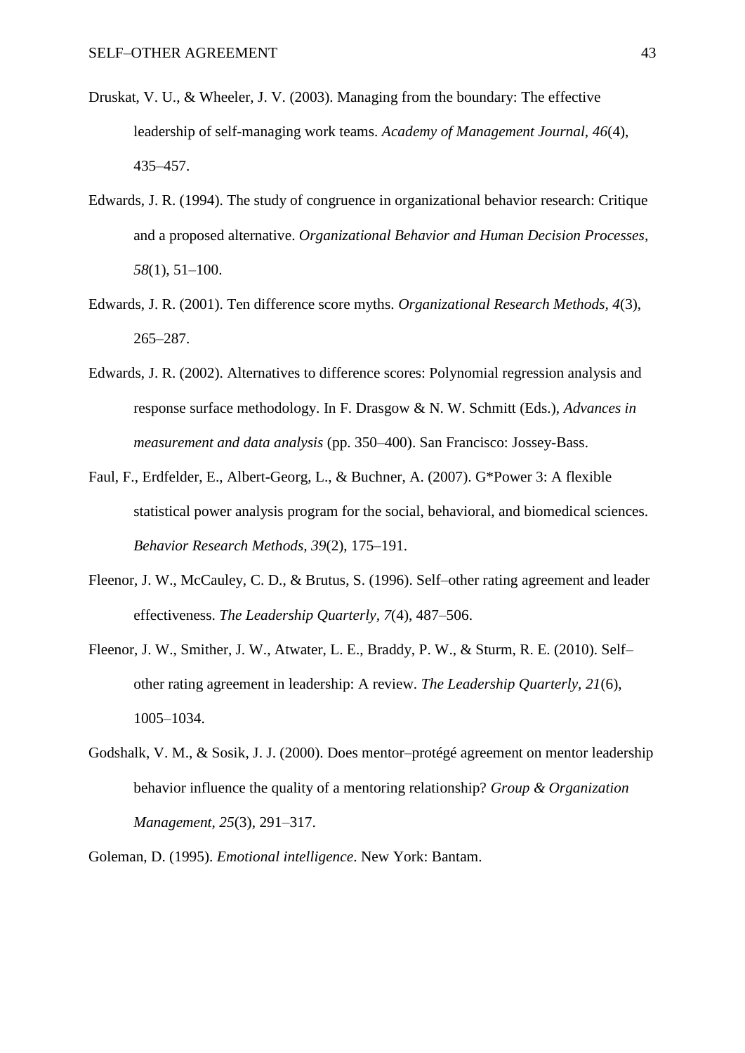Druskat, V. U., & Wheeler, J. V. (2003). Managing from the boundary: The effective leadership of self-managing work teams. *Academy of Management Journal*, *46*(4), 435–457.

Edwards, J. R. (1994). The study of congruence in organizational behavior research: Critique and a proposed alternative. *Organizational Behavior and Human Decision Processes*, *58*(1), 51–100.

Edwards, J. R. (2001). Ten difference score myths. *Organizational Research Methods*, *4*(3), 265–287.

Edwards, J. R. (2002). Alternatives to difference scores: Polynomial regression analysis and response surface methodology. In F. Drasgow & N. W. Schmitt (Eds.), *Advances in measurement and data analysis* (pp. 350–400). San Francisco: Jossey-Bass.

Faul, F., Erdfelder, E., Albert-Georg, L., & Buchner, A. (2007). G*Power 3: A flexible statistical power analysis program for the social, behavioral, and biomedical sciences. *Behavior Research Methods*, *39*(2), 175–191.

Fleenor, J. W., McCauley, C. D., & Brutus, S. (1996). Self–other rating agreement and leader effectiveness. *The Leadership Quarterly*, *7*(4), 487–506.

Fleenor, J. W., Smither, J. W., Atwater, L. E., Braddy, P. W., & Sturm, R. E. (2010). Self–other rating agreement in leadership: A review. *The Leadership Quarterly*, *21*(6), 1005–1034.

Godshalk, V. M., & Sosik, J. J. (2000). Does mentor–protégé agreement on mentor leadership behavior influence the quality of a mentoring relationship? *Group & Organization Management*, *25*(3), 291–317.

Goleman, D. (1995). *Emotional intelligence*. New York: Bantam.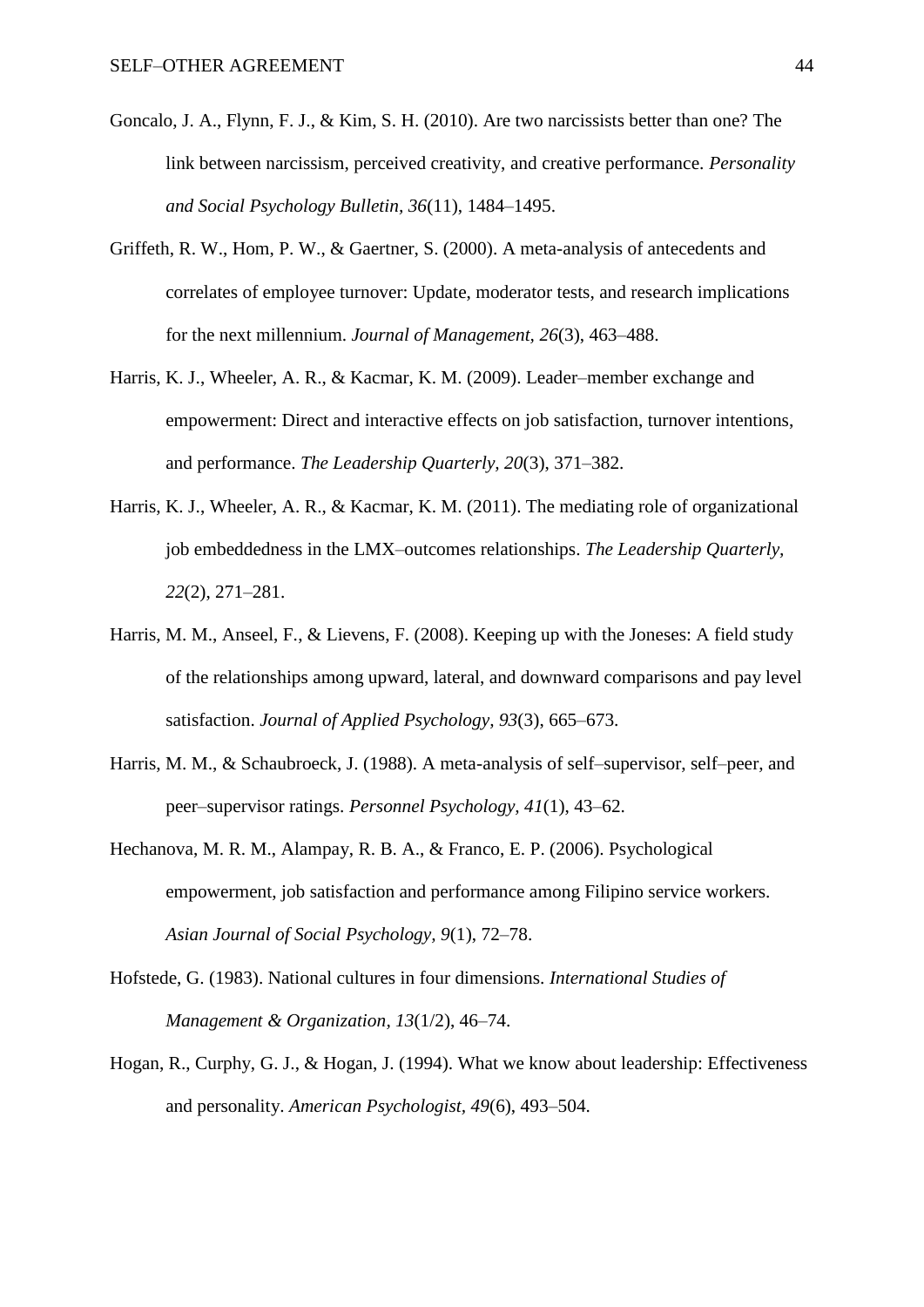Goncalo, J. A., Flynn, F. J., & Kim, S. H. (2010). Are two narcissists better than one? The link between narcissism, perceived creativity, and creative performance. *Personality and Social Psychology Bulletin, 36*(11), 1484–1495.

Griffeth, R. W., Hom, P. W., & Gaertner, S. (2000). A meta-analysis of antecedents and correlates of employee turnover: Update, moderator tests, and research implications for the next millennium. *Journal of Management, 26*(3), 463–488.

Harris, K. J., Wheeler, A. R., & Kacmar, K. M. (2009). Leader–member exchange and empowerment: Direct and interactive effects on job satisfaction, turnover intentions, and performance. *The Leadership Quarterly, 20*(3), 371–382.

Harris, K. J., Wheeler, A. R., & Kacmar, K. M. (2011). The mediating role of organizational job embeddedness in the LMX–outcomes relationships. *The Leadership Quarterly, 22*(2), 271–281.

Harris, M. M., Anseel, F., & Lievens, F. (2008). Keeping up with the Joneses: A field study of the relationships among upward, lateral, and downward comparisons and pay level satisfaction. *Journal of Applied Psychology, 93*(3), 665–673.

Harris, M. M., & Schaubroeck, J. (1988). A meta-analysis of self–supervisor, self–peer, and peer–supervisor ratings. *Personnel Psychology, 41*(1), 43–62.

Hechanova, M. R. M., Alampay, R. B. A., & Franco, E. P. (2006). Psychological empowerment, job satisfaction and performance among Filipino service workers. *Asian Journal of Social Psychology, 9*(1), 72–78.

Hofstede, G. (1983). National cultures in four dimensions. *International Studies of Management & Organization, 13*(1/2), 46–74.

Hogan, R., Curphy, G. J., & Hogan, J. (1994). What we know about leadership: Effectiveness and personality. *American Psychologist, 49*(6), 493–504.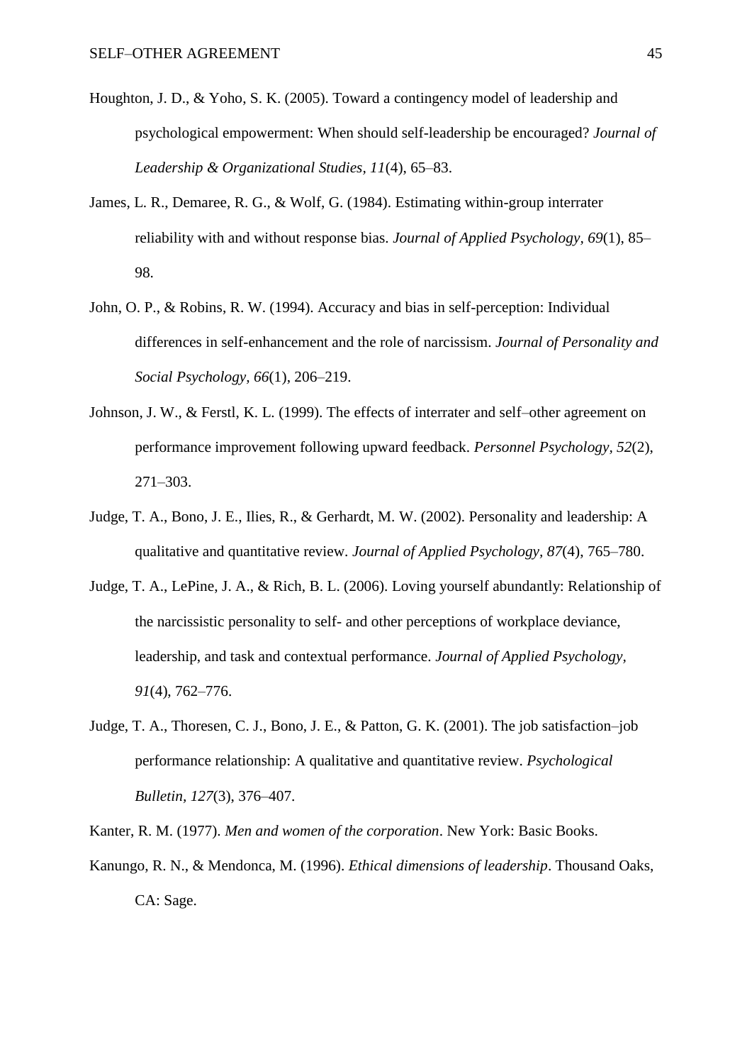Houghton, J. D., & Yoho, S. K. (2005). Toward a contingency model of leadership and psychological empowerment: When should self-leadership be encouraged? *Journal of Leadership & Organizational Studies, 11*(4), 65–83.

James, L. R., Demaree, R. G., & Wolf, G. (1984). Estimating within-group interrater reliability with and without response bias. *Journal of Applied Psychology, 69*(1), 85–98.

John, O. P., & Robins, R. W. (1994). Accuracy and bias in self-perception: Individual differences in self-enhancement and the role of narcissism. *Journal of Personality and Social Psychology, 66*(1), 206–219.

Johnson, J. W., & Ferstl, K. L. (1999). The effects of interrater and self–other agreement on performance improvement following upward feedback. *Personnel Psychology, 52*(2), 271–303.

Judge, T. A., Bono, J. E., Ilies, R., & Gerhardt, M. W. (2002). Personality and leadership: A qualitative and quantitative review. *Journal of Applied Psychology, 87*(4), 765–780.

Judge, T. A., LePine, J. A., & Rich, B. L. (2006). Loving yourself abundantly: Relationship of the narcissistic personality to self- and other perceptions of workplace deviance, leadership, and task and contextual performance. *Journal of Applied Psychology, 91*(4), 762–776.

Judge, T. A., Thoresen, C. J., Bono, J. E., & Patton, G. K. (2001). The job satisfaction–job performance relationship: A qualitative and quantitative review. *Psychological Bulletin, 127*(3), 376–407.

Kanter, R. M. (1977). *Men and women of the corporation*. New York: Basic Books.

Kanungo, R. N., & Mendonca, M. (1996). *Ethical dimensions of leadership*. Thousand Oaks, CA: Sage.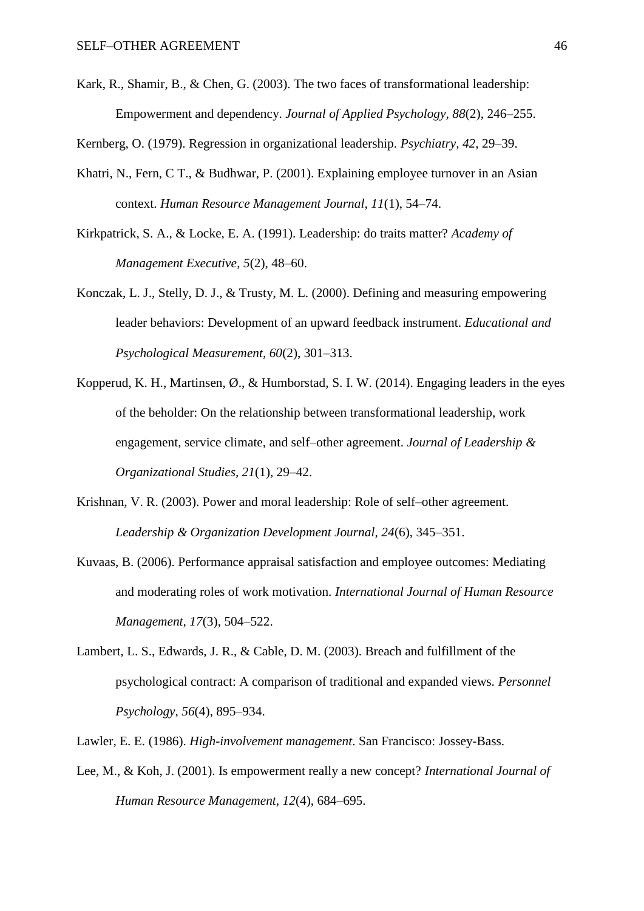Kark, R., Shamir, B., & Chen, G. (2003). The two faces of transformational leadership: Empowerment and dependency. *Journal of Applied Psychology, 88*(2), 246–255.

Kernberg, O. (1979). Regression in organizational leadership. *Psychiatry, 42*, 29–39.

Khatri, N., Fern, C T., & Budhwar, P. (2001). Explaining employee turnover in an Asian context. *Human Resource Management Journal, 11*(1), 54–74.

Kirkpatrick, S. A., & Locke, E. A. (1991). Leadership: do traits matter? *Academy of Management Executive, 5*(2), 48–60.

Konczak, L. J., Stelly, D. J., & Trusty, M. L. (2000). Defining and measuring empowering leader behaviors: Development of an upward feedback instrument. *Educational and Psychological Measurement, 60*(2), 301–313.

Kopperud, K. H., Martinsen, Ø., & Humborstad, S. I. W. (2014). Engaging leaders in the eyes of the beholder: On the relationship between transformational leadership, work engagement, service climate, and self–other agreement. *Journal of Leadership & Organizational Studies, 21*(1), 29–42.

Krishnan, V. R. (2003). Power and moral leadership: Role of self–other agreement. *Leadership & Organization Development Journal, 24*(6), 345–351.

Kuvaas, B. (2006). Performance appraisal satisfaction and employee outcomes: Mediating and moderating roles of work motivation. *International Journal of Human Resource Management, 17*(3), 504–522.

Lambert, L. S., Edwards, J. R., & Cable, D. M. (2003). Breach and fulfillment of the psychological contract: A comparison of traditional and expanded views. *Personnel Psychology, 56*(4), 895–934.

Lawler, E. E. (1986). *High-involvement management*. San Francisco: Jossey-Bass.

Lee, M., & Koh, J. (2001). Is empowerment really a new concept? *International Journal of Human Resource Management, 12*(4), 684–695.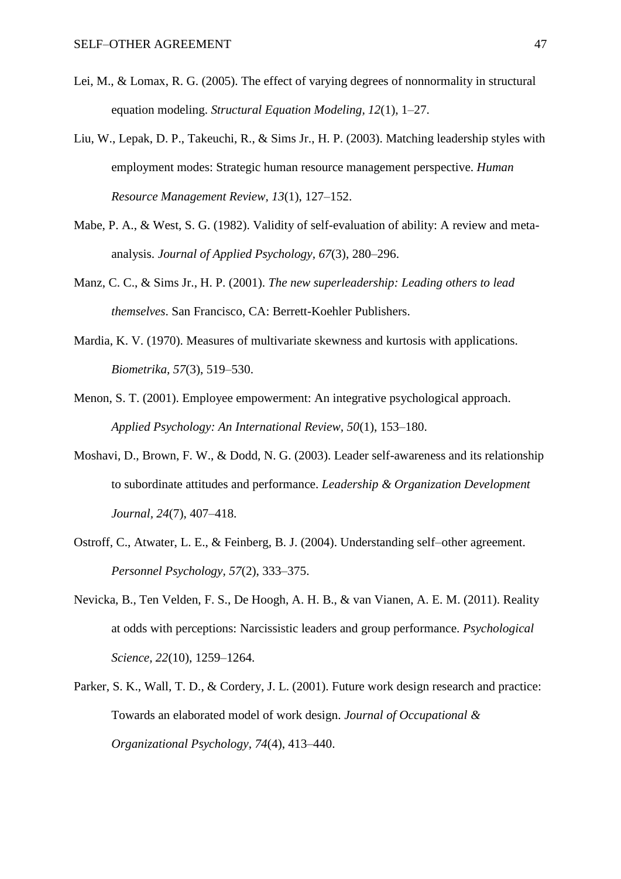Lei, M., & Lomax, R. G. (2005). The effect of varying degrees of nonnormality in structural equation modeling. *Structural Equation Modeling*, *12*(1), 1–27.

Liu, W., Lepak, D. P., Takeuchi, R., & Sims Jr., H. P. (2003). Matching leadership styles with employment modes: Strategic human resource management perspective. *Human Resource Management Review*, *13*(1), 127–152.

Mabe, P. A., & West, S. G. (1982). Validity of self-evaluation of ability: A review and meta-analysis. *Journal of Applied Psychology*, *67*(3), 280–296.

Manz, C. C., & Sims Jr., H. P. (2001). *The new superleadership: Leading others to lead themselves*. San Francisco, CA: Berrett-Koehler Publishers.

Mardia, K. V. (1970). Measures of multivariate skewness and kurtosis with applications. *Biometrika*, *57*(3), 519–530.

Menon, S. T. (2001). Employee empowerment: An integrative psychological approach. *Applied Psychology: An International Review*, *50*(1), 153–180.

Moshavi, D., Brown, F. W., & Dodd, N. G. (2003). Leader self-awareness and its relationship to subordinate attitudes and performance. *Leadership & Organization Development Journal*, *24*(7), 407–418.

Ostroff, C., Atwater, L. E., & Feinberg, B. J. (2004). Understanding self–other agreement. *Personnel Psychology*, *57*(2), 333–375.

Nevicka, B., Ten Velden, F. S., De Hoogh, A. H. B., & van Vianen, A. E. M. (2011). Reality at odds with perceptions: Narcissistic leaders and group performance. *Psychological Science*, *22*(10), 1259–1264.

Parker, S. K., Wall, T. D., & Cordery, J. L. (2001). Future work design research and practice: Towards an elaborated model of work design. *Journal of Occupational & Organizational Psychology*, *74*(4), 413–440.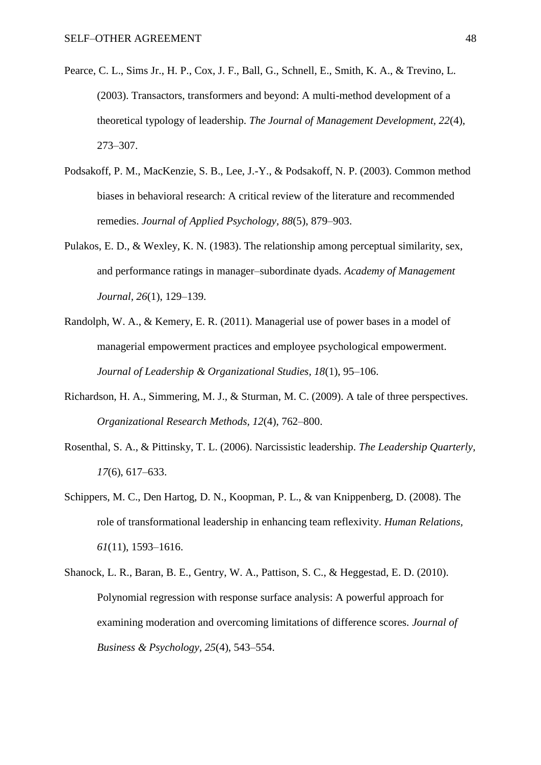Pearce, C. L., Sims Jr., H. P., Cox, J. F., Ball, G., Schnell, E., Smith, K. A., & Trevino, L. (2003). Transactors, transformers and beyond: A multi-method development of a theoretical typology of leadership. *The Journal of Management Development, 22*(4), 273–307.

Podsakoff, P. M., MacKenzie, S. B., Lee, J.-Y., & Podsakoff, N. P. (2003). Common method biases in behavioral research: A critical review of the literature and recommended remedies. *Journal of Applied Psychology, 88*(5), 879–903.

Pulakos, E. D., & Wexley, K. N. (1983). The relationship among perceptual similarity, sex, and performance ratings in manager–subordinate dyads. *Academy of Management Journal*, *26*(1), 129–139.

Randolph, W. A., & Kemery, E. R. (2011). Managerial use of power bases in a model of managerial empowerment practices and employee psychological empowerment. *Journal of Leadership & Organizational Studies*, *18*(1), 95–106.

Richardson, H. A., Simmering, M. J., & Sturman, M. C. (2009). A tale of three perspectives. *Organizational Research Methods*, *12*(4), 762–800.

Rosenthal, S. A., & Pittinsky, T. L. (2006). Narcissistic leadership. *The Leadership Quarterly*, *17*(6), 617–633.

Schippers, M. C., Den Hartog, D. N., Koopman, P. L., & van Knippenberg, D. (2008). The role of transformational leadership in enhancing team reflexivity. *Human Relations*, *61*(11), 1593–1616.

Shanock, L. R., Baran, B. E., Gentry, W. A., Pattison, S. C., & Heggestad, E. D. (2010). Polynomial regression with response surface analysis: A powerful approach for examining moderation and overcoming limitations of difference scores. *Journal of Business & Psychology*, *25*(4), 543–554.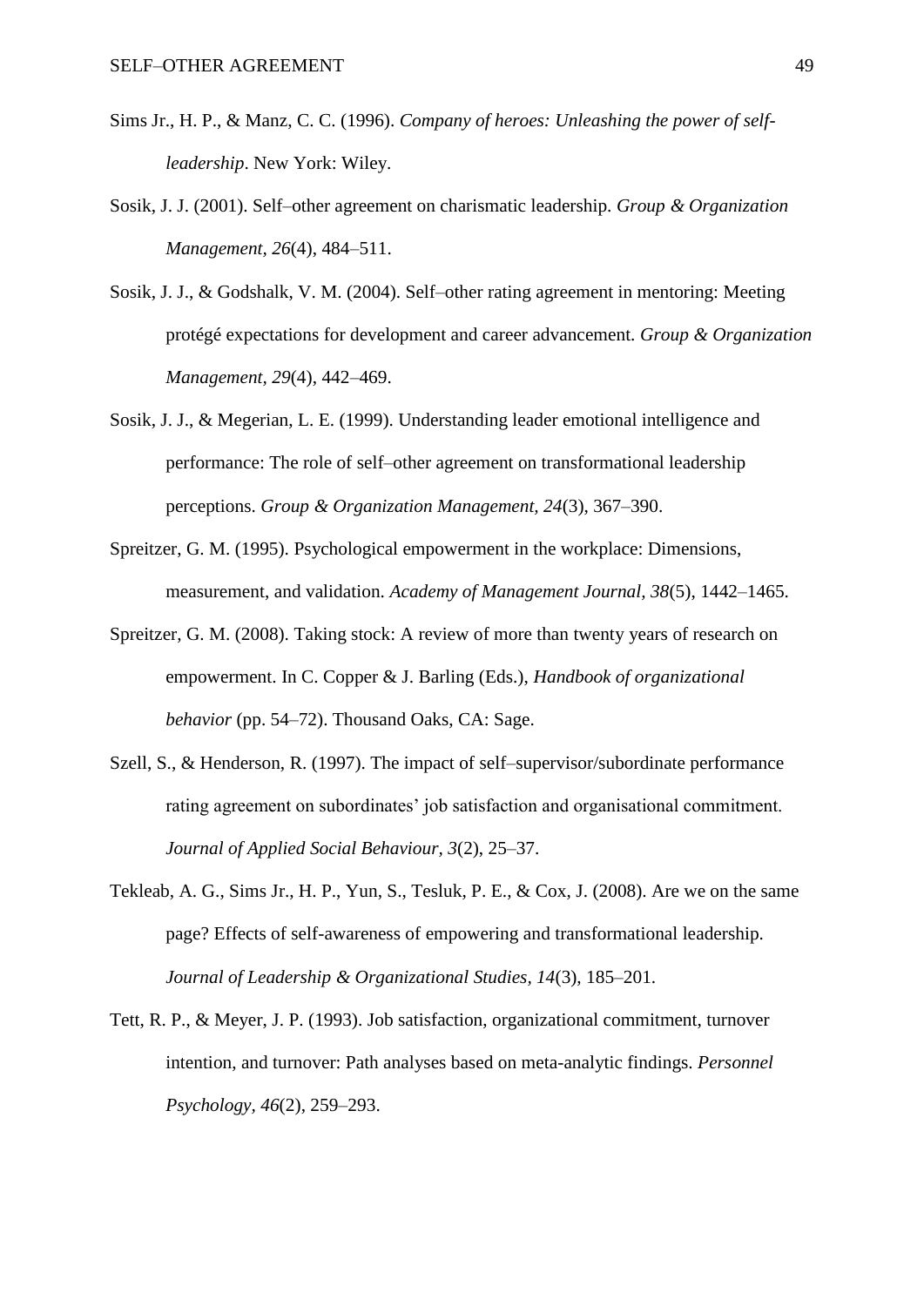Sims Jr., H. P., & Manz, C. C. (1996). *Company of heroes: Unleashing the power of self-leadership*. New York: Wiley.

Sosik, J. J. (2001). Self–other agreement on charismatic leadership. *Group & Organization Management*, *26*(4), 484–511.

Sosik, J. J., & Godshalk, V. M. (2004). Self–other rating agreement in mentoring: Meeting protégé expectations for development and career advancement. *Group & Organization Management*, *29*(4), 442–469.

Sosik, J. J., & Megerian, L. E. (1999). Understanding leader emotional intelligence and performance: The role of self–other agreement on transformational leadership perceptions. *Group & Organization Management*, *24*(3), 367–390.

Spreitzer, G. M. (1995). Psychological empowerment in the workplace: Dimensions, measurement, and validation. *Academy of Management Journal*, *38*(5), 1442–1465.

Spreitzer, G. M. (2008). Taking stock: A review of more than twenty years of research on empowerment. In C. Copper & J. Barling (Eds.), *Handbook of organizational behavior* (pp. 54–72). Thousand Oaks, CA: Sage.

Szell, S., & Henderson, R. (1997). The impact of self–supervisor/subordinate performance rating agreement on subordinates' job satisfaction and organisational commitment. *Journal of Applied Social Behaviour*, *3*(2), 25–37.

Tekleab, A. G., Sims Jr., H. P., Yun, S., Tesluk, P. E., & Cox, J. (2008). Are we on the same page? Effects of self-awareness of empowering and transformational leadership. *Journal of Leadership & Organizational Studies*, *14*(3), 185–201.

Tett, R. P., & Meyer, J. P. (1993). Job satisfaction, organizational commitment, turnover intention, and turnover: Path analyses based on meta-analytic findings. *Personnel Psychology*, *46*(2), 259–293.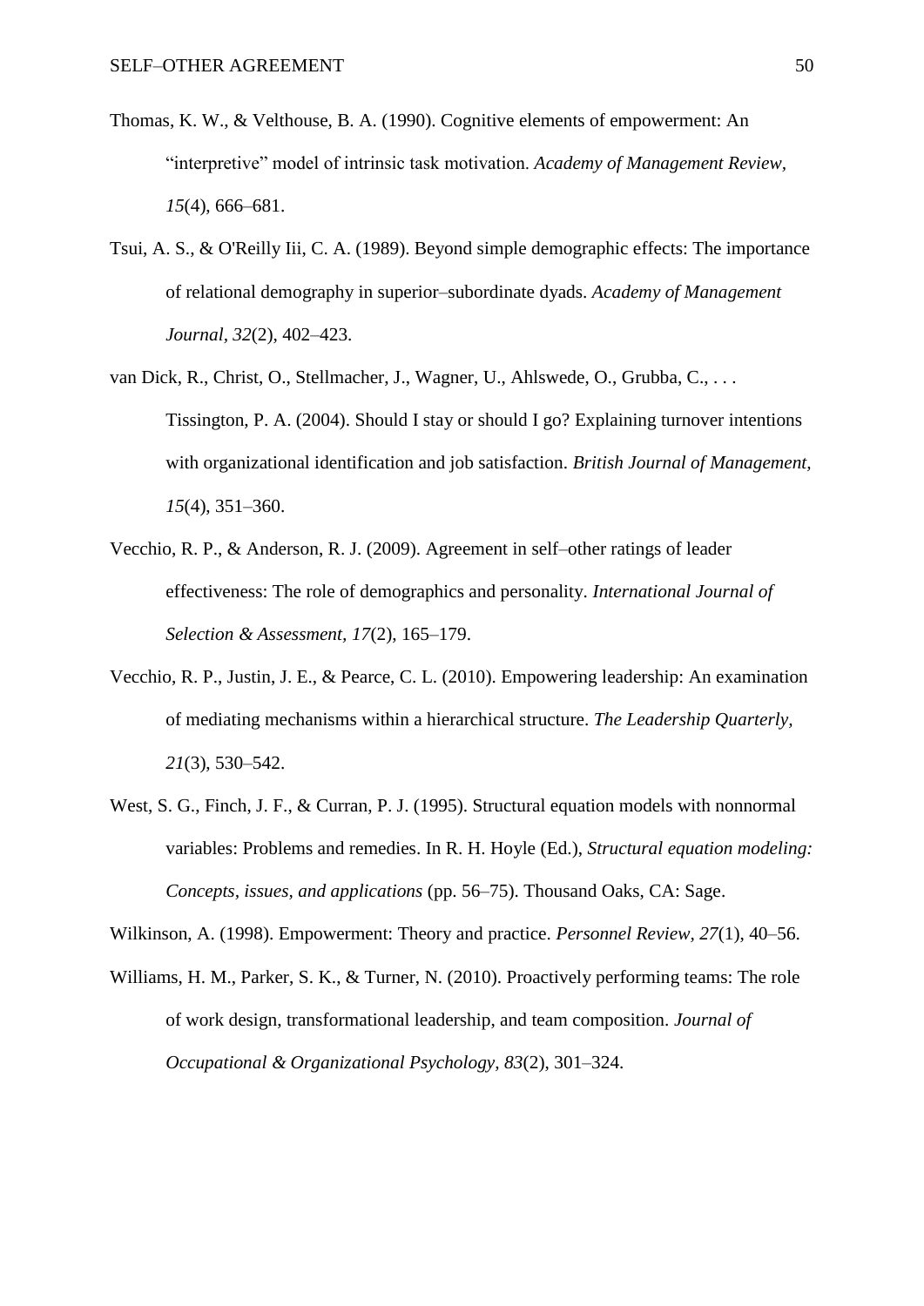Thomas, K. W., & Velthouse, B. A. (1990). Cognitive elements of empowerment: An "interpretive" model of intrinsic task motivation. *Academy of Management Review, 15*(4), 666–681.

Tsui, A. S., & O'Reilly Iii, C. A. (1989). Beyond simple demographic effects: The importance of relational demography in superior–subordinate dyads. *Academy of Management Journal, 32*(2), 402–423.

van Dick, R., Christ, O., Stellmacher, J., Wagner, U., Ahlswede, O., Grubba, C., . . . Tissington, P. A. (2004). Should I stay or should I go? Explaining turnover intentions with organizational identification and job satisfaction. *British Journal of Management, 15*(4), 351–360.

Vecchio, R. P., & Anderson, R. J. (2009). Agreement in self–other ratings of leader effectiveness: The role of demographics and personality. *International Journal of Selection & Assessment, 17*(2), 165–179.

Vecchio, R. P., Justin, J. E., & Pearce, C. L. (2010). Empowering leadership: An examination of mediating mechanisms within a hierarchical structure. *The Leadership Quarterly, 21*(3), 530–542.

West, S. G., Finch, J. F., & Curran, P. J. (1995). Structural equation models with nonnormal variables: Problems and remedies. In R. H. Hoyle (Ed.), *Structural equation modeling: Concepts, issues, and applications* (pp. 56–75). Thousand Oaks, CA: Sage.

Wilkinson, A. (1998). Empowerment: Theory and practice. *Personnel Review, 27*(1), 40–56.

Williams, H. M., Parker, S. K., & Turner, N. (2010). Proactively performing teams: The role of work design, transformational leadership, and team composition. *Journal of Occupational & Organizational Psychology, 83*(2), 301–324.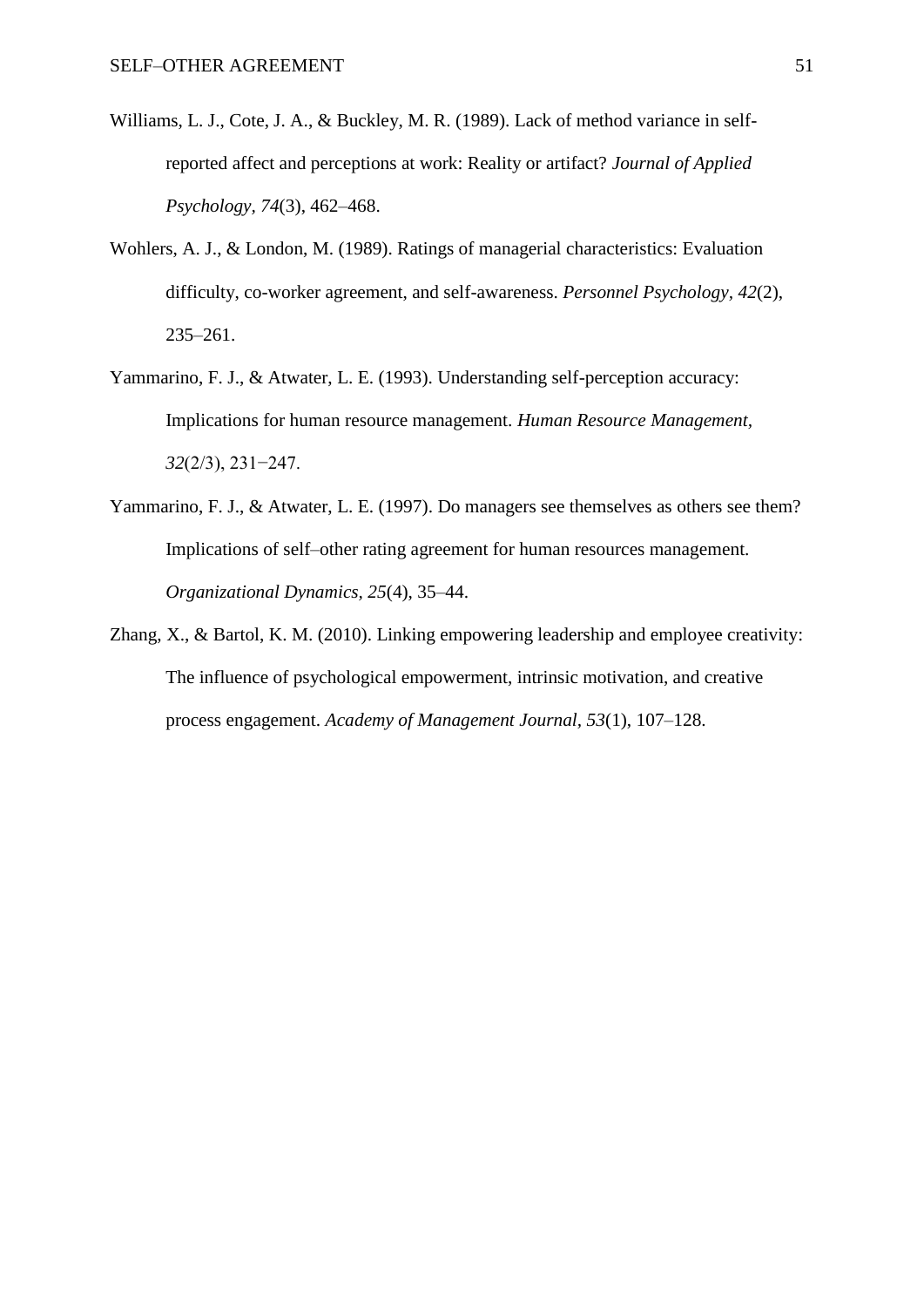Williams, L. J., Cote, J. A., & Buckley, M. R. (1989). Lack of method variance in self-reported affect and perceptions at work: Reality or artifact? *Journal of Applied Psychology, 74*(3), 462–468.

Wohlers, A. J., & London, M. (1989). Ratings of managerial characteristics: Evaluation difficulty, co-worker agreement, and self-awareness. *Personnel Psychology*, *42*(2), 235–261.

Yammarino, F. J., & Atwater, L. E. (1993). Understanding self-perception accuracy: Implications for human resource management. *Human Resource Management*, *32*(2/3), 231−247.

Yammarino, F. J., & Atwater, L. E. (1997). Do managers see themselves as others see them? Implications of self–other rating agreement for human resources management. *Organizational Dynamics, 25*(4), 35–44.

Zhang, X., & Bartol, K. M. (2010). Linking empowering leadership and employee creativity: The influence of psychological empowerment, intrinsic motivation, and creative process engagement. *Academy of Management Journal*, *53*(1), 107–128.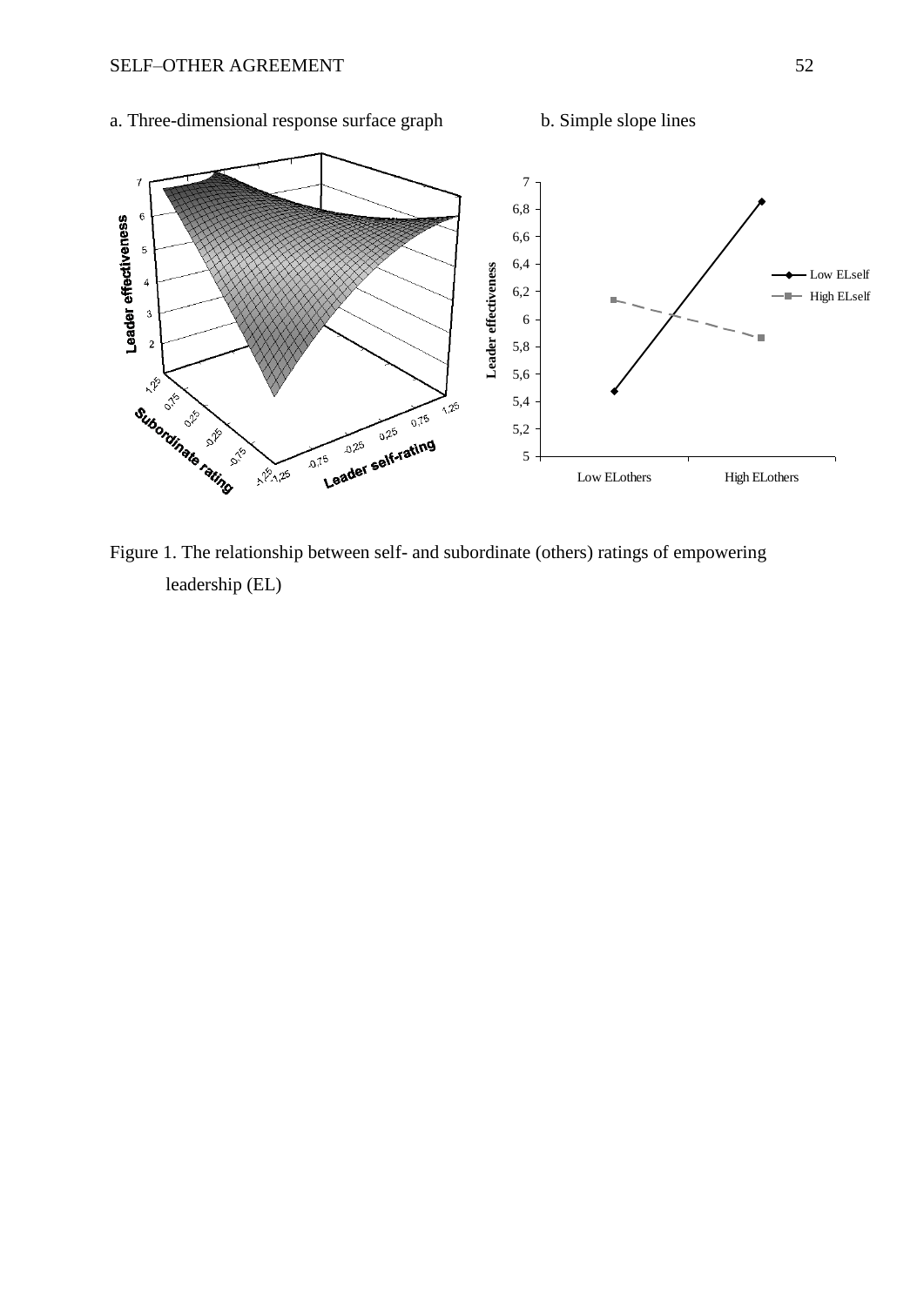a. Three-dimensional response surface graph

b. Simple slope lines

Figure 1. The relationship between self- and subordinate (others) ratings of empowering leadership (EL)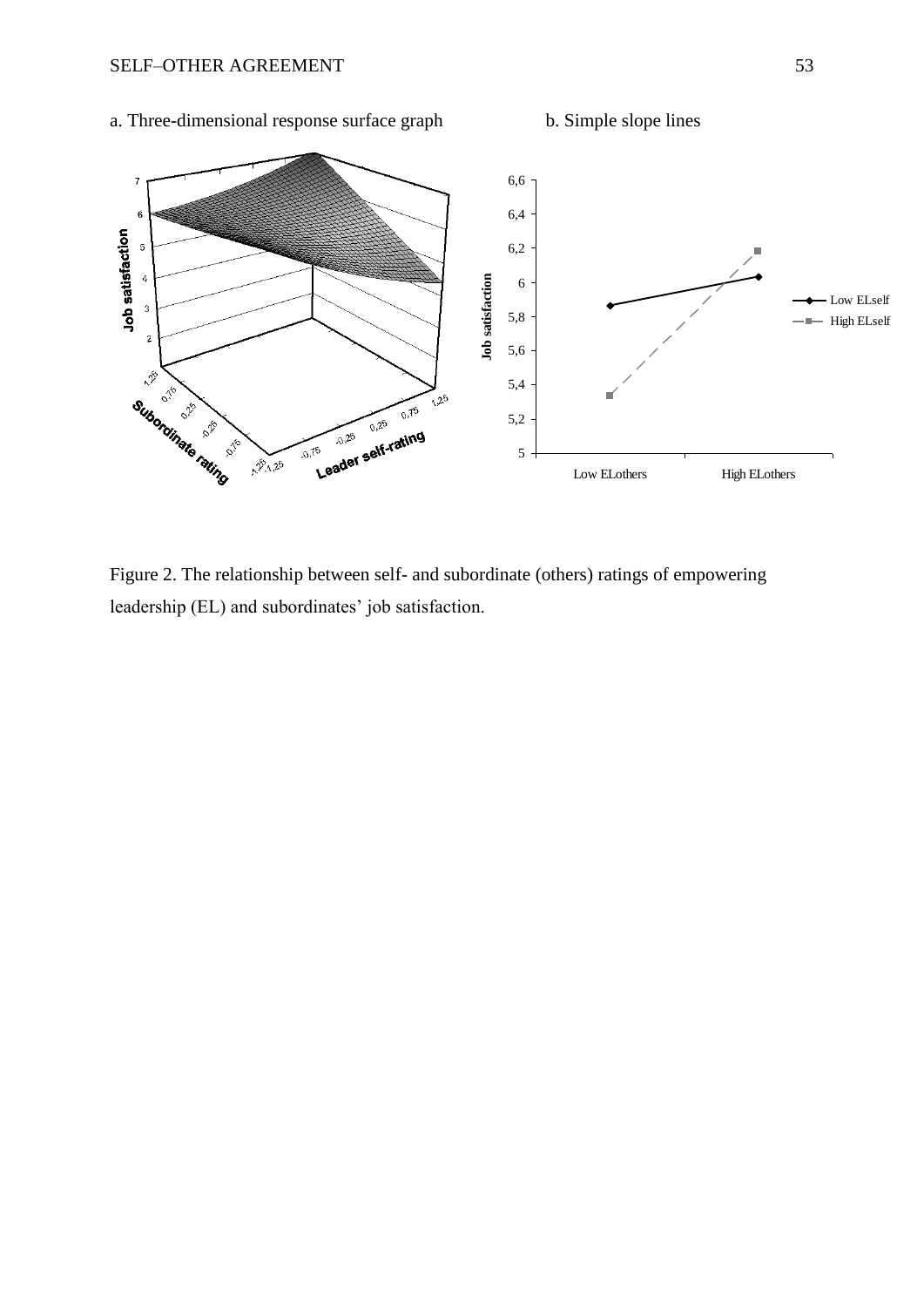a. Three-dimensional response surface graph

b. Simple slope lines

Figure 2. The relationship between self- and subordinate (others) ratings of empowering leadership (EL) and subordinates' job satisfaction.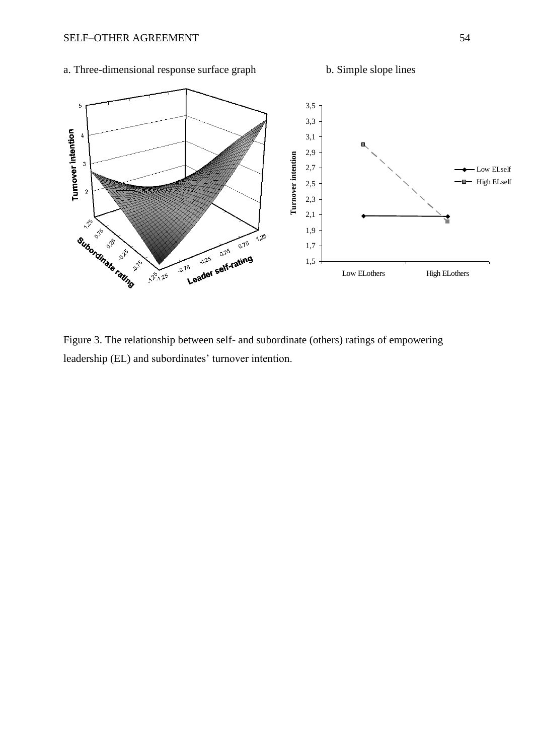a. Three-dimensional response surface graph

b. Simple slope lines

Figure 3. The relationship between self- and subordinate (others) ratings of empowering leadership (EL) and subordinates' turnover intention.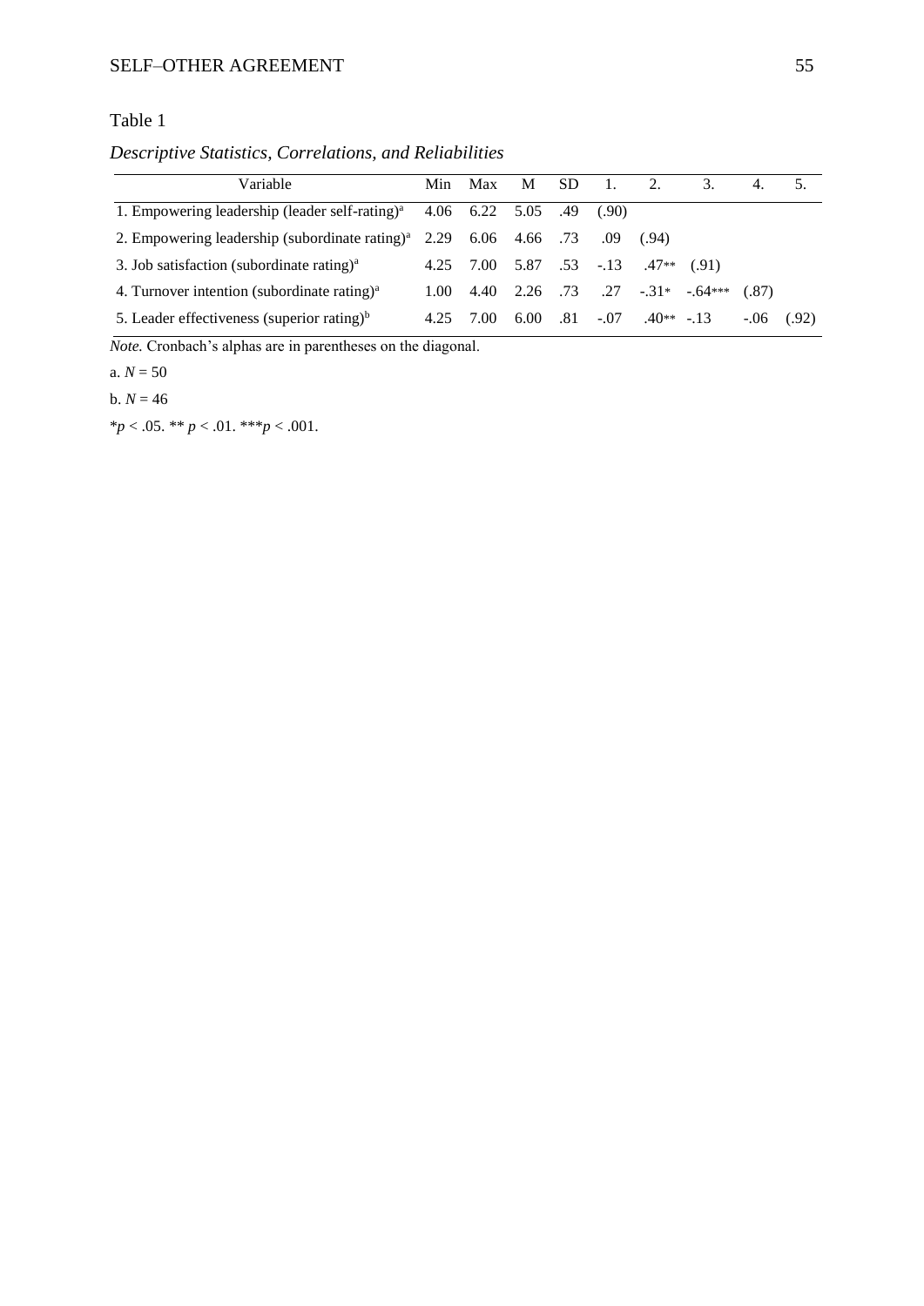Table 1

*Descriptive Statistics, Correlations, and Reliabilities*

| Variable | Min | Max | M | SD | 1. | 2. | 3. | 4. | 5. |
|---|---|---|---|---|---|---|---|---|---|
| 1. Empowering leadership (leader self-rating)[a] | 4.06 | 6.22 | 5.05 | .49 | (.90) | | | | |
| 2. Empowering leadership (subordinate rating)[a] | 2.29 | 6.06 | 4.66 | .73 | .09 | (.94) | | | |
| 3. Job satisfaction (subordinate rating)[a] | 4.25 | 7.00 | 5.87 | .53 | -.13 | .47** | (.91) | | |
| 4. Turnover intention (subordinate rating)[a] | 1.00 | 4.40 | 2.26 | .73 | .27 | -.31* | -.64*** | (.87) | |
| 5. Leader effectiveness (superior rating)[b] | 4.25 | 7.00 | 6.00 | .81 | -.07 | .40** | -.13 | -.06 | (.92) |

*Note.* Cronbach's alphas are in parentheses on the diagonal.

a. $N = 50$

b. $N = 46$

\* $p < .05$. \*\* $p < .01$. \*\*\* $p < .001$.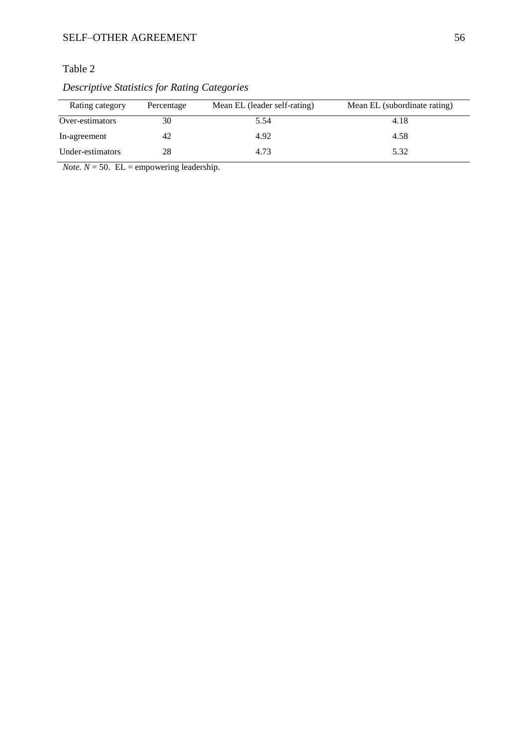Table 2

*Descriptive Statistics for Rating Categories*

| Rating category | Percentage | Mean EL (leader self-rating) | Mean EL (subordinate rating) |
|---|---|---|---|
| Over-estimators | 30 | 5.54 | 4.18 |
| In-agreement | 42 | 4.92 | 4.58 |
| Under-estimators | 28 | 4.73 | 5.32 |

*Note.* $N = 50$. EL = empowering leadership.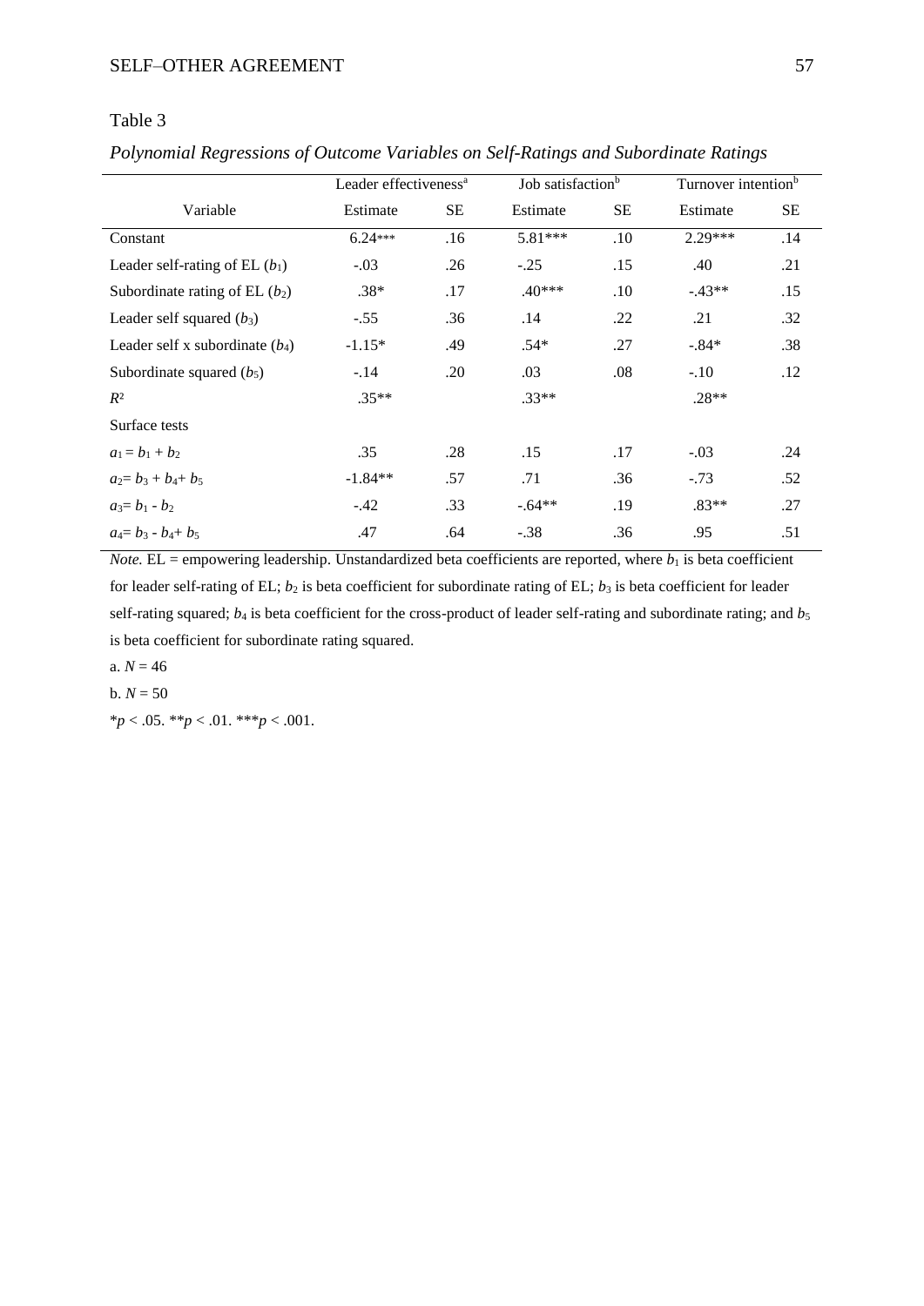Table 3

*Polynomial Regressions of Outcome Variables on Self-Ratings and Subordinate Ratings*

| | Leader effectiveness[a] | | Job satisfaction[b] | | Turnover intention[b] | |
|---|---|---|---|---|---|---|
| Variable | Estimate | SE | Estimate | SE | Estimate | SE |
| Constant | 6.24*** | .16 | 5.81*** | .10 | 2.29*** | .14 |
| Leader self-rating of EL ($b_1$) | -.03 | .26 | -.25 | .15 | .40 | .21 |
| Subordinate rating of EL ($b_2$) | .38* | .17 | .40*** | .10 | -.43** | .15 |
| Leader self squared ($b_3$) | -.55 | .36 | .14 | .22 | .21 | .32 |
| Leader self x subordinate ($b_4$) | -1.15* | .49 | .54* | .27 | -.84* | .38 |
| Subordinate squared ($b_5$) | -.14 | .20 | .03 | .08 | -.10 | .12 |
| $R^2$ | .35** | | .33** | | .28** | |
| Surface tests | | | | | | |
| $a_1 = b_1 + b_2$ | .35 | .28 | .15 | .17 | -.03 | .24 |
| $a_2 = b_3 + b_4 + b_5$ | -1.84** | .57 | .71 | .36 | -.73 | .52 |
| $a_3 = b_1 - b_2$ | -.42 | .33 | -.64** | .19 | .83** | .27 |
| $a_4 = b_3 - b_4 + b_5$ | .47 | .64 | -.38 | .36 | .95 | .51 |

*Note.* EL = empowering leadership. Unstandardized beta coefficients are reported, where $b_1$ is beta coefficient for leader self-rating of EL; $b_2$ is beta coefficient for subordinate rating of EL; $b_3$ is beta coefficient for leader self-rating squared; $b_4$ is beta coefficient for the cross-product of leader self-rating and subordinate rating; and $b_5$ is beta coefficient for subordinate rating squared.

a. $N = 46$

b. $N = 50$

*$p < .05$. **$p < .01$. ***$p < .001$.